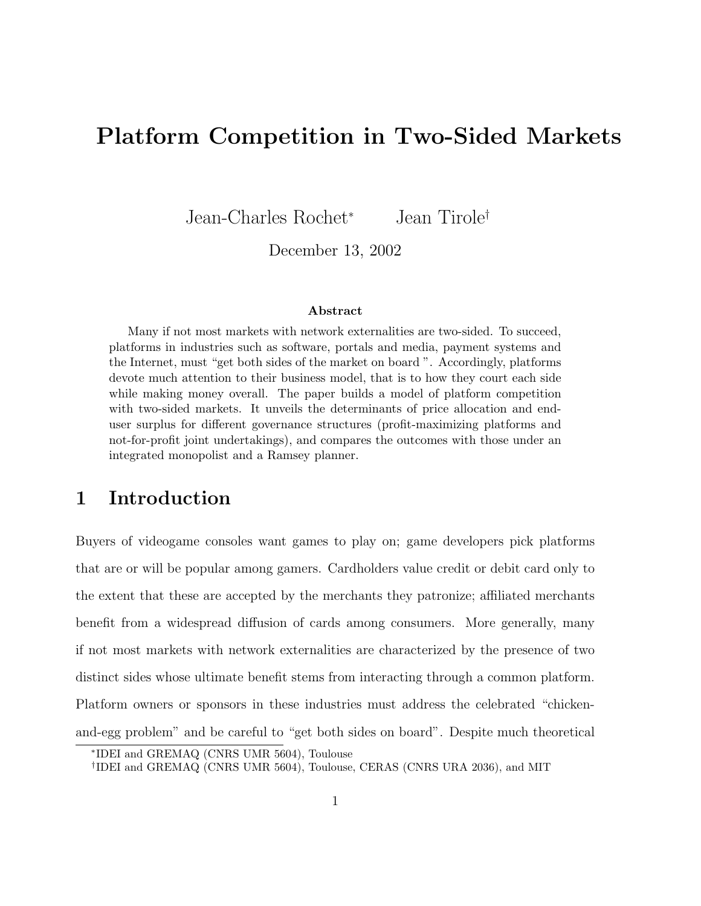# Platform Competition in Two-Sided Markets

Jean-Charles Rochet[*] Jean Tirole[†]

December 13, 2002

**Abstract**

Many if not most markets with network externalities are two-sided. To succeed, platforms in industries such as software, portals and media, payment systems and the Internet, must "get both sides of the market on board ". Accordingly, platforms devote much attention to their business model, that is to how they court each side while making money overall. The paper builds a model of platform competition with two-sided markets. It unveils the determinants of price allocation and end-user surplus for different governance structures (profit-maximizing platforms and not-for-profit joint undertakings), and compares the outcomes with those under an integrated monopolist and a Ramsey planner.

## 1 Introduction

Buyers of videogame consoles want games to play on; game developers pick platforms that are or will be popular among gamers. Cardholders value credit or debit card only to the extent that these are accepted by the merchants they patronize; affiliated merchants benefit from a widespread diffusion of cards among consumers. More generally, many if not most markets with network externalities are characterized by the presence of two distinct sides whose ultimate benefit stems from interacting through a common platform. Platform owners or sponsors in these industries must address the celebrated "chicken-and-egg problem" and be careful to "get both sides on board". Despite much theoretical

[*] IDEI and GREMAQ (CNRS UMR 5604), Toulouse

[†] IDEI and GREMAQ (CNRS UMR 5604), Toulouse, CERAS (CNRS URA 2036), and MIT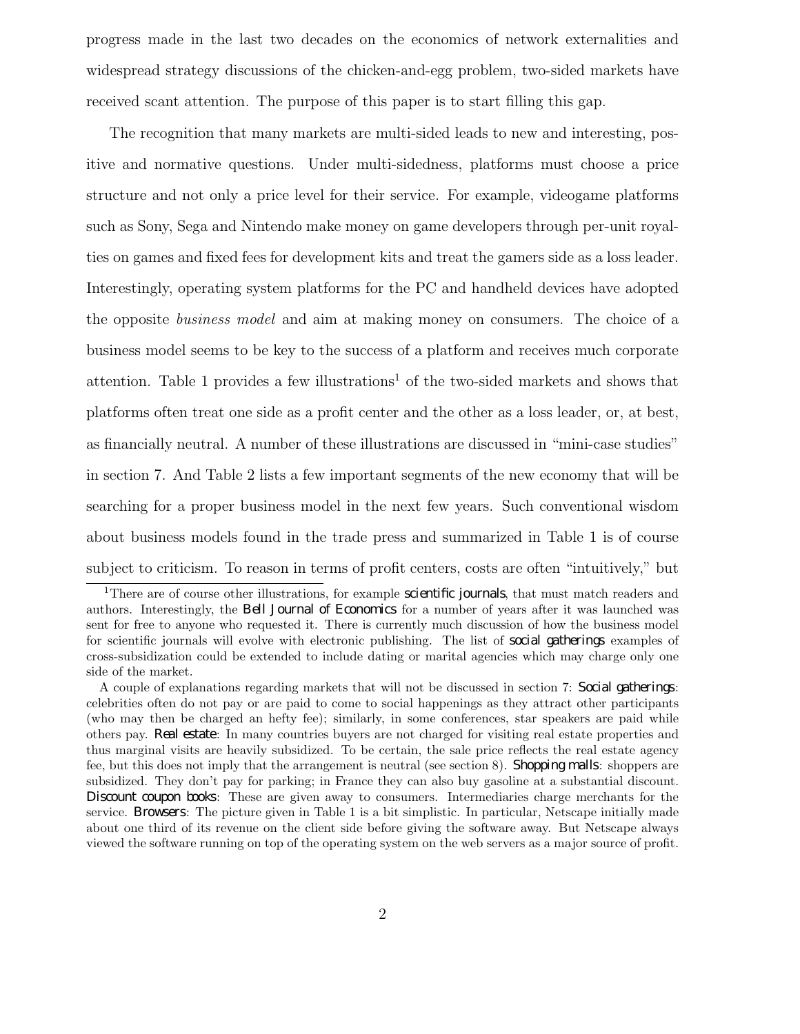progress made in the last two decades on the economics of network externalities and widespread strategy discussions of the chicken-and-egg problem, two-sided markets have received scant attention. The purpose of this paper is to start filling this gap.

The recognition that many markets are multi-sided leads to new and interesting, positive and normative questions. Under multi-sidedness, platforms must choose a price structure and not only a price level for their service. For example, videogame platforms such as Sony, Sega and Nintendo make money on game developers through per-unit royalties on games and fixed fees for development kits and treat the gamers side as a loss leader. Interestingly, operating system platforms for the PC and handheld devices have adopted the opposite *business model* and aim at making money on consumers. The choice of a business model seems to be key to the success of a platform and receives much corporate attention. Table 1 provides a few illustrations[1] of the two-sided markets and shows that platforms often treat one side as a profit center and the other as a loss leader, or, at best, as financially neutral. A number of these illustrations are discussed in "mini-case studies" in section 7. And Table 2 lists a few important segments of the new economy that will be searching for a proper business model in the next few years. Such conventional wisdom about business models found in the trade press and summarized in Table 1 is of course subject to criticism. To reason in terms of profit centers, costs are often "intuitively," but

---

[1]There are of course other illustrations, for example **scientific journals**, that must match readers and authors. Interestingly, the **Bell Journal of Economics** for a number of years after it was launched was sent for free to anyone who requested it. There is currently much discussion of how the business model for scientific journals will evolve with electronic publishing. The list of **social gatherings** examples of cross-subsidization could be extended to include dating or marital agencies which may charge only one side of the market.

A couple of explanations regarding markets that will not be discussed in section 7: **Social gatherings**: celebrities often do not pay or are paid to come to social happenings as they attract other participants (who may then be charged an hefty fee); similarly, in some conferences, star speakers are paid while others pay. **Real estate**: In many countries buyers are not charged for visiting real estate properties and thus marginal visits are heavily subsidized. To be certain, the sale price reflects the real estate agency fee, but this does not imply that the arrangement is neutral (see section 8). **Shopping malls**: shoppers are subsidized. They don't pay for parking; in France they can also buy gasoline at a substantial discount. **Discount coupon books**: These are given away to consumers. Intermediaries charge merchants for the service. **Browsers**: The picture given in Table 1 is a bit simplistic. In particular, Netscape initially made about one third of its revenue on the client side before giving the software away. But Netscape always viewed the software running on top of the operating system on the web servers as a major source of profit.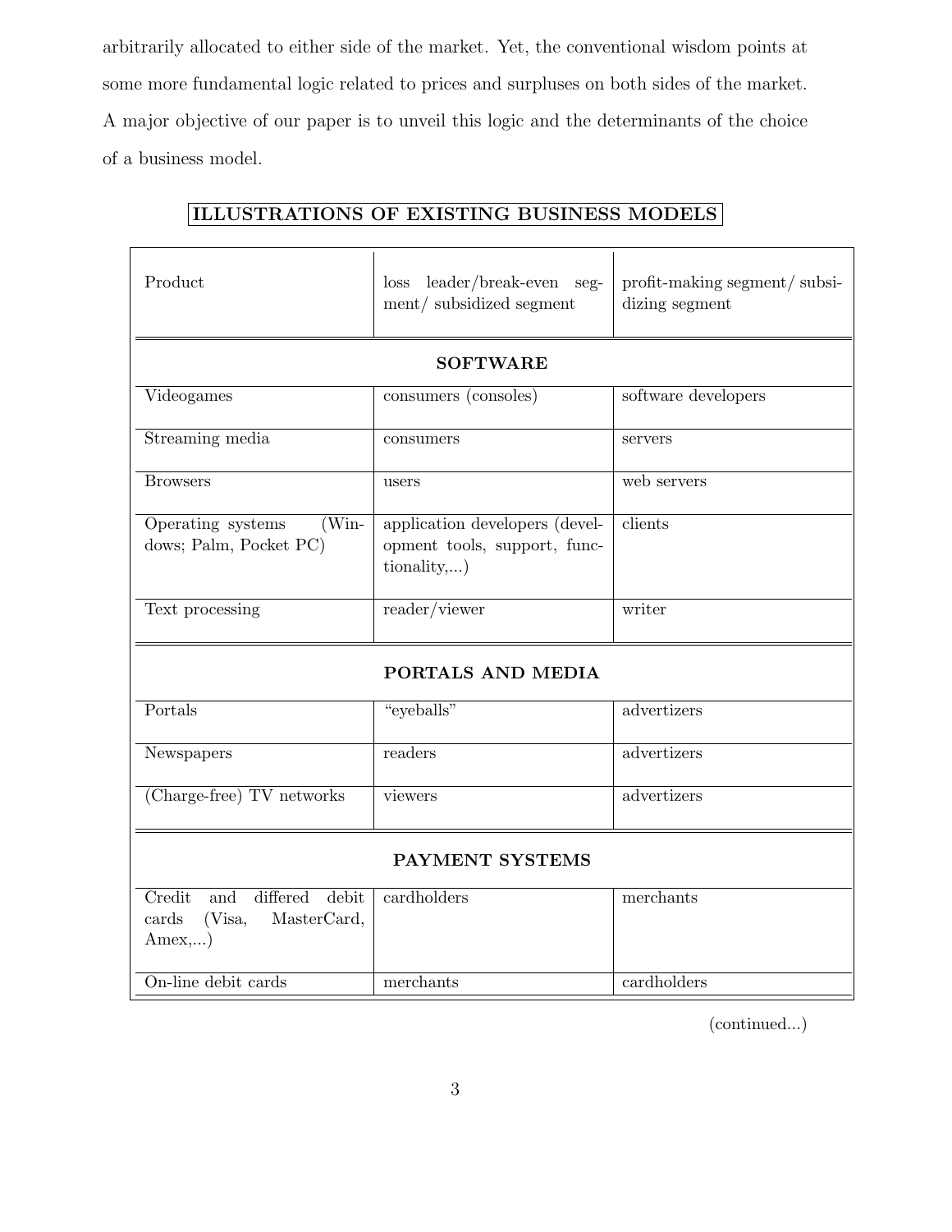arbitrarily allocated to either side of the market. Yet, the conventional wisdom points at some more fundamental logic related to prices and surpluses on both sides of the market. A major objective of our paper is to unveil this logic and the determinants of the choice of a business model.

**ILLUSTRATIONS OF EXISTING BUSINESS MODELS**

| Product | loss leader/break-even segment/ subsidized segment | profit-making segment/ subsidizing segment |
|---|---|---|
| **SOFTWARE** | | |
| Videogames | consumers (consoles) | software developers |
| Streaming media | consumers | servers |
| Browsers | users | web servers |
| Operating systems (Windows; Palm, Pocket PC) | application developers (development tools, support, functionality,...) | clients |
| Text processing | reader/viewer | writer |
| **PORTALS AND MEDIA** | | |
| Portals | "eyeballs" | advertizers |
| Newspapers | readers | advertizers |
| (Charge-free) TV networks | viewers | advertizers |
| **PAYMENT SYSTEMS** | | |
| Credit and differed debit cards (Visa, MasterCard, Amex,...) | cardholders | merchants |
| On-line debit cards | merchants | cardholders |

(continued...)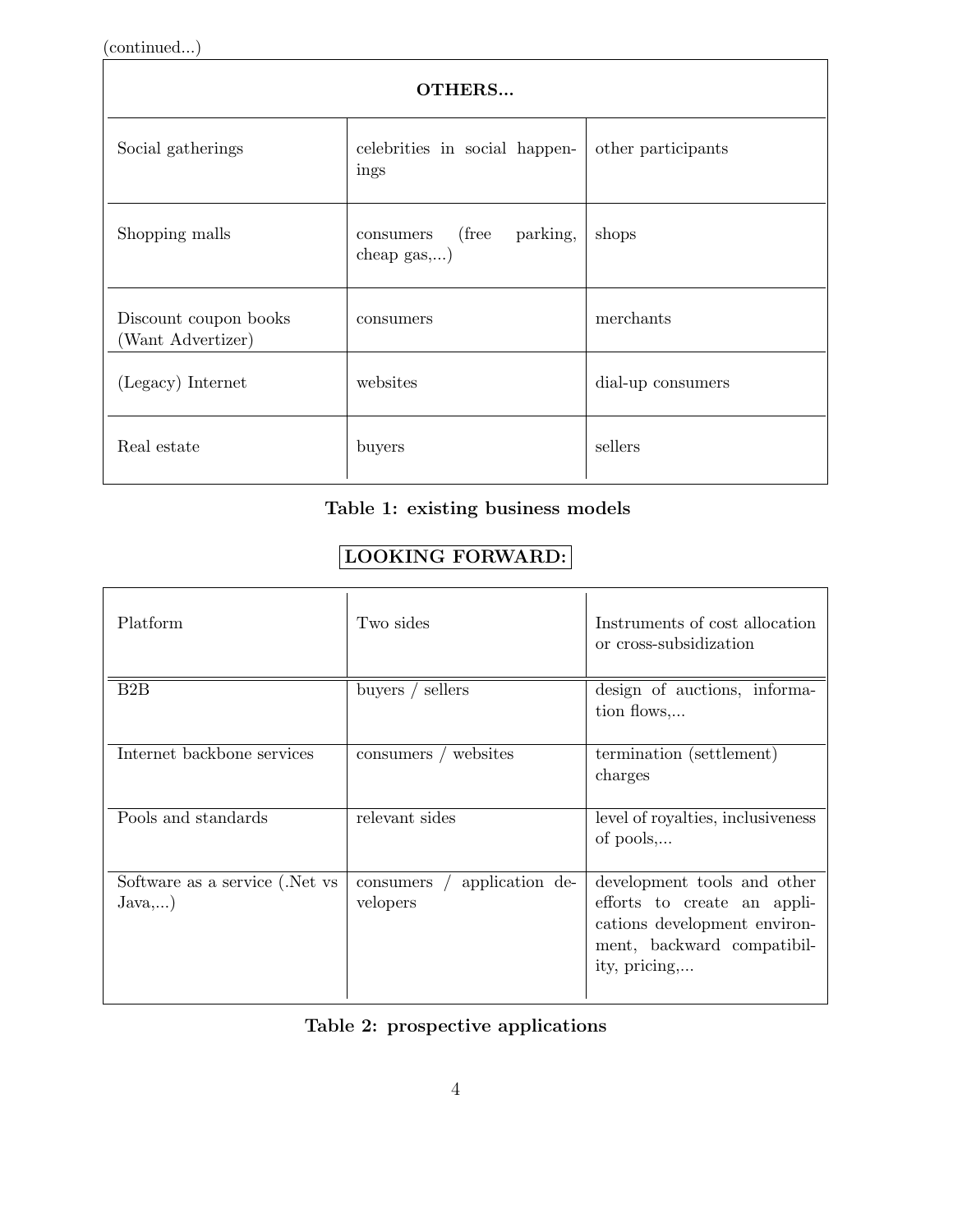(continued...)

| **OTHERS...** | | |
|---|---|---|
| Social gatherings | celebrities in social happenings | other participants |
| Shopping malls | consumers (free parking, cheap gas,...) | shops |
| Discount coupon books (Want Advertizer) | consumers | merchants |
| (Legacy) Internet | websites | dial-up consumers |
| Real estate | buyers | sellers |

**Table 1: existing business models**

**LOOKING FORWARD:**

| Platform | Two sides | Instruments of cost allocation or cross-subsidization |
|---|---|---|
| B2B | buyers / sellers | design of auctions, information flows,... |
| Internet backbone services | consumers / websites | termination (settlement) charges |
| Pools and standards | relevant sides | level of royalties, inclusiveness of pools,... |
| Software as a service (.Net vs Java,...) | consumers / application developers | development tools and other efforts to create an applications development environment, backward compatibility, pricing,... |

**Table 2: prospective applications**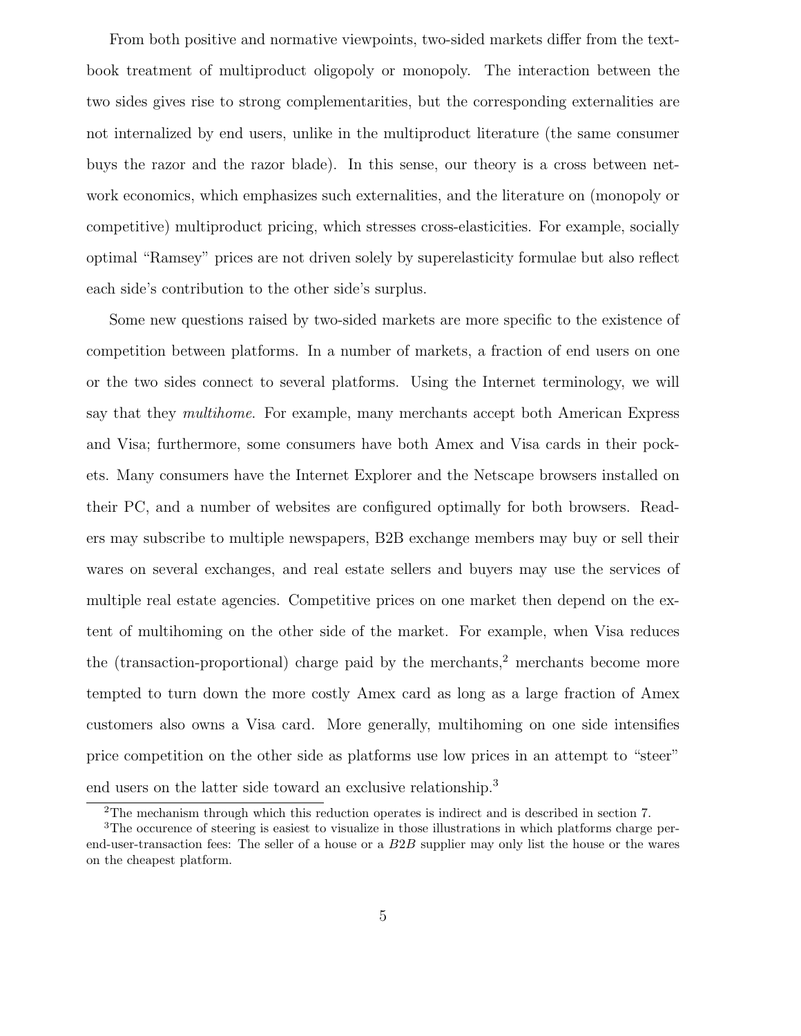From both positive and normative viewpoints, two-sided markets differ from the textbook treatment of multiproduct oligopoly or monopoly. The interaction between the two sides gives rise to strong complementarities, but the corresponding externalities are not internalized by end users, unlike in the multiproduct literature (the same consumer buys the razor and the razor blade). In this sense, our theory is a cross between network economics, which emphasizes such externalities, and the literature on (monopoly or competitive) multiproduct pricing, which stresses cross-elasticities. For example, socially optimal "Ramsey" prices are not driven solely by superelasticity formulae but also reflect each side's contribution to the other side's surplus.

Some new questions raised by two-sided markets are more specific to the existence of competition between platforms. In a number of markets, a fraction of end users on one or the two sides connect to several platforms. Using the Internet terminology, we will say that they *multihome*. For example, many merchants accept both American Express and Visa; furthermore, some consumers have both Amex and Visa cards in their pockets. Many consumers have the Internet Explorer and the Netscape browsers installed on their PC, and a number of websites are configured optimally for both browsers. Readers may subscribe to multiple newspapers, B2B exchange members may buy or sell their wares on several exchanges, and real estate sellers and buyers may use the services of multiple real estate agencies. Competitive prices on one market then depend on the extent of multihoming on the other side of the market. For example, when Visa reduces the (transaction-proportional) charge paid by the merchants,[2] merchants become more tempted to turn down the more costly Amex card as long as a large fraction of Amex customers also owns a Visa card. More generally, multihoming on one side intensifies price competition on the other side as platforms use low prices in an attempt to "steer" end users on the latter side toward an exclusive relationship.[3]

[2] The mechanism through which this reduction operates is indirect and is described in section 7.

[3] The occurence of steering is easiest to visualize in those illustrations in which platforms charge per-end-user-transaction fees: The seller of a house or a *B2B* supplier may only list the house or the wares on the cheapest platform.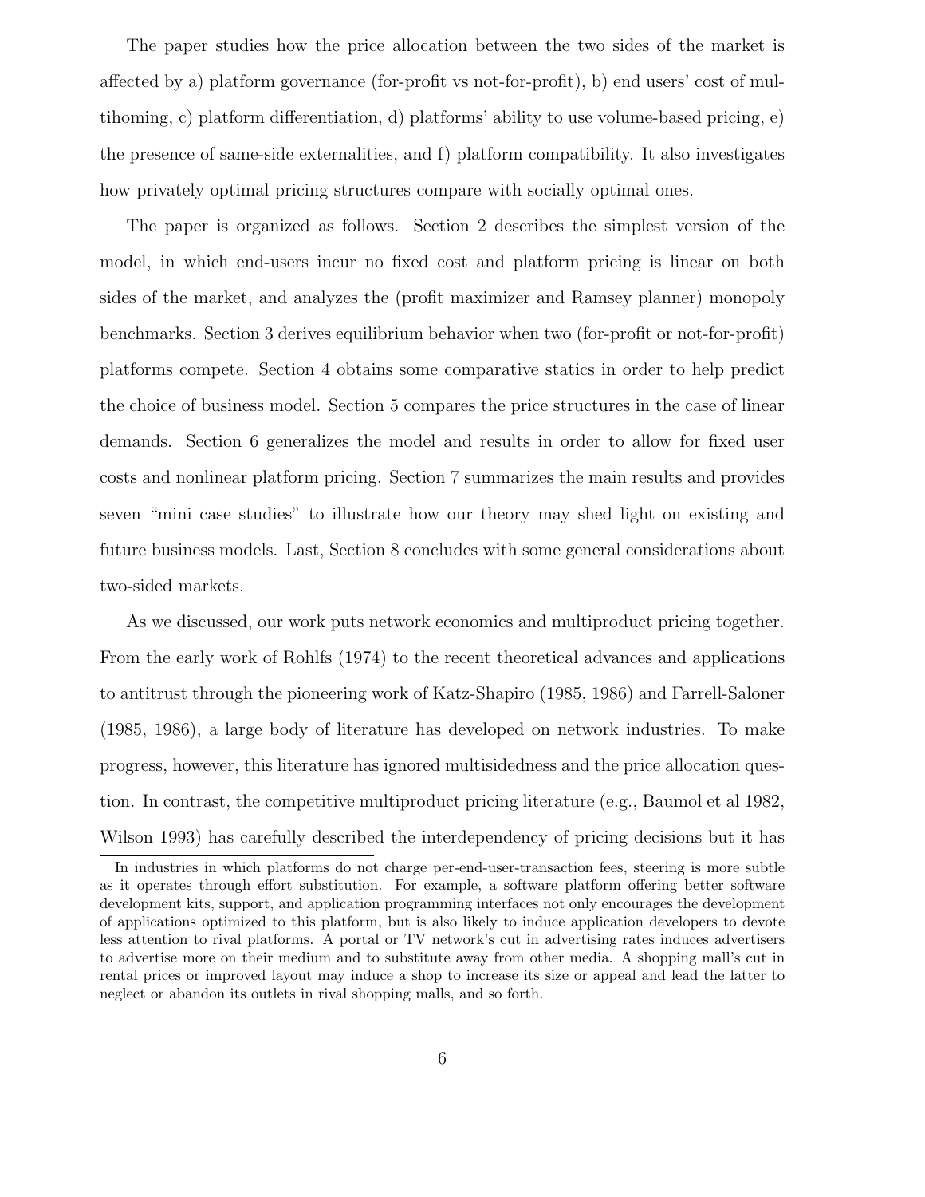The paper studies how the price allocation between the two sides of the market is affected by a) platform governance (for-profit vs not-for-profit), b) end users' cost of multihoming, c) platform differentiation, d) platforms' ability to use volume-based pricing, e) the presence of same-side externalities, and f) platform compatibility. It also investigates how privately optimal pricing structures compare with socially optimal ones.

The paper is organized as follows. Section 2 describes the simplest version of the model, in which end-users incur no fixed cost and platform pricing is linear on both sides of the market, and analyzes the (profit maximizer and Ramsey planner) monopoly benchmarks. Section 3 derives equilibrium behavior when two (for-profit or not-for-profit) platforms compete. Section 4 obtains some comparative statics in order to help predict the choice of business model. Section 5 compares the price structures in the case of linear demands. Section 6 generalizes the model and results in order to allow for fixed user costs and nonlinear platform pricing. Section 7 summarizes the main results and provides seven "mini case studies" to illustrate how our theory may shed light on existing and future business models. Last, Section 8 concludes with some general considerations about two-sided markets.

As we discussed, our work puts network economics and multiproduct pricing together. From the early work of Rohlfs (1974) to the recent theoretical advances and applications to antitrust through the pioneering work of Katz-Shapiro (1985, 1986) and Farrell-Saloner (1985, 1986), a large body of literature has developed on network industries. To make progress, however, this literature has ignored multisidedness and the price allocation question. In contrast, the competitive multiproduct pricing literature (e.g., Baumol et al 1982, Wilson 1993) has carefully described the interdependency of pricing decisions but it has

---

In industries in which platforms do not charge per-end-user-transaction fees, steering is more subtle as it operates through effort substitution. For example, a software platform offering better software development kits, support, and application programming interfaces not only encourages the development of applications optimized to this platform, but is also likely to induce application developers to devote less attention to rival platforms. A portal or TV network's cut in advertising rates induces advertisers to advertise more on their medium and to substitute away from other media. A shopping mall's cut in rental prices or improved layout may induce a shop to increase its size or appeal and lead the latter to neglect or abandon its outlets in rival shopping malls, and so forth.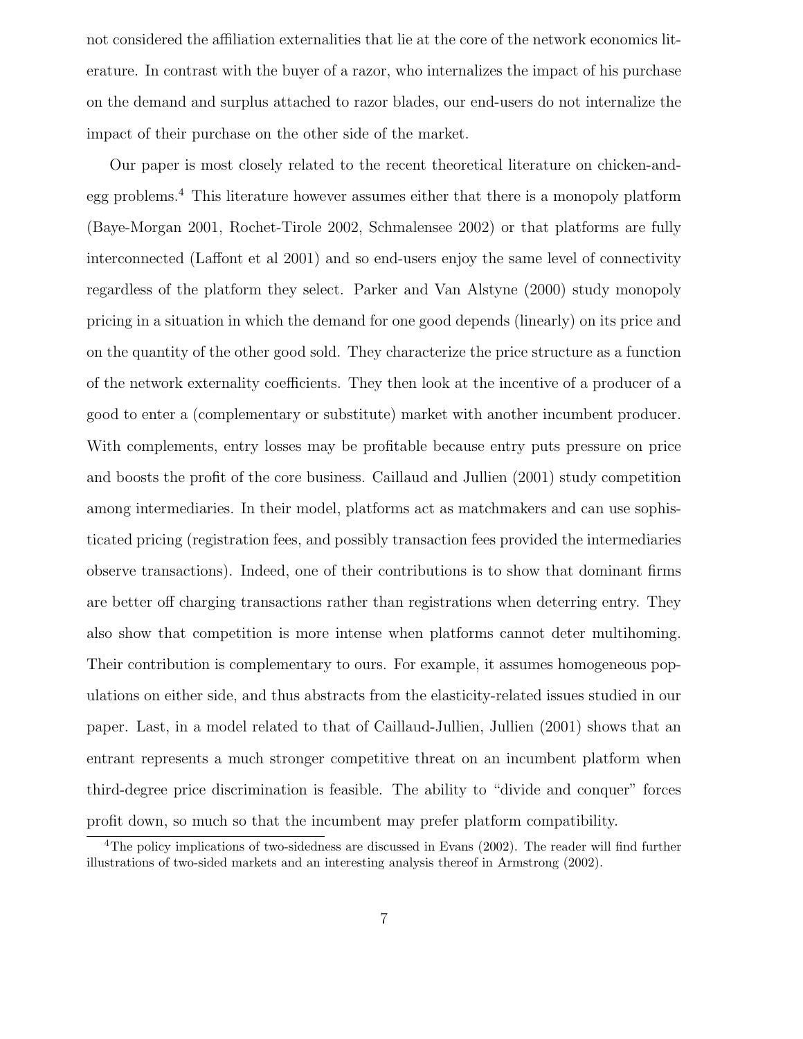not considered the affiliation externalities that lie at the core of the network economics literature. In contrast with the buyer of a razor, who internalizes the impact of his purchase on the demand and surplus attached to razor blades, our end-users do not internalize the impact of their purchase on the other side of the market.

Our paper is most closely related to the recent theoretical literature on chicken-and-egg problems.[4] This literature however assumes either that there is a monopoly platform (Baye-Morgan 2001, Rochet-Tirole 2002, Schmalensee 2002) or that platforms are fully interconnected (Laffont et al 2001) and so end-users enjoy the same level of connectivity regardless of the platform they select. Parker and Van Alstyne (2000) study monopoly pricing in a situation in which the demand for one good depends (linearly) on its price and on the quantity of the other good sold. They characterize the price structure as a function of the network externality coefficients. They then look at the incentive of a producer of a good to enter a (complementary or substitute) market with another incumbent producer. With complements, entry losses may be profitable because entry puts pressure on price and boosts the profit of the core business. Caillaud and Jullien (2001) study competition among intermediaries. In their model, platforms act as matchmakers and can use sophisticated pricing (registration fees, and possibly transaction fees provided the intermediaries observe transactions). Indeed, one of their contributions is to show that dominant firms are better off charging transactions rather than registrations when deterring entry. They also show that competition is more intense when platforms cannot deter multihoming. Their contribution is complementary to ours. For example, it assumes homogeneous populations on either side, and thus abstracts from the elasticity-related issues studied in our paper. Last, in a model related to that of Caillaud-Jullien, Jullien (2001) shows that an entrant represents a much stronger competitive threat on an incumbent platform when third-degree price discrimination is feasible. The ability to "divide and conquer" forces profit down, so much so that the incumbent may prefer platform compatibility.

[4] The policy implications of two-sidedness are discussed in Evans (2002). The reader will find further illustrations of two-sided markets and an interesting analysis thereof in Armstrong (2002).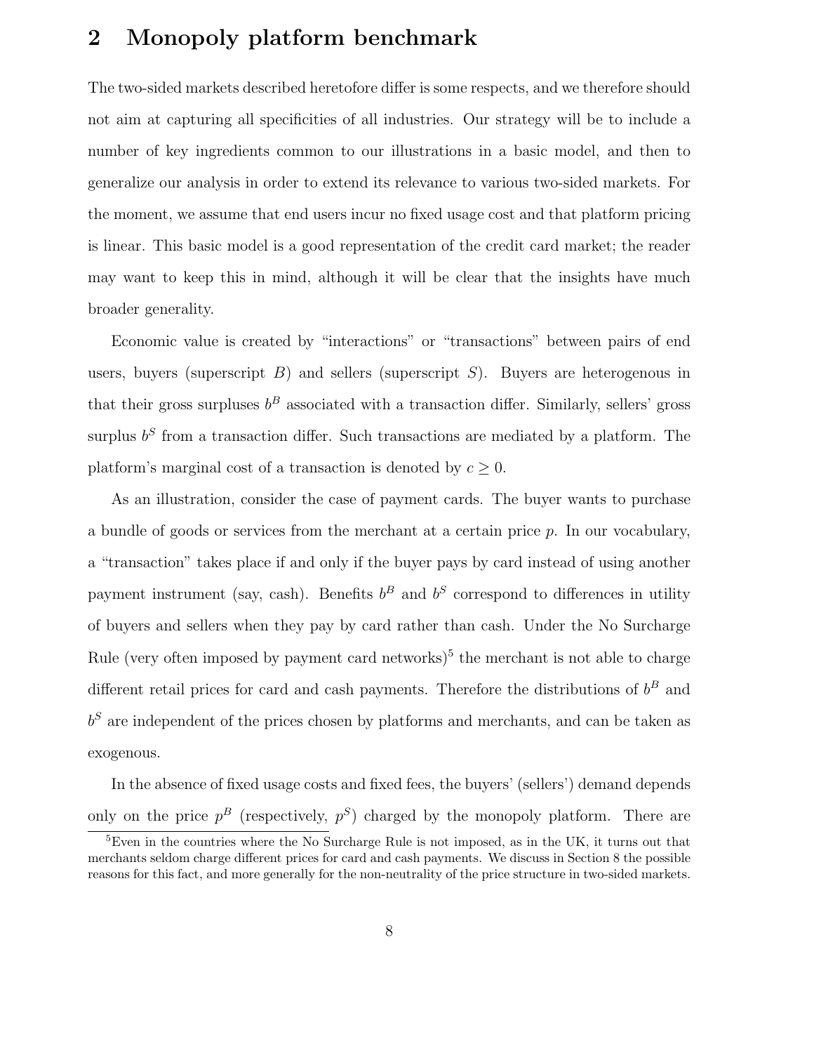## 2 Monopoly platform benchmark

The two-sided markets described heretofore differ is some respects, and we therefore should not aim at capturing all specificities of all industries. Our strategy will be to include a number of key ingredients common to our illustrations in a basic model, and then to generalize our analysis in order to extend its relevance to various two-sided markets. For the moment, we assume that end users incur no fixed usage cost and that platform pricing is linear. This basic model is a good representation of the credit card market; the reader may want to keep this in mind, although it will be clear that the insights have much broader generality.

Economic value is created by "interactions" or "transactions" between pairs of end users, buyers (superscript $B$) and sellers (superscript $S$). Buyers are heterogenous in that their gross surpluses $b^B$ associated with a transaction differ. Similarly, sellers' gross surplus $b^S$ from a transaction differ. Such transactions are mediated by a platform. The platform's marginal cost of a transaction is denoted by $c \geq 0$.

As an illustration, consider the case of payment cards. The buyer wants to purchase a bundle of goods or services from the merchant at a certain price $p$. In our vocabulary, a "transaction" takes place if and only if the buyer pays by card instead of using another payment instrument (say, cash). Benefits $b^B$ and $b^S$ correspond to differences in utility of buyers and sellers when they pay by card rather than cash. Under the No Surcharge Rule (very often imposed by payment card networks)[5] the merchant is not able to charge different retail prices for card and cash payments. Therefore the distributions of $b^B$ and $b^S$ are independent of the prices chosen by platforms and merchants, and can be taken as exogenous.

In the absence of fixed usage costs and fixed fees, the buyers' (sellers') demand depends only on the price $p^B$ (respectively, $p^S$) charged by the monopoly platform. There are

[5] Even in the countries where the No Surcharge Rule is not imposed, as in the UK, it turns out that merchants seldom charge different prices for card and cash payments. We discuss in Section 8 the possible reasons for this fact, and more generally for the non-neutrality of the price structure in two-sided markets.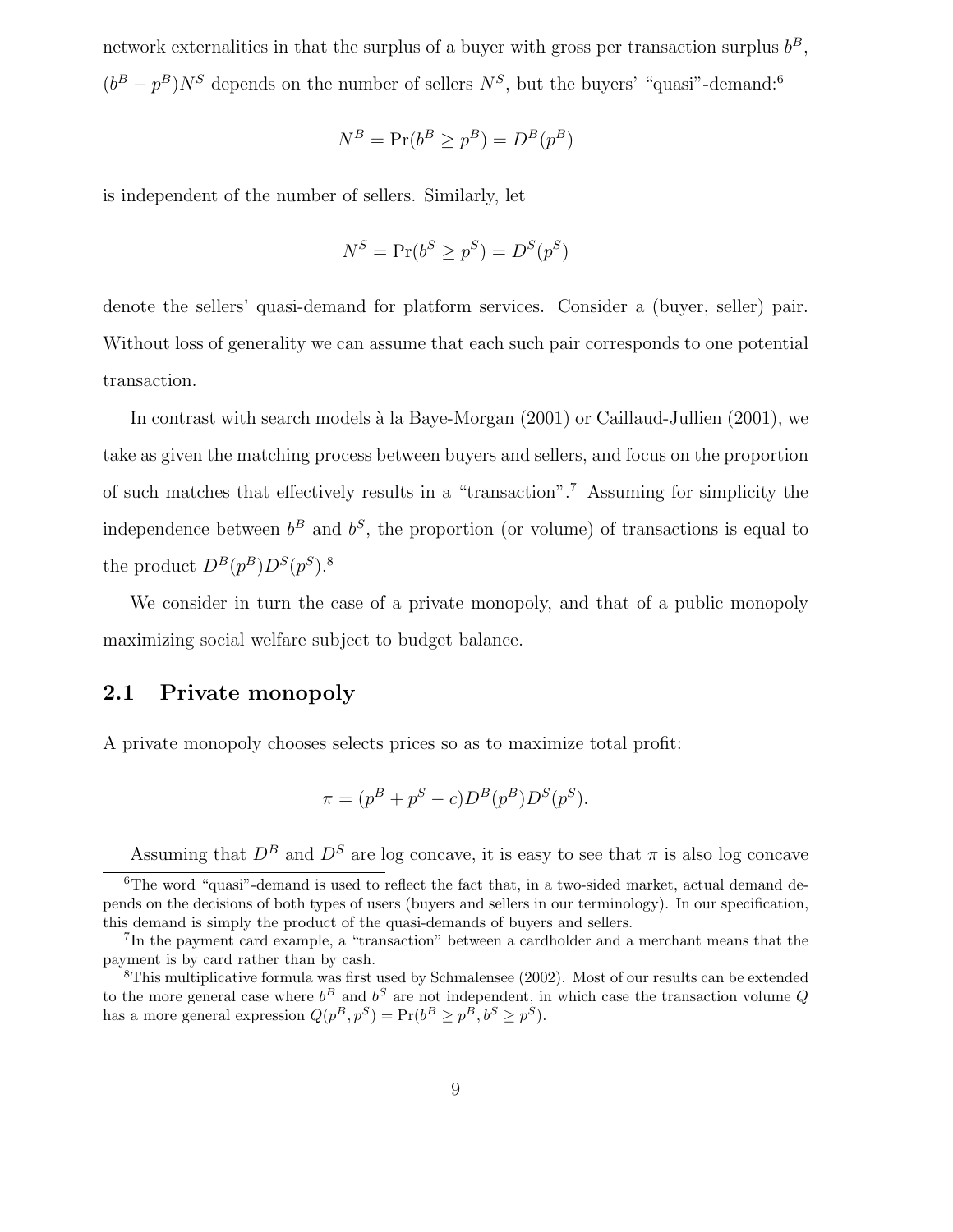network externalities in that the surplus of a buyer with gross per transaction surplus $b^B$, $(b^B - p^B)N^S$ depends on the number of sellers $N^S$, but the buyers' "quasi"-demand:[6]

$$N^B = \Pr(b^B \geq p^B) = D^B(p^B)$$

is independent of the number of sellers. Similarly, let

$$N^S = \Pr(b^S \geq p^S) = D^S(p^S)$$

denote the sellers' quasi-demand for platform services. Consider a (buyer, seller) pair. Without loss of generality we can assume that each such pair corresponds to one potential transaction.

In contrast with search models à la Baye-Morgan (2001) or Caillaud-Jullien (2001), we take as given the matching process between buyers and sellers, and focus on the proportion of such matches that effectively results in a "transaction".[7] Assuming for simplicity the independence between $b^B$ and $b^S$, the proportion (or volume) of transactions is equal to the product $D^B(p^B)D^S(p^S)$.[8]

We consider in turn the case of a private monopoly, and that of a public monopoly maximizing social welfare subject to budget balance.

## 2.1 Private monopoly

A private monopoly chooses selects prices so as to maximize total profit:

$$\pi = (p^B + p^S - c)D^B(p^B)D^S(p^S).$$

Assuming that $D^B$ and $D^S$ are log concave, it is easy to see that $\pi$ is also log concave

---

[6] The word "quasi"-demand is used to reflect the fact that, in a two-sided market, actual demand depends on the decisions of both types of users (buyers and sellers in our terminology). In our specification, this demand is simply the product of the quasi-demands of buyers and sellers.

[7] In the payment card example, a "transaction" between a cardholder and a merchant means that the payment is by card rather than by cash.

[8] This multiplicative formula was first used by Schmalensee (2002). Most of our results can be extended to the more general case where $b^B$ and $b^S$ are not independent, in which case the transaction volume $Q$ has a more general expression $Q(p^B, p^S) = \Pr(b^B \geq p^B, b^S \geq p^S)$.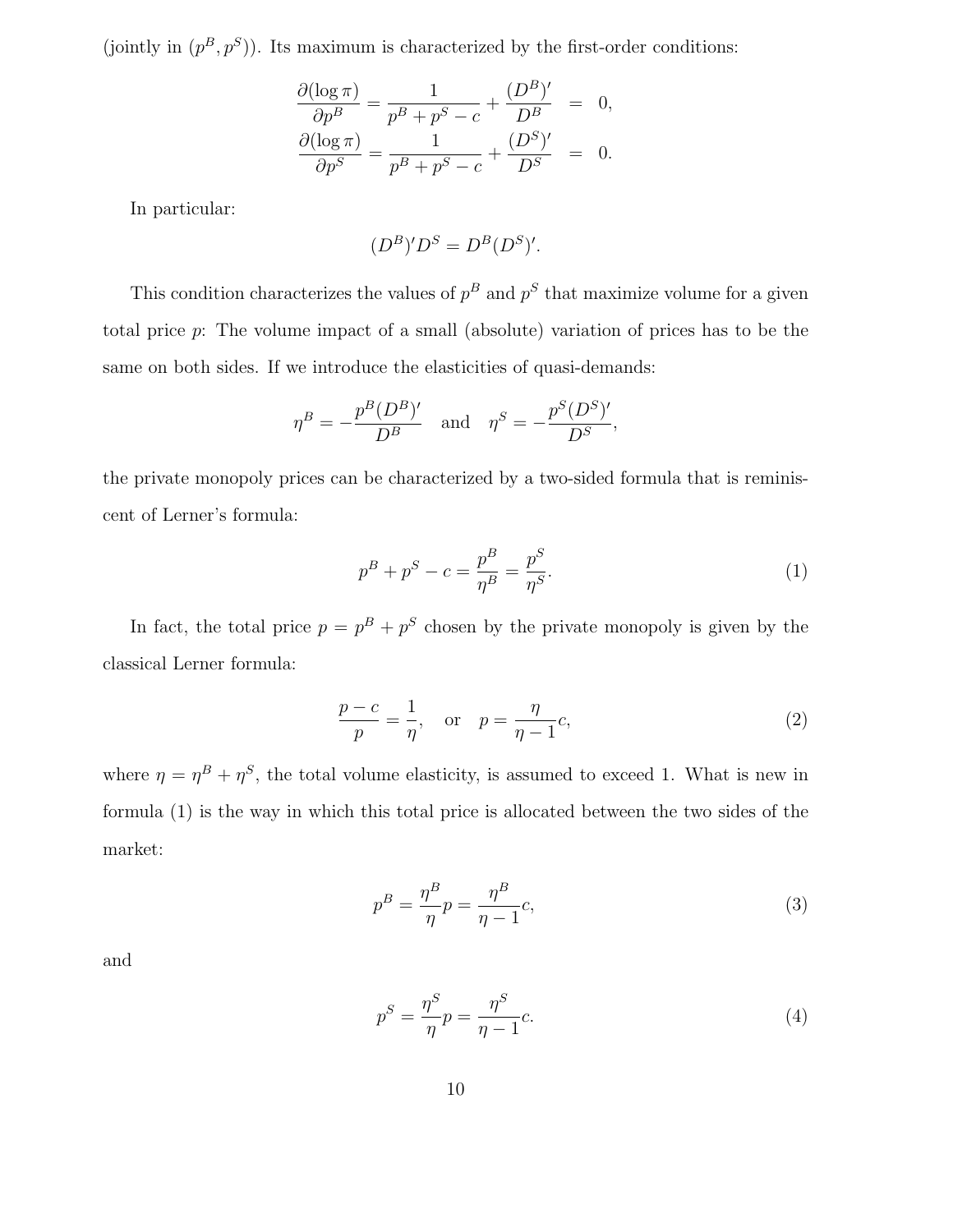(jointly in $(p^B, p^S)$). Its maximum is characterized by the first-order conditions:

$$
\begin{aligned}
\frac{\partial(\log \pi)}{\partial p^B} = \frac{1}{p^B + p^S - c} + \frac{(D^B)'}{D^B} &= 0, \\
\frac{\partial(\log \pi)}{\partial p^S} = \frac{1}{p^B + p^S - c} + \frac{(D^S)'}{D^S} &= 0.
\end{aligned}
$$

In particular:

$$
(D^B)' D^S = D^B (D^S)'.
$$

This condition characterizes the values of $p^B$ and $p^S$ that maximize volume for a given total price $p$: The volume impact of a small (absolute) variation of prices has to be the same on both sides. If we introduce the elasticities of quasi-demands:

$$
\eta^B = -\frac{p^B (D^B)'}{D^B} \quad \text{and} \quad \eta^S = -\frac{p^S (D^S)'}{D^S},
$$

the private monopoly prices can be characterized by a two-sided formula that is reminiscent of Lerner's formula:

$$
p^B + p^S - c = \frac{p^B}{\eta^B} = \frac{p^S}{\eta^S}. \tag{1}
$$

In fact, the total price $p = p^B + p^S$ chosen by the private monopoly is given by the classical Lerner formula:

$$
\frac{p - c}{p} = \frac{1}{\eta}, \quad \text{or} \quad p = \frac{\eta}{\eta - 1} c, \tag{2}
$$

where $\eta = \eta^B + \eta^S$, the total volume elasticity, is assumed to exceed 1. What is new in formula (1) is the way in which this total price is allocated between the two sides of the market:

$$
p^B = \frac{\eta^B}{\eta} p = \frac{\eta^B}{\eta - 1} c, \tag{3}
$$

and

$$
p^S = \frac{\eta^S}{\eta} p = \frac{\eta^S}{\eta - 1} c. \tag{4}
$$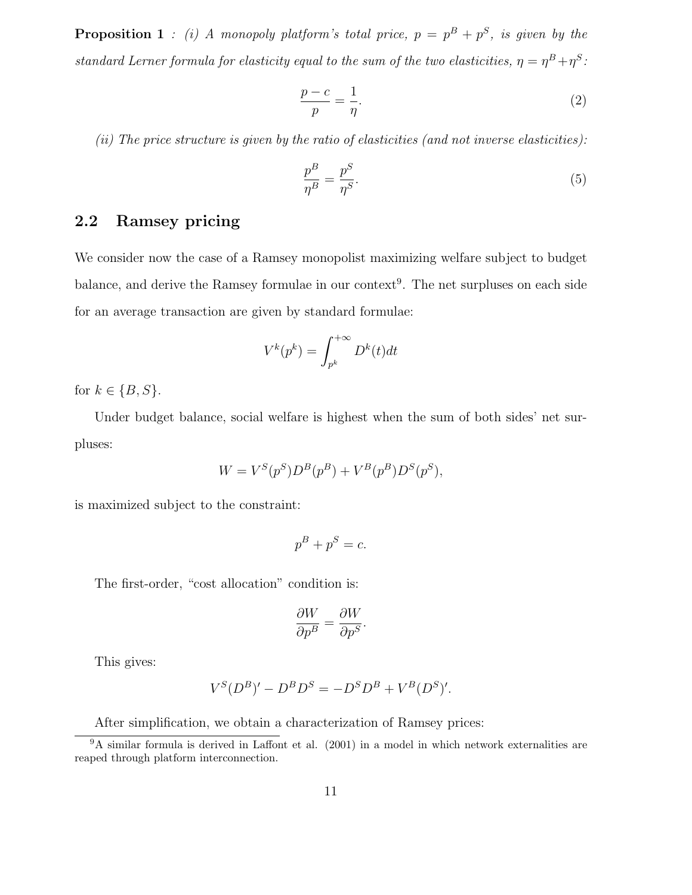**Proposition 1** *: (i) A monopoly platform's total price, $p = p^B + p^S$, is given by the standard Lerner formula for elasticity equal to the sum of the two elasticities, $\eta = \eta^B + \eta^S$:*

$$\frac{p-c}{p} = \frac{1}{\eta}. \tag{2}$$

*(ii) The price structure is given by the ratio of elasticities (and not inverse elasticities):*

$$\frac{p^B}{\eta^B} = \frac{p^S}{\eta^S}. \tag{5}$$

## 2.2 Ramsey pricing

We consider now the case of a Ramsey monopolist maximizing welfare subject to budget balance, and derive the Ramsey formulae in our context[9]. The net surpluses on each side for an average transaction are given by standard formulae:

$$V^k(p^k) = \int_{p^k}^{+\infty} D^k(t)dt$$

for $k \in \{B, S\}$.

Under budget balance, social welfare is highest when the sum of both sides' net surpluses:

$$W = V^S(p^S)D^B(p^B) + V^B(p^B)D^S(p^S),$$

is maximized subject to the constraint:

$$p^B + p^S = c.$$

The first-order, "cost allocation" condition is:

$$\frac{\partial W}{\partial p^B} = \frac{\partial W}{\partial p^S}.$$

This gives:

$$V^S(D^B)' - D^B D^S = -D^S D^B + V^B(D^S)'.$$

After simplification, we obtain a characterization of Ramsey prices:

[9] A similar formula is derived in Laffont et al. (2001) in a model in which network externalities are reaped through platform interconnection.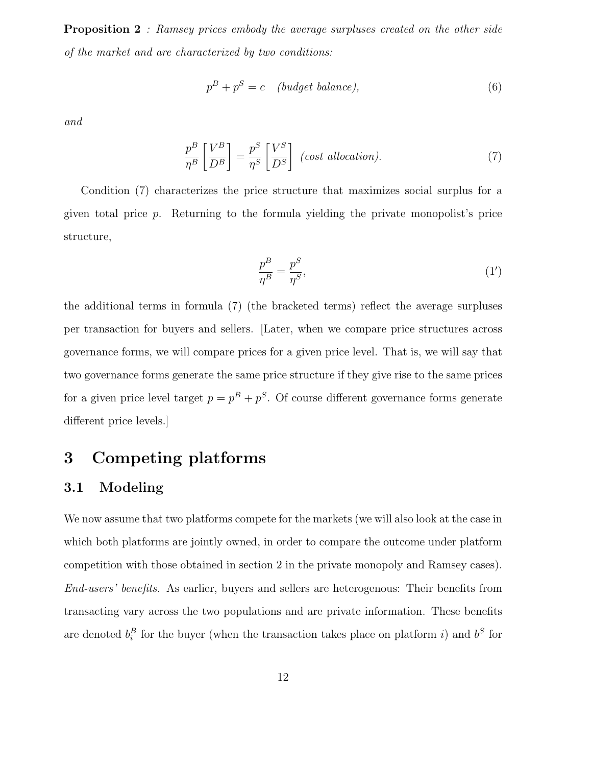**Proposition 2** *: Ramsey prices embody the average surpluses created on the other side of the market and are characterized by two conditions:*

$$p^B + p^S = c \quad \textit{(budget balance)}, \tag{6}$$

*and*

$$\frac{p^B}{\eta^B}\left[\frac{V^B}{D^B}\right] = \frac{p^S}{\eta^S}\left[\frac{V^S}{D^S}\right] \;\; \textit{(cost allocation)}. \tag{7}$$

Condition (7) characterizes the price structure that maximizes social surplus for a given total price $p$. Returning to the formula yielding the private monopolist's price structure,

$$\frac{p^B}{\eta^B} = \frac{p^S}{\eta^S}, \tag{1'}$$

the additional terms in formula (7) (the bracketed terms) reflect the average surpluses per transaction for buyers and sellers. [Later, when we compare price structures across governance forms, we will compare prices for a given price level. That is, we will say that two governance forms generate the same price structure if they give rise to the same prices for a given price level target $p = p^B + p^S$. Of course different governance forms generate different price levels.]

# 3 Competing platforms

## 3.1 Modeling

We now assume that two platforms compete for the markets (we will also look at the case in which both platforms are jointly owned, in order to compare the outcome under platform competition with those obtained in section 2 in the private monopoly and Ramsey cases).

*End-users' benefits.* As earlier, buyers and sellers are heterogenous: Their benefits from transacting vary across the two populations and are private information. These benefits are denoted $b_i^B$ for the buyer (when the transaction takes place on platform $i$) and $b^S$ for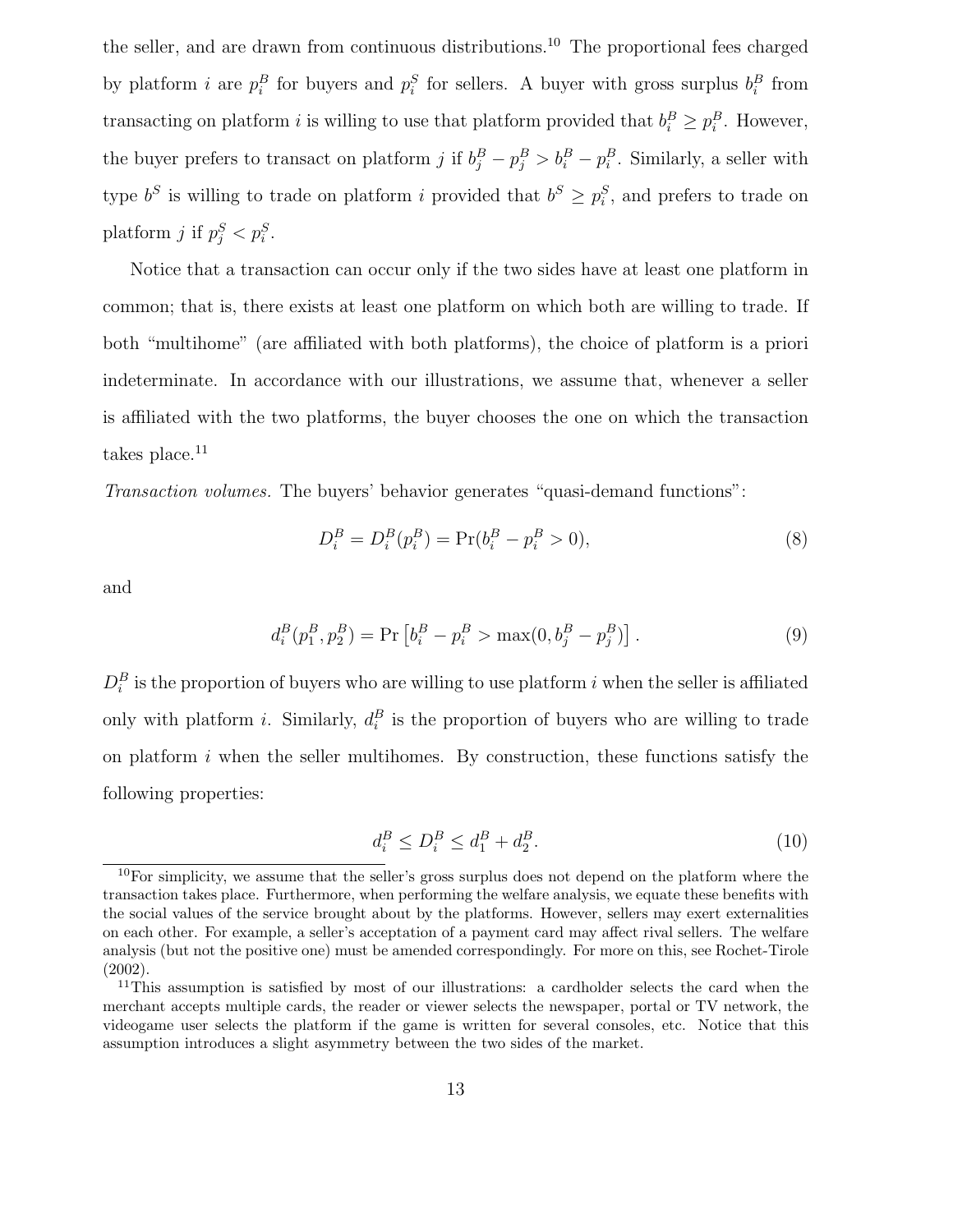the seller, and are drawn from continuous distributions.[10] The proportional fees charged by platform $i$ are $p_i^B$ for buyers and $p_i^S$ for sellers. A buyer with gross surplus $b_i^B$ from transacting on platform $i$ is willing to use that platform provided that $b_i^B \geq p_i^B$. However, the buyer prefers to transact on platform $j$ if $b_j^B - p_j^B > b_i^B - p_i^B$. Similarly, a seller with type $b^S$ is willing to trade on platform $i$ provided that $b^S \geq p_i^S$, and prefers to trade on platform $j$ if $p_j^S < p_i^S$.

Notice that a transaction can occur only if the two sides have at least one platform in common; that is, there exists at least one platform on which both are willing to trade. If both "multihome" (are affiliated with both platforms), the choice of platform is a priori indeterminate. In accordance with our illustrations, we assume that, whenever a seller is affiliated with the two platforms, the buyer chooses the one on which the transaction takes place.[11]

*Transaction volumes.* The buyers' behavior generates "quasi-demand functions":

$$D_i^B = D_i^B(p_i^B) = \Pr(b_i^B - p_i^B > 0), \tag{8}$$

and

$$d_i^B(p_1^B, p_2^B) = \Pr\left[b_i^B - p_i^B > \max(0, b_j^B - p_j^B)\right]. \tag{9}$$

$D_i^B$ is the proportion of buyers who are willing to use platform $i$ when the seller is affiliated only with platform $i$. Similarly, $d_i^B$ is the proportion of buyers who are willing to trade on platform $i$ when the seller multihomes. By construction, these functions satisfy the following properties:

$$d_i^B \leq D_i^B \leq d_1^B + d_2^B. \tag{10}$$

[10] For simplicity, we assume that the seller's gross surplus does not depend on the platform where the transaction takes place. Furthermore, when performing the welfare analysis, we equate these benefits with the social values of the service brought about by the platforms. However, sellers may exert externalities on each other. For example, a seller's acceptance of a payment card may affect rival sellers. The welfare analysis (but not the positive one) must be amended correspondingly. For more on this, see Rochet-Tirole (2002).

[11] This assumption is satisfied by most of our illustrations: a cardholder selects the card when the merchant accepts multiple cards, the reader or viewer selects the newspaper, portal or TV network, the videogame user selects the platform if the game is written for several consoles, etc. Notice that this assumption introduces a slight asymmetry between the two sides of the market.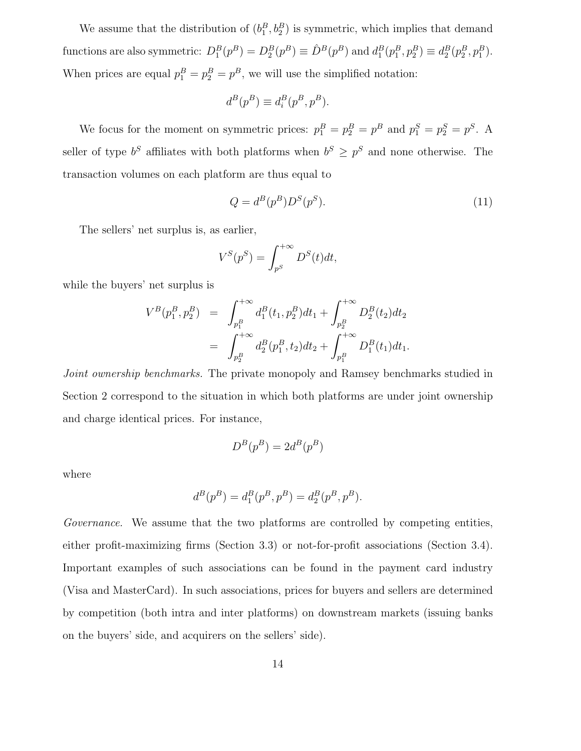We assume that the distribution of $(b_1^B, b_2^B)$ is symmetric, which implies that demand functions are also symmetric: $D_1^B(p^B) = D_2^B(p^B) \equiv \hat{D}^B(p^B)$ and $d_1^B(p_1^B, p_2^B) \equiv d_2^B(p_2^B, p_1^B)$. When prices are equal $p_1^B = p_2^B = p^B$, we will use the simplified notation:

$$d^B(p^B) \equiv d_i^B(p^B, p^B).$$

We focus for the moment on symmetric prices: $p_1^B = p_2^B = p^B$ and $p_1^S = p_2^S = p^S$. A seller of type $b^S$ affiliates with both platforms when $b^S \geq p^S$ and none otherwise. The transaction volumes on each platform are thus equal to

$$Q = d^B(p^B)D^S(p^S). \tag{11}$$

The sellers' net surplus is, as earlier,

$$V^S(p^S) = \int_{p^S}^{+\infty} D^S(t)dt,$$

while the buyers' net surplus is

$$\begin{aligned} V^B(p_1^B, p_2^B) &= \int_{p_1^B}^{+\infty} d_1^B(t_1, p_2^B)dt_1 + \int_{p_2^B}^{+\infty} D_2^B(t_2)dt_2 \\ &= \int_{p_2^B}^{+\infty} d_2^B(p_1^B, t_2)dt_2 + \int_{p_1^B}^{+\infty} D_1^B(t_1)dt_1. \end{aligned}$$

*Joint ownership benchmarks.* The private monopoly and Ramsey benchmarks studied in Section 2 correspond to the situation in which both platforms are under joint ownership and charge identical prices. For instance,

$$D^B(p^B) = 2d^B(p^B)$$

where

$$d^B(p^B) = d_1^B(p^B, p^B) = d_2^B(p^B, p^B).$$

*Governance.* We assume that the two platforms are controlled by competing entities, either profit-maximizing firms (Section 3.3) or not-for-profit associations (Section 3.4). Important examples of such associations can be found in the payment card industry (Visa and MasterCard). In such associations, prices for buyers and sellers are determined by competition (both intra and inter platforms) on downstream markets (issuing banks on the buyers' side, and acquirers on the sellers' side).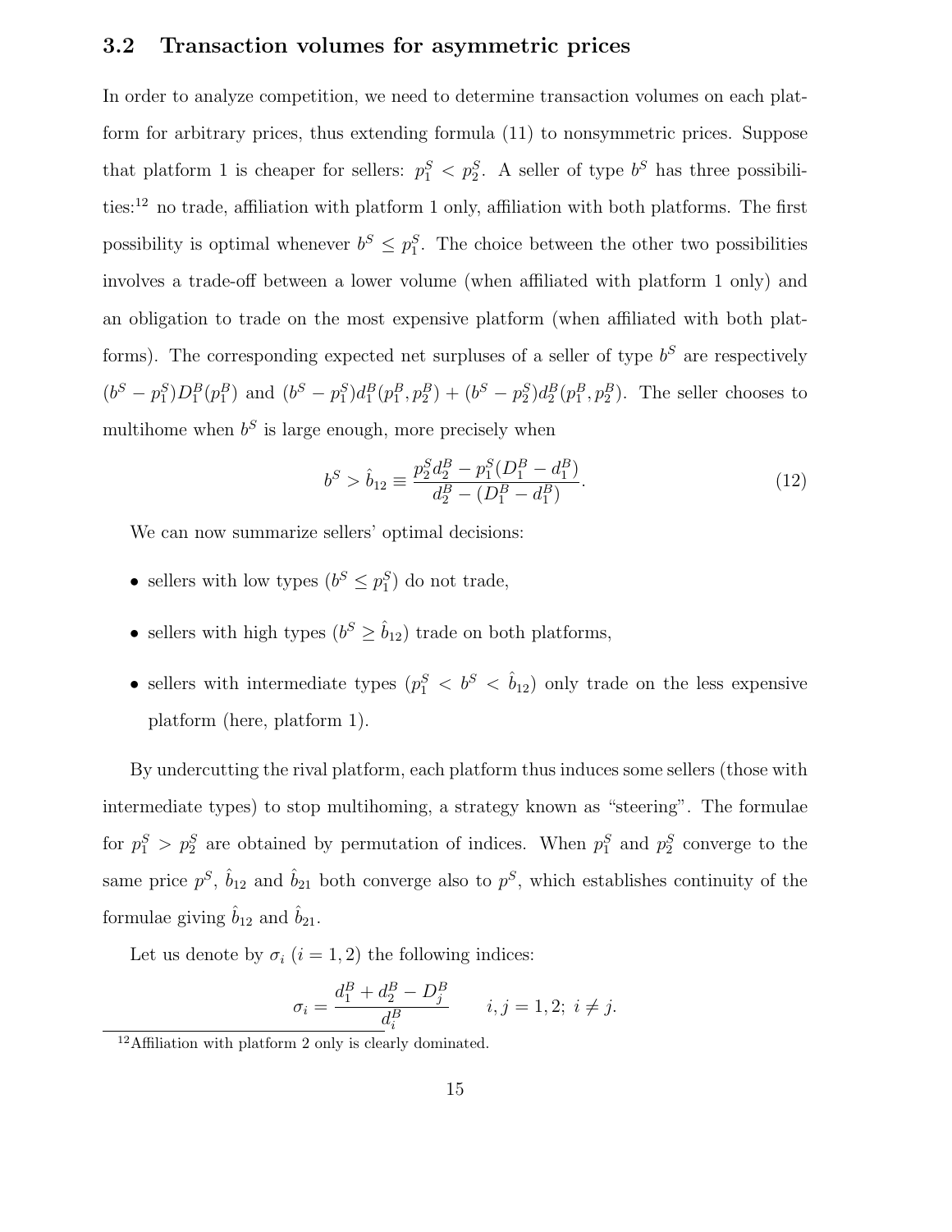### 3.2 Transaction volumes for asymmetric prices

In order to analyze competition, we need to determine transaction volumes on each platform for arbitrary prices, thus extending formula (11) to nonsymmetric prices. Suppose that platform 1 is cheaper for sellers: $p_1^S < p_2^S$. A seller of type $b^S$ has three possibilities:[12] no trade, affiliation with platform 1 only, affiliation with both platforms. The first possibility is optimal whenever $b^S \leq p_1^S$. The choice between the other two possibilities involves a trade-off between a lower volume (when affiliated with platform 1 only) and an obligation to trade on the most expensive platform (when affiliated with both platforms). The corresponding expected net surpluses of a seller of type $b^S$ are respectively $(b^S - p_1^S)D_1^B(p_1^B)$ and $(b^S - p_1^S)d_1^B(p_1^B, p_2^B) + (b^S - p_2^S)d_2^B(p_1^B, p_2^B)$. The seller chooses to multihome when $b^S$ is large enough, more precisely when

$$b^S > \hat{b}_{12} \equiv \frac{p_2^S d_2^B - p_1^S(D_1^B - d_1^B)}{d_2^B - (D_1^B - d_1^B)}. \tag{12}$$

We can now summarize sellers' optimal decisions:

- sellers with low types ($b^S \leq p_1^S$) do not trade,
- sellers with high types ($b^S \geq \hat{b}_{12}$) trade on both platforms,
- sellers with intermediate types ($p_1^S < b^S < \hat{b}_{12}$) only trade on the less expensive platform (here, platform 1).

By undercutting the rival platform, each platform thus induces some sellers (those with intermediate types) to stop multihoming, a strategy known as "steering". The formulae for $p_1^S > p_2^S$ are obtained by permutation of indices. When $p_1^S$ and $p_2^S$ converge to the same price $p^S$, $\hat{b}_{12}$ and $\hat{b}_{21}$ both converge also to $p^S$, which establishes continuity of the formulae giving $\hat{b}_{12}$ and $\hat{b}_{21}$.

Let us denote by $\sigma_i$ ($i = 1, 2$) the following indices:

$$\sigma_i = \frac{d_1^B + d_2^B - D_j^B}{d_i^B} \qquad i, j = 1, 2;\ i \neq j.$$

[12] Affiliation with platform 2 only is clearly dominated.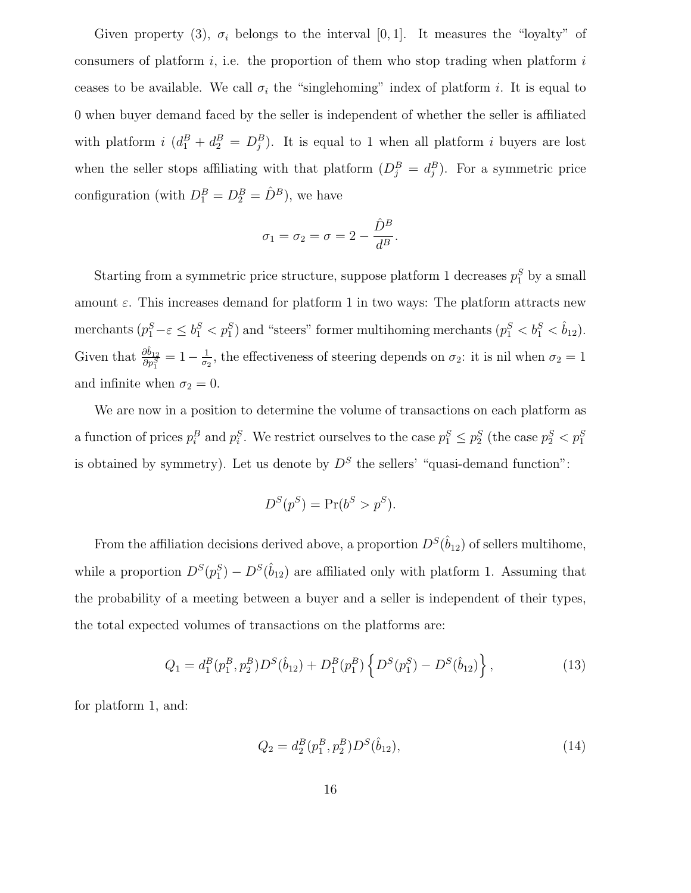Given property (3), $\sigma_i$ belongs to the interval $[0, 1]$. It measures the "loyalty" of consumers of platform $i$, i.e. the proportion of them who stop trading when platform $i$ ceases to be available. We call $\sigma_i$ the "singlehoming" index of platform $i$. It is equal to 0 when buyer demand faced by the seller is independent of whether the seller is affiliated with platform $i$ ($d_1^B + d_2^B = D_j^B$). It is equal to 1 when all platform $i$ buyers are lost when the seller stops affiliating with that platform ($D_j^B = d_j^B$). For a symmetric price configuration (with $D_1^B = D_2^B = \hat{D}^B$), we have

$$\sigma_1 = \sigma_2 = \sigma = 2 - \frac{\hat{D}^B}{d^B}.$$

Starting from a symmetric price structure, suppose platform 1 decreases $p_1^S$ by a small amount $\varepsilon$. This increases demand for platform 1 in two ways: The platform attracts new merchants ($p_1^S - \varepsilon \leq b_1^S < p_1^S$) and "steers" former multihoming merchants ($p_1^S < b_1^S < \hat{b}_{12}$). Given that $\frac{\partial \hat{b}_{12}}{\partial p_1^S} = 1 - \frac{1}{\sigma_2}$, the effectiveness of steering depends on $\sigma_2$: it is nil when $\sigma_2 = 1$ and infinite when $\sigma_2 = 0$.

We are now in a position to determine the volume of transactions on each platform as a function of prices $p_i^B$ and $p_i^S$. We restrict ourselves to the case $p_1^S \leq p_2^S$ (the case $p_2^S < p_1^S$ is obtained by symmetry). Let us denote by $D^S$ the sellers' "quasi-demand function":

$$D^S(p^S) = \Pr(b^S > p^S).$$

From the affiliation decisions derived above, a proportion $D^S(\hat{b}_{12})$ of sellers multihome, while a proportion $D^S(p_1^S) - D^S(\hat{b}_{12})$ are affiliated only with platform 1. Assuming that the probability of a meeting between a buyer and a seller is independent of their types, the total expected volumes of transactions on the platforms are:

$$Q_1 = d_1^B(p_1^B, p_2^B) D^S(\hat{b}_{12}) + D_1^B(p_1^B) \left\{ D^S(p_1^S) - D^S(\hat{b}_{12}) \right\}, \tag{13}$$

for platform 1, and:

$$Q_2 = d_2^B(p_1^B, p_2^B) D^S(\hat{b}_{12}), \tag{14}$$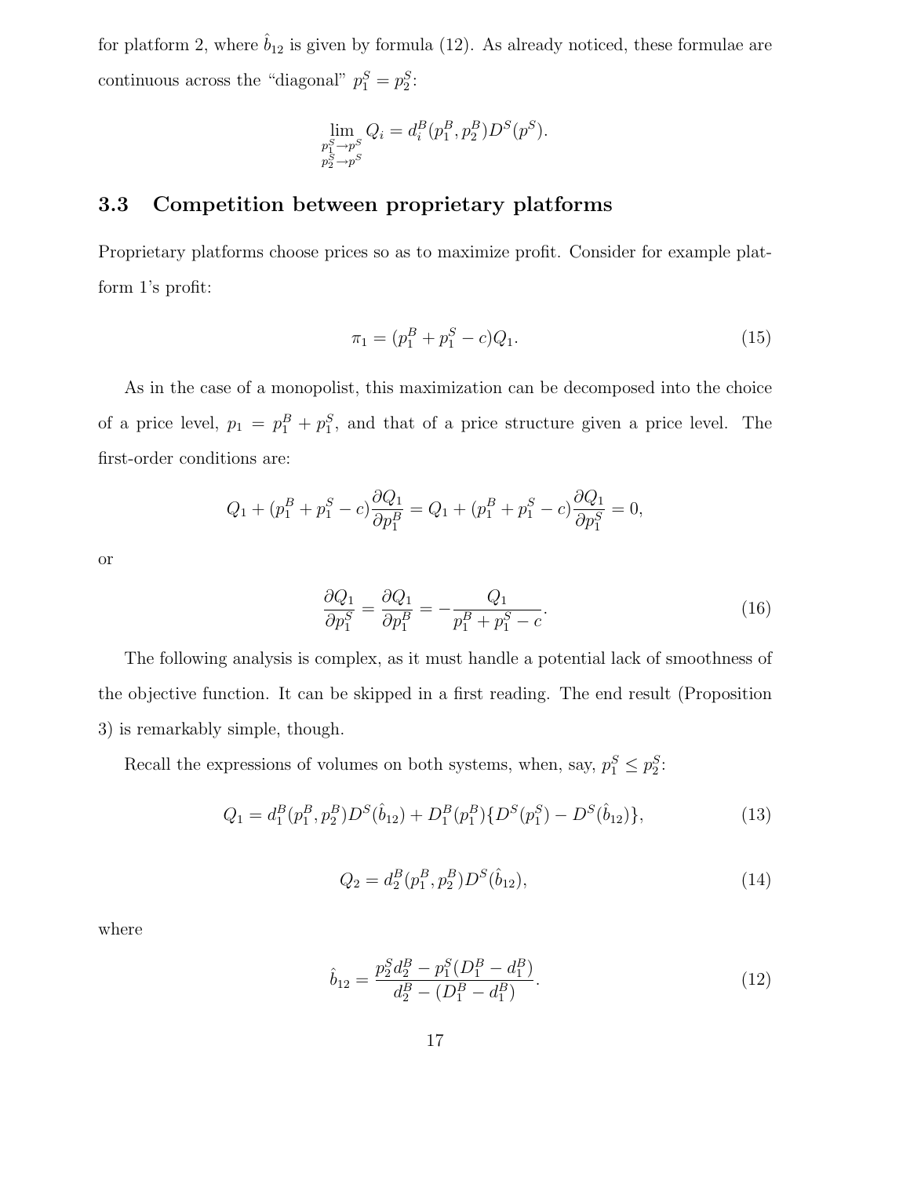for platform 2, where $\hat{b}_{12}$ is given by formula (12). As already noticed, these formulae are continuous across the "diagonal" $p_1^S = p_2^S$:

$$\lim_{\substack{p_1^S \to p^S \\ p_2^S \to p^S}} Q_i = d_i^B(p_1^B, p_2^B) D^S(p^S).$$

### 3.3 Competition between proprietary platforms

Proprietary platforms choose prices so as to maximize profit. Consider for example platform 1's profit:

$$\pi_1 = (p_1^B + p_1^S - c) Q_1. \tag{15}$$

As in the case of a monopolist, this maximization can be decomposed into the choice of a price level, $p_1 = p_1^B + p_1^S$, and that of a price structure given a price level. The first-order conditions are:

$$Q_1 + (p_1^B + p_1^S - c)\frac{\partial Q_1}{\partial p_1^B} = Q_1 + (p_1^B + p_1^S - c)\frac{\partial Q_1}{\partial p_1^S} = 0,$$

or

$$\frac{\partial Q_1}{\partial p_1^S} = \frac{\partial Q_1}{\partial p_1^B} = -\frac{Q_1}{p_1^B + p_1^S - c}. \tag{16}$$

The following analysis is complex, as it must handle a potential lack of smoothness of the objective function. It can be skipped in a first reading. The end result (Proposition 3) is remarkably simple, though.

Recall the expressions of volumes on both systems, when, say, $p_1^S \leq p_2^S$:

$$Q_1 = d_1^B(p_1^B, p_2^B) D^S(\hat{b}_{12}) + D_1^B(p_1^B)\{D^S(p_1^S) - D^S(\hat{b}_{12})\}, \tag{13}$$

$$Q_2 = d_2^B(p_1^B, p_2^B) D^S(\hat{b}_{12}), \tag{14}$$

where

$$\hat{b}_{12} = \frac{p_2^S d_2^B - p_1^S(D_1^B - d_1^B)}{d_2^B - (D_1^B - d_1^B)}. \tag{12}$$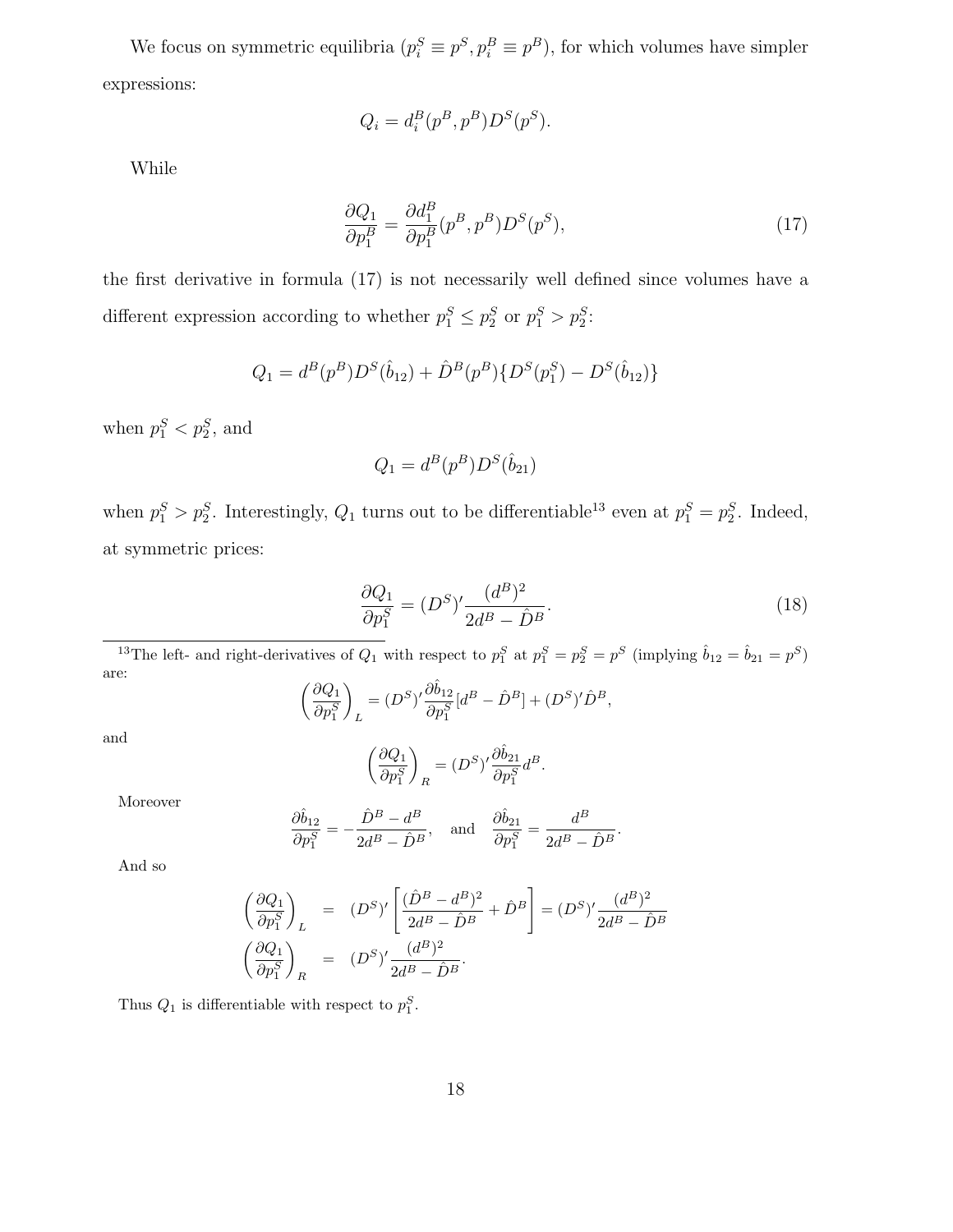We focus on symmetric equilibria ($p_i^S \equiv p^S, p_i^B \equiv p^B$), for which volumes have simpler expressions:

$$Q_i = d_i^B(p^B, p^B)D^S(p^S).$$

While

$$\frac{\partial Q_1}{\partial p_1^B} = \frac{\partial d_1^B}{\partial p_1^B}(p^B, p^B)D^S(p^S), \tag{17}$$

the first derivative in formula (17) is not necessarily well defined since volumes have a different expression according to whether $p_1^S \leq p_2^S$ or $p_1^S > p_2^S$:

$$Q_1 = d^B(p^B)D^S(\hat{b}_{12}) + \hat{D}^B(p^B)\{D^S(p_1^S) - D^S(\hat{b}_{12})\}$$

when $p_1^S < p_2^S$, and

$$Q_1 = d^B(p^B)D^S(\hat{b}_{21})$$

when $p_1^S > p_2^S$. Interestingly, $Q_1$ turns out to be differentiable[13] even at $p_1^S = p_2^S$. Indeed, at symmetric prices:

$$\frac{\partial Q_1}{\partial p_1^S} = (D^S)' \frac{(d^B)^2}{2d^B - \hat{D}^B}. \tag{18}$$

[13] The left- and right-derivatives of $Q_1$ with respect to $p_1^S$ at $p_1^S = p_2^S = p^S$ (implying $\hat{b}_{12} = \hat{b}_{21} = p^S$) are:

$$\left(\frac{\partial Q_1}{\partial p_1^S}\right)_L = (D^S)' \frac{\partial \hat{b}_{12}}{\partial p_1^S}[d^B - \hat{D}^B] + (D^S)'\hat{D}^B,$$

and

$$\left(\frac{\partial Q_1}{\partial p_1^S}\right)_R = (D^S)' \frac{\partial \hat{b}_{21}}{\partial p_1^S} d^B.$$

Moreover

$$\frac{\partial \hat{b}_{12}}{\partial p_1^S} = -\frac{\hat{D}^B - d^B}{2d^B - \hat{D}^B}, \quad \text{and} \quad \frac{\partial \hat{b}_{21}}{\partial p_1^S} = \frac{d^B}{2d^B - \hat{D}^B}.$$

And so

$$\begin{aligned}
\left(\frac{\partial Q_1}{\partial p_1^S}\right)_L &= (D^S)' \left[\frac{(\hat{D}^B - d^B)^2}{2d^B - \hat{D}^B} + \hat{D}^B\right] = (D^S)' \frac{(d^B)^2}{2d^B - \hat{D}^B} \\
\left(\frac{\partial Q_1}{\partial p_1^S}\right)_R &= (D^S)' \frac{(d^B)^2}{2d^B - \hat{D}^B}.
\end{aligned}$$

Thus $Q_1$ is differentiable with respect to $p_1^S$.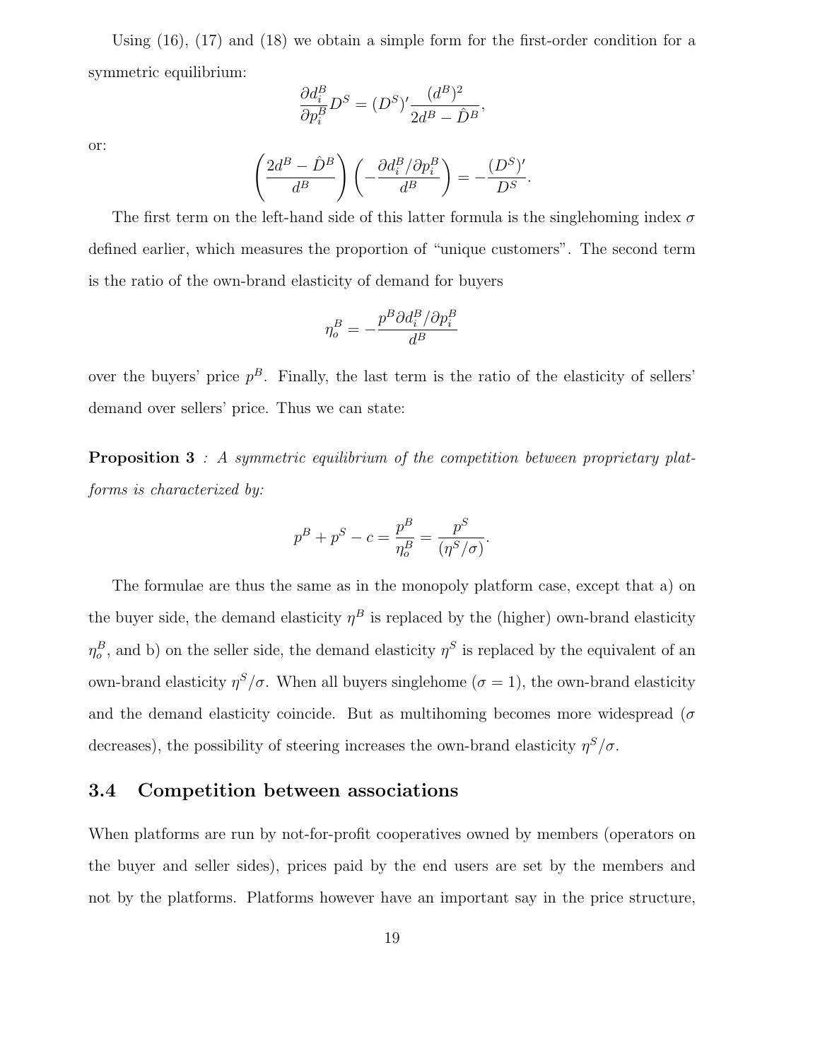Using (16), (17) and (18) we obtain a simple form for the first-order condition for a symmetric equilibrium:

$$\frac{\partial d_i^B}{\partial p_i^B} D^S = (D^S)' \frac{(d^B)^2}{2d^B - \hat{D}^B},$$

or:

$$\left( \frac{2d^B - \hat{D}^B}{d^B} \right) \left( -\frac{\partial d_i^B / \partial p_i^B}{d^B} \right) = -\frac{(D^S)'}{D^S}.$$

The first term on the left-hand side of this latter formula is the singlehoming index $\sigma$ defined earlier, which measures the proportion of "unique customers". The second term is the ratio of the own-brand elasticity of demand for buyers

$$\eta_o^B = -\frac{p^B \partial d_i^B / \partial p_i^B}{d^B}$$

over the buyers' price $p^B$. Finally, the last term is the ratio of the elasticity of sellers' demand over sellers' price. Thus we can state:

**Proposition 3** *: A symmetric equilibrium of the competition between proprietary platforms is characterized by:*

$$p^B + p^S - c = \frac{p^B}{\eta_o^B} = \frac{p^S}{(\eta^S / \sigma)}.$$

The formulae are thus the same as in the monopoly platform case, except that a) on the buyer side, the demand elasticity $\eta^B$ is replaced by the (higher) own-brand elasticity $\eta_o^B$, and b) on the seller side, the demand elasticity $\eta^S$ is replaced by the equivalent of an own-brand elasticity $\eta^S/\sigma$. When all buyers singlehome ($\sigma = 1$), the own-brand elasticity and the demand elasticity coincide. But as multihoming becomes more widespread ($\sigma$ decreases), the possibility of steering increases the own-brand elasticity $\eta^S/\sigma$.

## 3.4 Competition between associations

When platforms are run by not-for-profit cooperatives owned by members (operators on the buyer and seller sides), prices paid by the end users are set by the members and not by the platforms. Platforms however have an important say in the price structure,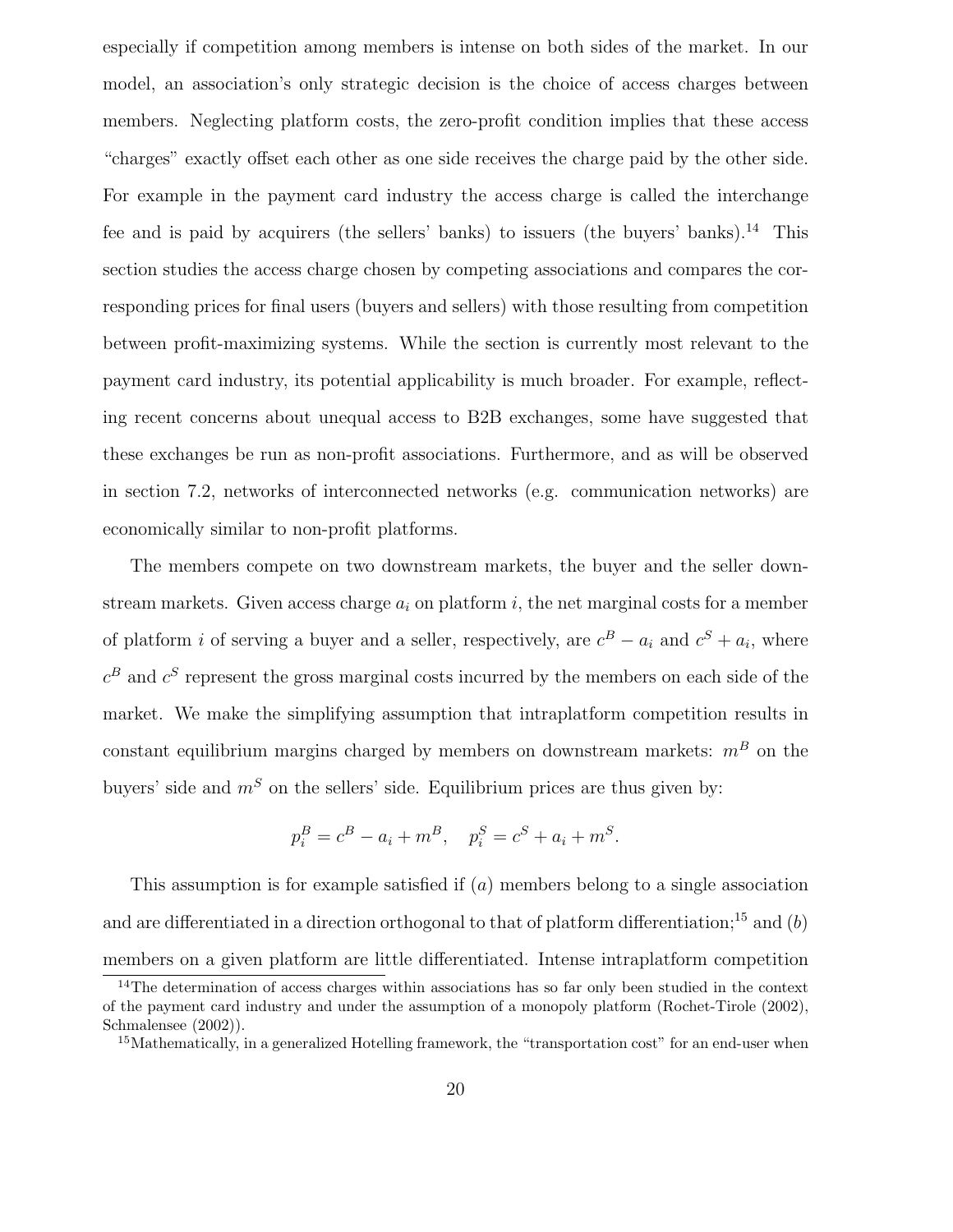especially if competition among members is intense on both sides of the market. In our model, an association's only strategic decision is the choice of access charges between members. Neglecting platform costs, the zero-profit condition implies that these access "charges" exactly offset each other as one side receives the charge paid by the other side. For example in the payment card industry the access charge is called the interchange fee and is paid by acquirers (the sellers' banks) to issuers (the buyers' banks).[14] This section studies the access charge chosen by competing associations and compares the corresponding prices for final users (buyers and sellers) with those resulting from competition between profit-maximizing systems. While the section is currently most relevant to the payment card industry, its potential applicability is much broader. For example, reflecting recent concerns about unequal access to B2B exchanges, some have suggested that these exchanges be run as non-profit associations. Furthermore, and as will be observed in section 7.2, networks of interconnected networks (e.g. communication networks) are economically similar to non-profit platforms.

The members compete on two downstream markets, the buyer and the seller downstream markets. Given access charge $a_i$ on platform $i$, the net marginal costs for a member of platform $i$ of serving a buyer and a seller, respectively, are $c^B - a_i$ and $c^S + a_i$, where $c^B$ and $c^S$ represent the gross marginal costs incurred by the members on each side of the market. We make the simplifying assumption that intraplatform competition results in constant equilibrium margins charged by members on downstream markets: $m^B$ on the buyers' side and $m^S$ on the sellers' side. Equilibrium prices are thus given by:

$$p_i^B = c^B - a_i + m^B, \quad p_i^S = c^S + a_i + m^S.$$

This assumption is for example satisfied if $(a)$ members belong to a single association and are differentiated in a direction orthogonal to that of platform differentiation;[15] and $(b)$ members on a given platform are little differentiated. Intense intraplatform competition

[14] The determination of access charges within associations has so far only been studied in the context of the payment card industry and under the assumption of a monopoly platform (Rochet-Tirole (2002), Schmalensee (2002)).

[15] Mathematically, in a generalized Hotelling framework, the "transportation cost" for an end-user when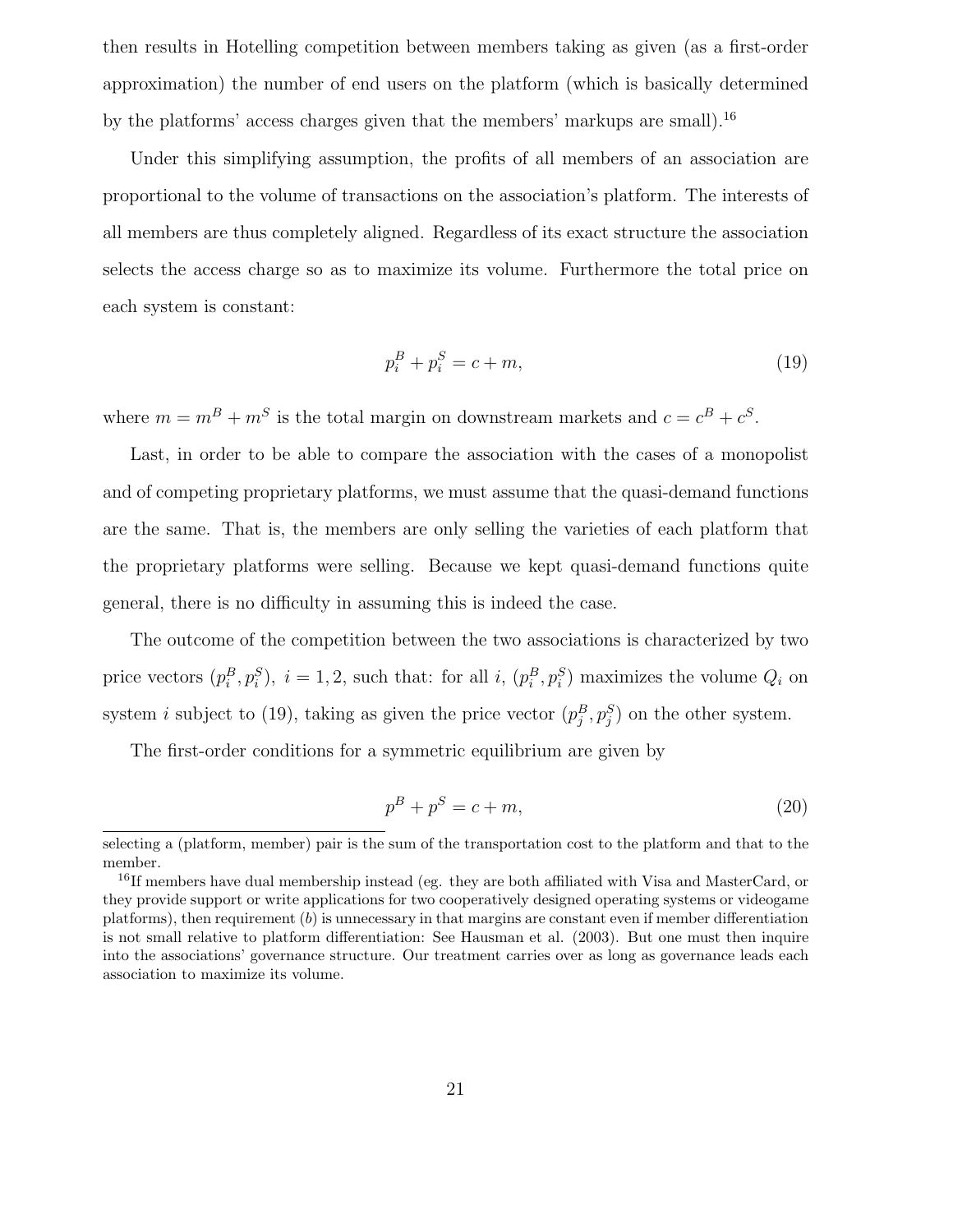then results in Hotelling competition between members taking as given (as a first-order approximation) the number of end users on the platform (which is basically determined by the platforms' access charges given that the members' markups are small).[16]

Under this simplifying assumption, the profits of all members of an association are proportional to the volume of transactions on the association's platform. The interests of all members are thus completely aligned. Regardless of its exact structure the association selects the access charge so as to maximize its volume. Furthermore the total price on each system is constant:

$$p_i^B + p_i^S = c + m, \tag{19}$$

where $m = m^B + m^S$ is the total margin on downstream markets and $c = c^B + c^S$.

Last, in order to be able to compare the association with the cases of a monopolist and of competing proprietary platforms, we must assume that the quasi-demand functions are the same. That is, the members are only selling the varieties of each platform that the proprietary platforms were selling. Because we kept quasi-demand functions quite general, there is no difficulty in assuming this is indeed the case.

The outcome of the competition between the two associations is characterized by two price vectors $(p_i^B, p_i^S)$, $i = 1, 2$, such that: for all $i$, $(p_i^B, p_i^S)$ maximizes the volume $Q_i$ on system $i$ subject to (19), taking as given the price vector $(p_j^B, p_j^S)$ on the other system.

The first-order conditions for a symmetric equilibrium are given by

$$p^B + p^S = c + m, \tag{20}$$

selecting a (platform, member) pair is the sum of the transportation cost to the platform and that to the member.

[16] If members have dual membership instead (eg. they are both affiliated with Visa and MasterCard, or they provide support or write applications for two cooperatively designed operating systems or videogame platforms), then requirement (*b*) is unnecessary in that margins are constant even if member differentiation is not small relative to platform differentiation: See Hausman et al. (2003). But one must then inquire into the associations' governance structure. Our treatment carries over as long as governance leads each association to maximize its volume.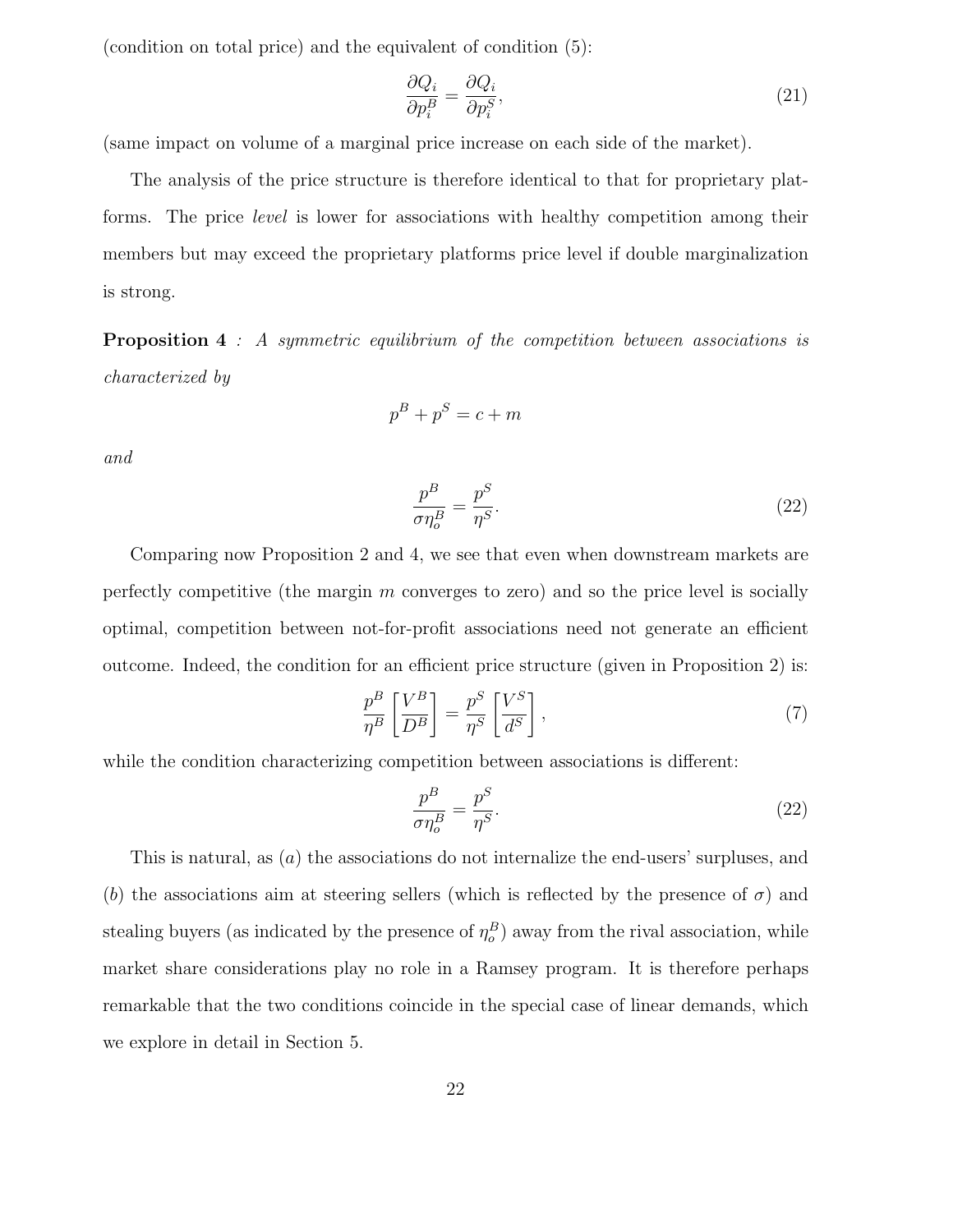(condition on total price) and the equivalent of condition (5):

$$\frac{\partial Q_i}{\partial p_i^B} = \frac{\partial Q_i}{\partial p_i^S}, \tag{21}$$

(same impact on volume of a marginal price increase on each side of the market).

The analysis of the price structure is therefore identical to that for proprietary platforms. The price *level* is lower for associations with healthy competition among their members but may exceed the proprietary platforms price level if double marginalization is strong.

**Proposition 4** *: A symmetric equilibrium of the competition between associations is characterized by*

$$p^B + p^S = c + m$$

*and*

$$\frac{p^B}{\sigma \eta_o^B} = \frac{p^S}{\eta^S}. \tag{22}$$

Comparing now Proposition 2 and 4, we see that even when downstream markets are perfectly competitive (the margin $m$ converges to zero) and so the price level is socially optimal, competition between not-for-profit associations need not generate an efficient outcome. Indeed, the condition for an efficient price structure (given in Proposition 2) is:

$$\frac{p^B}{\eta^B}\left[\frac{V^B}{D^B}\right] = \frac{p^S}{\eta^S}\left[\frac{V^S}{d^S}\right], \tag{7}$$

while the condition characterizing competition between associations is different:

$$\frac{p^B}{\sigma \eta_o^B} = \frac{p^S}{\eta^S}. \tag{22}$$

This is natural, as ($a$) the associations do not internalize the end-users' surpluses, and ($b$) the associations aim at steering sellers (which is reflected by the presence of $\sigma$) and stealing buyers (as indicated by the presence of $\eta_o^B$) away from the rival association, while market share considerations play no role in a Ramsey program. It is therefore perhaps remarkable that the two conditions coincide in the special case of linear demands, which we explore in detail in Section 5.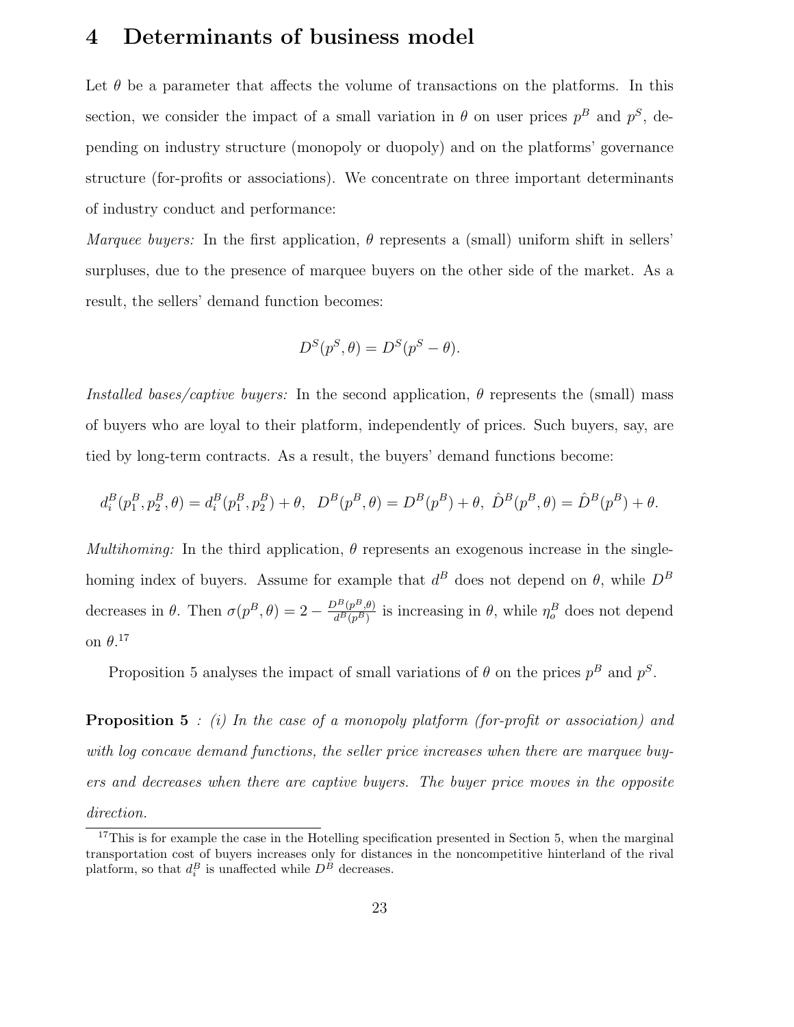# 4 Determinants of business model

Let $\theta$ be a parameter that affects the volume of transactions on the platforms. In this section, we consider the impact of a small variation in $\theta$ on user prices $p^B$ and $p^S$, depending on industry structure (monopoly or duopoly) and on the platforms' governance structure (for-profits or associations). We concentrate on three important determinants of industry conduct and performance:

*Marquee buyers:* In the first application, $\theta$ represents a (small) uniform shift in sellers' surpluses, due to the presence of marquee buyers on the other side of the market. As a result, the sellers' demand function becomes:

$$D^S(p^S, \theta) = D^S(p^S - \theta).$$

*Installed bases/captive buyers:* In the second application, $\theta$ represents the (small) mass of buyers who are loyal to their platform, independently of prices. Such buyers, say, are tied by long-term contracts. As a result, the buyers' demand functions become:

$$d_i^B(p_1^B, p_2^B, \theta) = d_i^B(p_1^B, p_2^B) + \theta, \;\; D^B(p^B, \theta) = D^B(p^B) + \theta, \;\; \hat{D}^B(p^B, \theta) = \hat{D}^B(p^B) + \theta.$$

*Multihoming:* In the third application, $\theta$ represents an exogenous increase in the single-homing index of buyers. Assume for example that $d^B$ does not depend on $\theta$, while $D^B$ decreases in $\theta$. Then $\sigma(p^B, \theta) = 2 - \frac{D^B(p^B,\theta)}{d^B(p^B)}$ is increasing in $\theta$, while $\eta_o^B$ does not depend on $\theta$.[17]

Proposition 5 analyses the impact of small variations of $\theta$ on the prices $p^B$ and $p^S$.

**Proposition 5** *: (i) In the case of a monopoly platform (for-profit or association) and with log concave demand functions, the seller price increases when there are marquee buyers and decreases when there are captive buyers. The buyer price moves in the opposite direction.*

[17] This is for example the case in the Hotelling specification presented in Section 5, when the marginal transportation cost of buyers increases only for distances in the noncompetitive hinterland of the rival platform, so that $d_i^B$ is unaffected while $D^B$ decreases.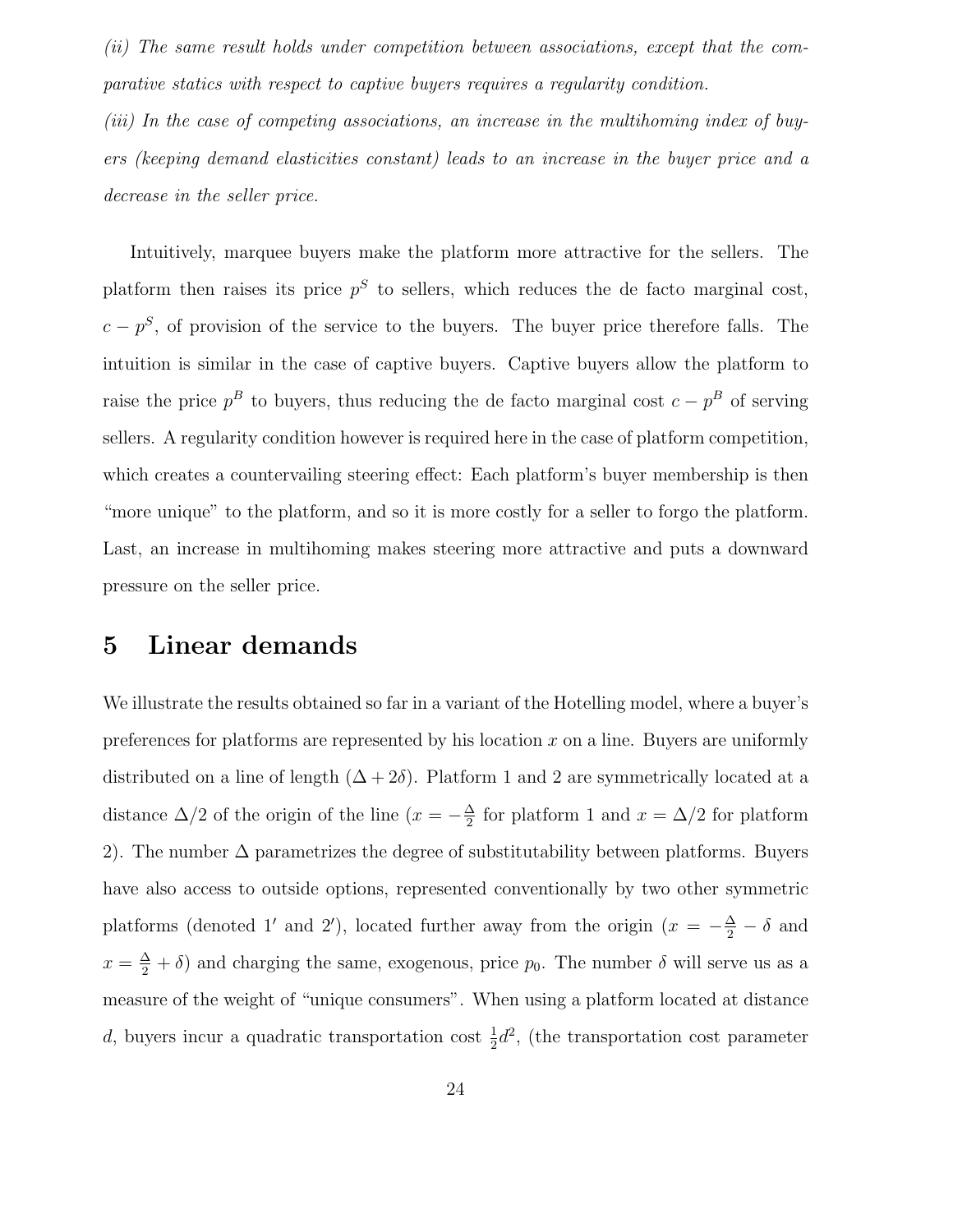*(ii) The same result holds under competition between associations, except that the comparative statics with respect to captive buyers requires a regularity condition.*

*(iii) In the case of competing associations, an increase in the multihoming index of buyers (keeping demand elasticities constant) leads to an increase in the buyer price and a decrease in the seller price.*

Intuitively, marquee buyers make the platform more attractive for the sellers. The platform then raises its price $p^S$ to sellers, which reduces the de facto marginal cost, $c - p^S$, of provision of the service to the buyers. The buyer price therefore falls. The intuition is similar in the case of captive buyers. Captive buyers allow the platform to raise the price $p^B$ to buyers, thus reducing the de facto marginal cost $c - p^B$ of serving sellers. A regularity condition however is required here in the case of platform competition, which creates a countervailing steering effect: Each platform's buyer membership is then "more unique" to the platform, and so it is more costly for a seller to forgo the platform. Last, an increase in multihoming makes steering more attractive and puts a downward pressure on the seller price.

## 5 Linear demands

We illustrate the results obtained so far in a variant of the Hotelling model, where a buyer's preferences for platforms are represented by his location $x$ on a line. Buyers are uniformly distributed on a line of length $(\Delta + 2\delta)$. Platform 1 and 2 are symmetrically located at a distance $\Delta/2$ of the origin of the line ($x = -\frac{\Delta}{2}$ for platform 1 and $x = \Delta/2$ for platform 2). The number $\Delta$ parametrizes the degree of substitutability between platforms. Buyers have also access to outside options, represented conventionally by two other symmetric platforms (denoted $1'$ and $2'$), located further away from the origin ($x = -\frac{\Delta}{2} - \delta$ and $x = \frac{\Delta}{2} + \delta$) and charging the same, exogenous, price $p_0$. The number $\delta$ will serve us as a measure of the weight of "unique consumers". When using a platform located at distance $d$, buyers incur a quadratic transportation cost $\frac{1}{2}d^2$, (the transportation cost parameter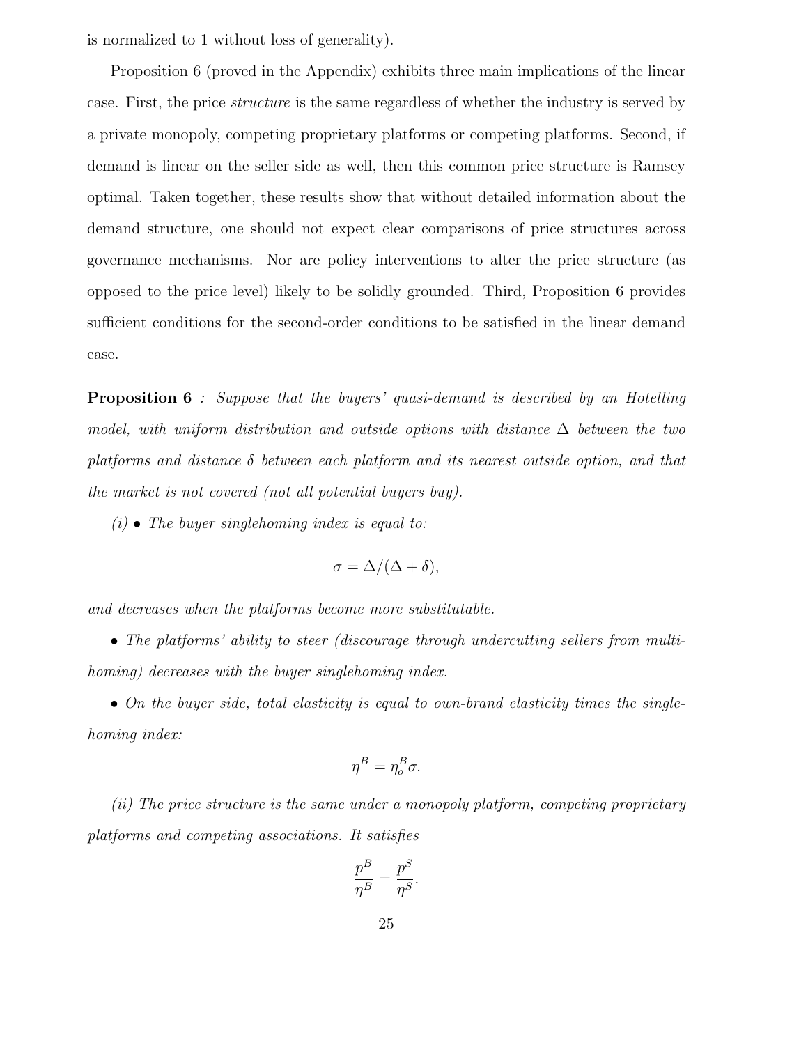is normalized to 1 without loss of generality).

Proposition 6 (proved in the Appendix) exhibits three main implications of the linear case. First, the price *structure* is the same regardless of whether the industry is served by a private monopoly, competing proprietary platforms or competing platforms. Second, if demand is linear on the seller side as well, then this common price structure is Ramsey optimal. Taken together, these results show that without detailed information about the demand structure, one should not expect clear comparisons of price structures across governance mechanisms. Nor are policy interventions to alter the price structure (as opposed to the price level) likely to be solidly grounded. Third, Proposition 6 provides sufficient conditions for the second-order conditions to be satisfied in the linear demand case.

**Proposition 6** *: Suppose that the buyers' quasi-demand is described by an Hotelling model, with uniform distribution and outside options with distance $\Delta$ between the two platforms and distance $\delta$ between each platform and its nearest outside option, and that the market is not covered (not all potential buyers buy).*

*(i) • The buyer singlehoming index is equal to:*

$$\sigma = \Delta/(\Delta + \delta),$$

*and decreases when the platforms become more substitutable.*

*• The platforms' ability to steer (discourage through undercutting sellers from multihoming) decreases with the buyer singlehoming index.*

*• On the buyer side, total elasticity is equal to own-brand elasticity times the singlehoming index:*

$$\eta^B = \eta_o^B \sigma.$$

*(ii) The price structure is the same under a monopoly platform, competing proprietary platforms and competing associations. It satisfies*

$$\frac{p^B}{\eta^B} = \frac{p^S}{\eta^S}.$$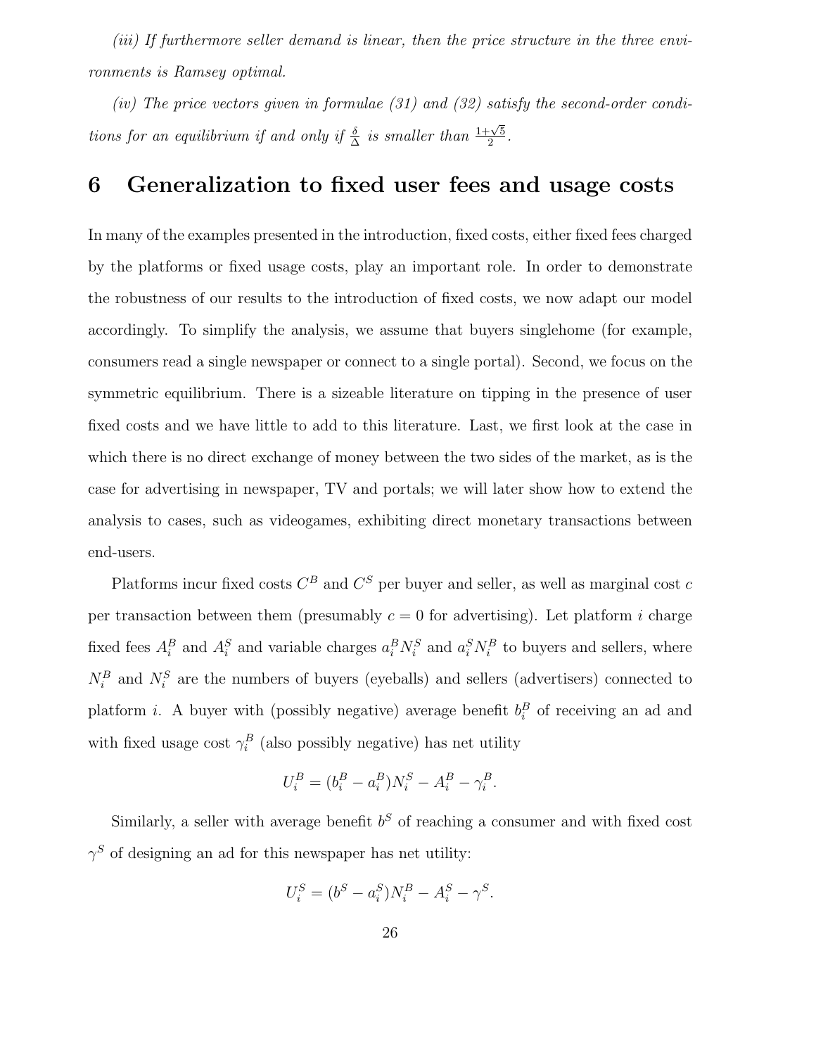*(iii) If furthermore seller demand is linear, then the price structure in the three environments is Ramsey optimal.*

*(iv) The price vectors given in formulae (31) and (32) satisfy the second-order conditions for an equilibrium if and only if $\frac{\delta}{\Delta}$ is smaller than $\frac{1+\sqrt{5}}{2}$.*

# 6 Generalization to fixed user fees and usage costs

In many of the examples presented in the introduction, fixed costs, either fixed fees charged by the platforms or fixed usage costs, play an important role. In order to demonstrate the robustness of our results to the introduction of fixed costs, we now adapt our model accordingly. To simplify the analysis, we assume that buyers singlehome (for example, consumers read a single newspaper or connect to a single portal). Second, we focus on the symmetric equilibrium. There is a sizeable literature on tipping in the presence of user fixed costs and we have little to add to this literature. Last, we first look at the case in which there is no direct exchange of money between the two sides of the market, as is the case for advertising in newspaper, TV and portals; we will later show how to extend the analysis to cases, such as videogames, exhibiting direct monetary transactions between end-users.

Platforms incur fixed costs $C^B$ and $C^S$ per buyer and seller, as well as marginal cost $c$ per transaction between them (presumably $c = 0$ for advertising). Let platform $i$ charge fixed fees $A_i^B$ and $A_i^S$ and variable charges $a_i^B N_i^S$ and $a_i^S N_i^B$ to buyers and sellers, where $N_i^B$ and $N_i^S$ are the numbers of buyers (eyeballs) and sellers (advertisers) connected to platform $i$. A buyer with (possibly negative) average benefit $b_i^B$ of receiving an ad and with fixed usage cost $\gamma_i^B$ (also possibly negative) has net utility

$$U_i^B = (b_i^B - a_i^B)N_i^S - A_i^B - \gamma_i^B.$$

Similarly, a seller with average benefit $b^S$ of reaching a consumer and with fixed cost $\gamma^S$ of designing an ad for this newspaper has net utility:

$$U_i^S = (b^S - a_i^S)N_i^B - A_i^S - \gamma^S.$$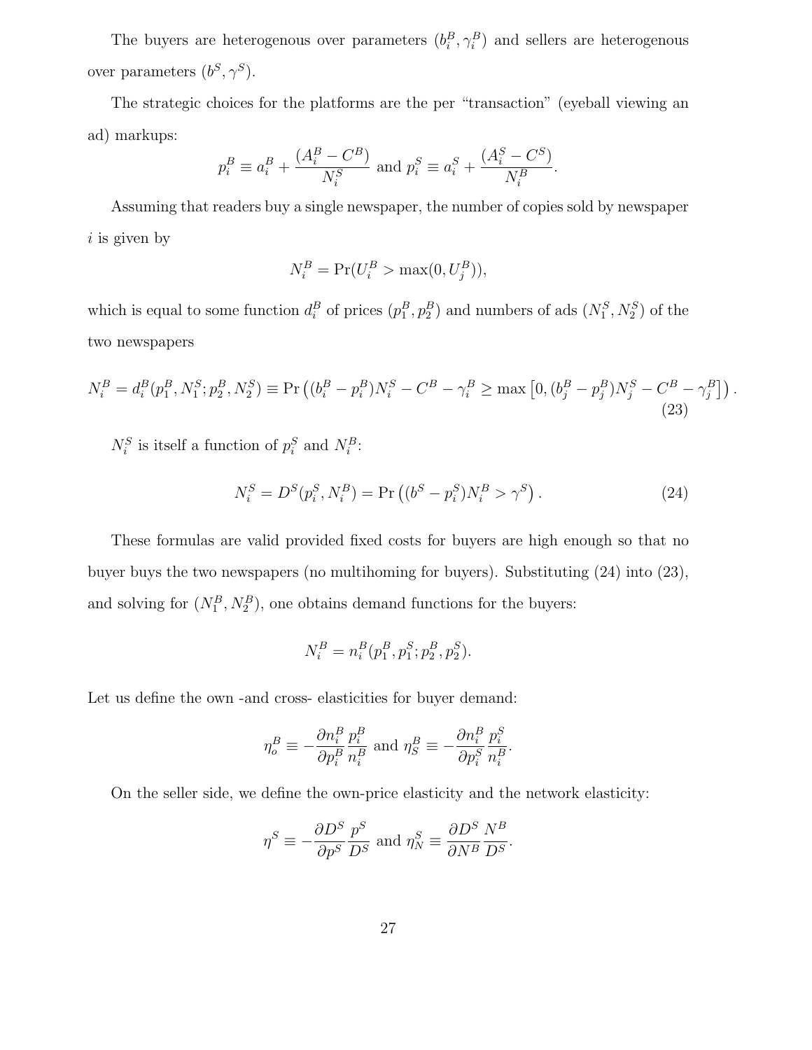The buyers are heterogenous over parameters $(b_i^B, \gamma_i^B)$ and sellers are heterogenous over parameters $(b^S, \gamma^S)$.

The strategic choices for the platforms are the per "transaction" (eyeball viewing an ad) markups:

$$p_i^B \equiv a_i^B + \frac{(A_i^B - C^B)}{N_i^S} \text{ and } p_i^S \equiv a_i^S + \frac{(A_i^S - C^S)}{N_i^B}.$$

Assuming that readers buy a single newspaper, the number of copies sold by newspaper $i$ is given by

$$N_i^B = \Pr(U_i^B > \max(0, U_j^B)),$$

which is equal to some function $d_i^B$ of prices $(p_1^B, p_2^B)$ and numbers of ads $(N_1^S, N_2^S)$ of the two newspapers

$$N_i^B = d_i^B(p_1^B, N_1^S; p_2^B, N_2^S) \equiv \Pr\left((b_i^B - p_i^B)N_i^S - C^B - \gamma_i^B \geq \max\left[0, (b_j^B - p_j^B)N_j^S - C^B - \gamma_j^B\right]\right). \tag{23}$$

$N_i^S$ is itself a function of $p_i^S$ and $N_i^B$:

$$N_i^S = D^S(p_i^S, N_i^B) = \Pr\left((b^S - p_i^S)N_i^B > \gamma^S\right). \tag{24}$$

These formulas are valid provided fixed costs for buyers are high enough so that no buyer buys the two newspapers (no multihoming for buyers). Substituting (24) into (23), and solving for $(N_1^B, N_2^B)$, one obtains demand functions for the buyers:

$$N_i^B = n_i^B(p_1^B, p_1^S; p_2^B, p_2^S).$$

Let us define the own -and cross- elasticities for buyer demand:

$$\eta_o^B \equiv -\frac{\partial n_i^B}{\partial p_i^B}\frac{p_i^B}{n_i^B} \text{ and } \eta_S^B \equiv -\frac{\partial n_i^B}{\partial p_i^S}\frac{p_i^S}{n_i^B}.$$

On the seller side, we define the own-price elasticity and the network elasticity:

$$\eta^S \equiv -\frac{\partial D^S}{\partial p^S}\frac{p^S}{D^S} \text{ and } \eta_N^S \equiv \frac{\partial D^S}{\partial N^B}\frac{N^B}{D^S}.$$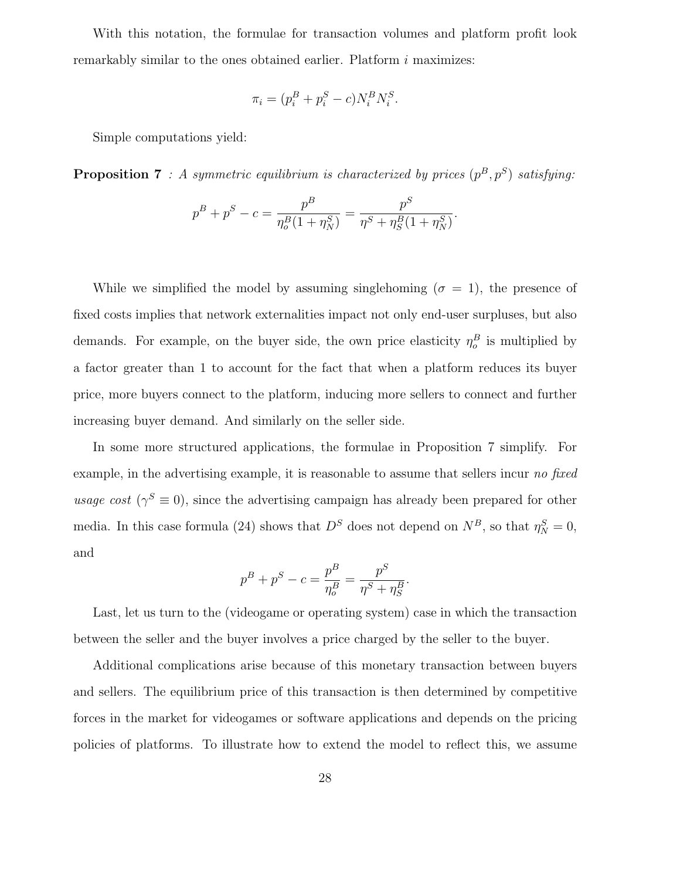With this notation, the formulae for transaction volumes and platform profit look remarkably similar to the ones obtained earlier. Platform $i$ maximizes:

$$\pi_i = (p_i^B + p_i^S - c)N_i^B N_i^S.$$

Simple computations yield:

**Proposition 7** *: A symmetric equilibrium is characterized by prices $(p^B, p^S)$ satisfying:*

$$p^B + p^S - c = \frac{p^B}{\eta_o^B(1+\eta_N^S)} = \frac{p^S}{\eta^S + \eta_S^B(1+\eta_N^S)}.$$

While we simplified the model by assuming singlehoming ($\sigma = 1$), the presence of fixed costs implies that network externalities impact not only end-user surpluses, but also demands. For example, on the buyer side, the own price elasticity $\eta_o^B$ is multiplied by a factor greater than 1 to account for the fact that when a platform reduces its buyer price, more buyers connect to the platform, inducing more sellers to connect and further increasing buyer demand. And similarly on the seller side.

In some more structured applications, the formulae in Proposition 7 simplify. For example, in the advertising example, it is reasonable to assume that sellers incur *no fixed usage cost* ($\gamma^S \equiv 0$), since the advertising campaign has already been prepared for other media. In this case formula (24) shows that $D^S$ does not depend on $N^B$, so that $\eta_N^S = 0$, and

$$p^B + p^S - c = \frac{p^B}{\eta_o^B} = \frac{p^S}{\eta^S + \eta_S^B}.$$

Last, let us turn to the (videogame or operating system) case in which the transaction between the seller and the buyer involves a price charged by the seller to the buyer.

Additional complications arise because of this monetary transaction between buyers and sellers. The equilibrium price of this transaction is then determined by competitive forces in the market for videogames or software applications and depends on the pricing policies of platforms. To illustrate how to extend the model to reflect this, we assume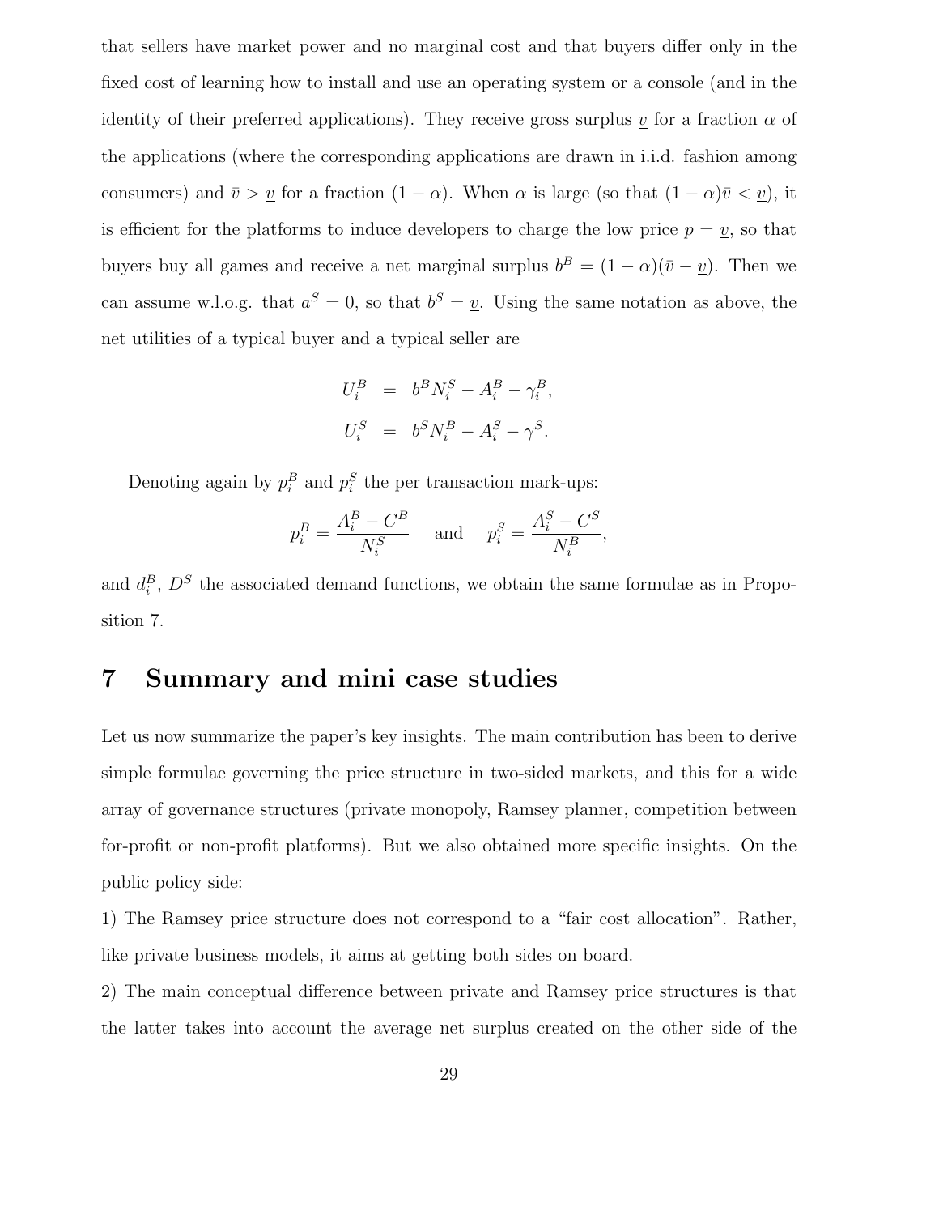that sellers have market power and no marginal cost and that buyers differ only in the fixed cost of learning how to install and use an operating system or a console (and in the identity of their preferred applications). They receive gross surplus $\underline{v}$ for a fraction $\alpha$ of the applications (where the corresponding applications are drawn in i.i.d. fashion among consumers) and $\bar{v} > \underline{v}$ for a fraction $(1-\alpha)$. When $\alpha$ is large (so that $(1-\alpha)\bar{v} < \underline{v}$), it is efficient for the platforms to induce developers to charge the low price $p = \underline{v}$, so that buyers buy all games and receive a net marginal surplus $b^B = (1-\alpha)(\bar{v} - \underline{v})$. Then we can assume w.l.o.g. that $a^S = 0$, so that $b^S = \underline{v}$. Using the same notation as above, the net utilities of a typical buyer and a typical seller are

$$
\begin{aligned}
U_i^B &= b^B N_i^S - A_i^B - \gamma_i^B, \\
U_i^S &= b^S N_i^B - A_i^S - \gamma^S.
\end{aligned}
$$

Denoting again by $p_i^B$ and $p_i^S$ the per transaction mark-ups:

$$
p_i^B = \frac{A_i^B - C^B}{N_i^S} \quad \text{and} \quad p_i^S = \frac{A_i^S - C^S}{N_i^B},
$$

and $d_i^B$, $D^S$ the associated demand functions, we obtain the same formulae as in Proposition 7.

# 7 Summary and mini case studies

Let us now summarize the paper's key insights. The main contribution has been to derive simple formulae governing the price structure in two-sided markets, and this for a wide array of governance structures (private monopoly, Ramsey planner, competition between for-profit or non-profit platforms). But we also obtained more specific insights. On the public policy side:

1) The Ramsey price structure does not correspond to a "fair cost allocation". Rather, like private business models, it aims at getting both sides on board.

2) The main conceptual difference between private and Ramsey price structures is that the latter takes into account the average net surplus created on the other side of the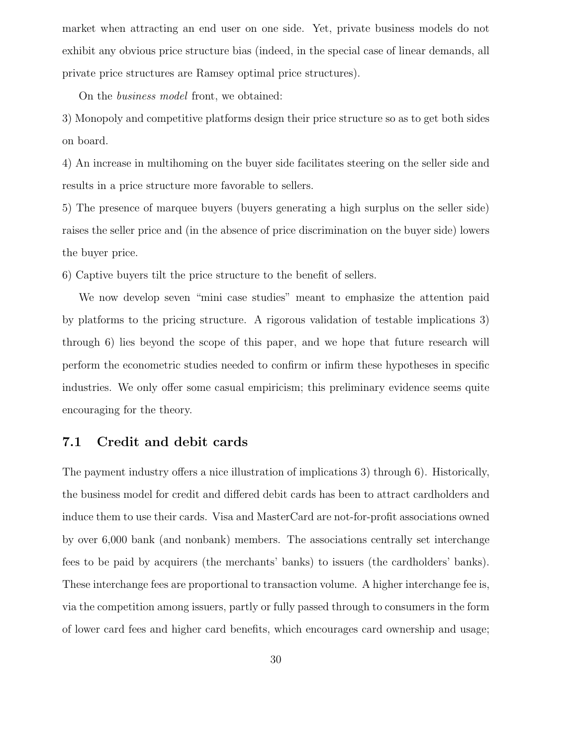market when attracting an end user on one side. Yet, private business models do not exhibit any obvious price structure bias (indeed, in the special case of linear demands, all private price structures are Ramsey optimal price structures).

On the *business model* front, we obtained:

3) Monopoly and competitive platforms design their price structure so as to get both sides on board.

4) An increase in multihoming on the buyer side facilitates steering on the seller side and results in a price structure more favorable to sellers.

5) The presence of marquee buyers (buyers generating a high surplus on the seller side) raises the seller price and (in the absence of price discrimination on the buyer side) lowers the buyer price.

6) Captive buyers tilt the price structure to the benefit of sellers.

We now develop seven "mini case studies" meant to emphasize the attention paid by platforms to the pricing structure. A rigorous validation of testable implications 3) through 6) lies beyond the scope of this paper, and we hope that future research will perform the econometric studies needed to confirm or infirm these hypotheses in specific industries. We only offer some casual empiricism; this preliminary evidence seems quite encouraging for the theory.

## 7.1 Credit and debit cards

The payment industry offers a nice illustration of implications 3) through 6). Historically, the business model for credit and differed debit cards has been to attract cardholders and induce them to use their cards. Visa and MasterCard are not-for-profit associations owned by over 6,000 bank (and nonbank) members. The associations centrally set interchange fees to be paid by acquirers (the merchants' banks) to issuers (the cardholders' banks). These interchange fees are proportional to transaction volume. A higher interchange fee is, via the competition among issuers, partly or fully passed through to consumers in the form of lower card fees and higher card benefits, which encourages card ownership and usage;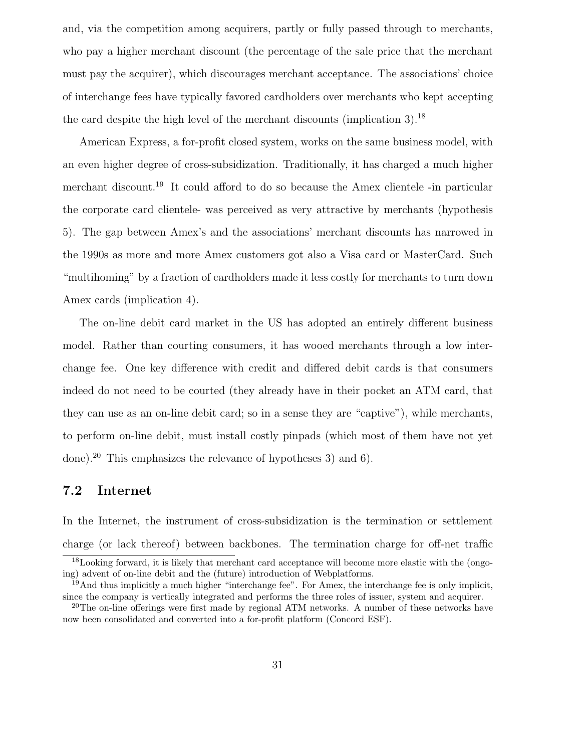and, via the competition among acquirers, partly or fully passed through to merchants, who pay a higher merchant discount (the percentage of the sale price that the merchant must pay the acquirer), which discourages merchant acceptance. The associations' choice of interchange fees have typically favored cardholders over merchants who kept accepting the card despite the high level of the merchant discounts (implication 3).[18]

American Express, a for-profit closed system, works on the same business model, with an even higher degree of cross-subsidization. Traditionally, it has charged a much higher merchant discount.[19] It could afford to do so because the Amex clientele -in particular the corporate card clientele- was perceived as very attractive by merchants (hypothesis 5). The gap between Amex's and the associations' merchant discounts has narrowed in the 1990s as more and more Amex customers got also a Visa card or MasterCard. Such "multihoming" by a fraction of cardholders made it less costly for merchants to turn down Amex cards (implication 4).

The on-line debit card market in the US has adopted an entirely different business model. Rather than courting consumers, it has wooed merchants through a low interchange fee. One key difference with credit and differed debit cards is that consumers indeed do not need to be courted (they already have in their pocket an ATM card, that they can use as an on-line debit card; so in a sense they are "captive"), while merchants, to perform on-line debit, must install costly pinpads (which most of them have not yet done).[20] This emphasizes the relevance of hypotheses 3) and 6).

## 7.2 Internet

In the Internet, the instrument of cross-subsidization is the termination or settlement charge (or lack thereof) between backbones. The termination charge for off-net traffic

[18]Looking forward, it is likely that merchant card acceptance will become more elastic with the (ongoing) advent of on-line debit and the (future) introduction of Webplatforms.

[19]And thus implicitly a much higher "interchange fee". For Amex, the interchange fee is only implicit, since the company is vertically integrated and performs the three roles of issuer, system and acquirer.

[20]The on-line offerings were first made by regional ATM networks. A number of these networks have now been consolidated and converted into a for-profit platform (Concord ESF).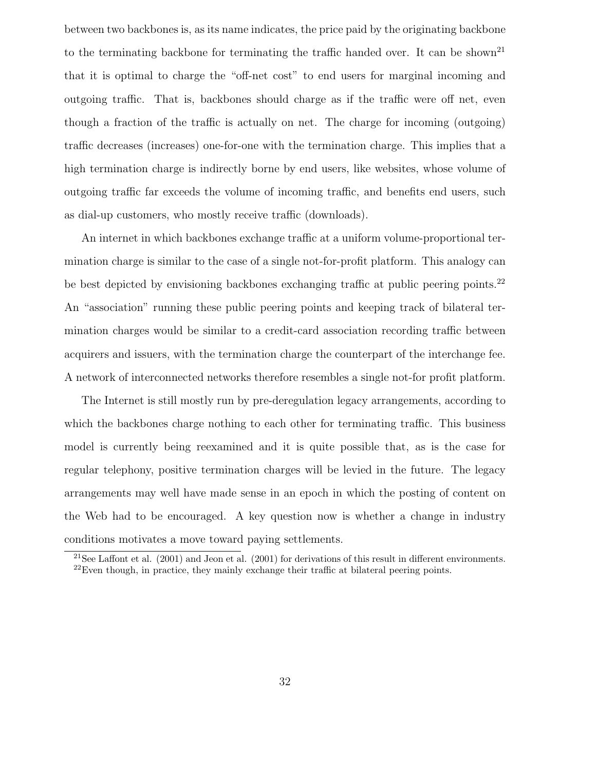between two backbones is, as its name indicates, the price paid by the originating backbone to the terminating backbone for terminating the traffic handed over. It can be shown[21] that it is optimal to charge the "off-net cost" to end users for marginal incoming and outgoing traffic. That is, backbones should charge as if the traffic were off net, even though a fraction of the traffic is actually on net. The charge for incoming (outgoing) traffic decreases (increases) one-for-one with the termination charge. This implies that a high termination charge is indirectly borne by end users, like websites, whose volume of outgoing traffic far exceeds the volume of incoming traffic, and benefits end users, such as dial-up customers, who mostly receive traffic (downloads).

An internet in which backbones exchange traffic at a uniform volume-proportional termination charge is similar to the case of a single not-for-profit platform. This analogy can be best depicted by envisioning backbones exchanging traffic at public peering points.[22] An "association" running these public peering points and keeping track of bilateral termination charges would be similar to a credit-card association recording traffic between acquirers and issuers, with the termination charge the counterpart of the interchange fee. A network of interconnected networks therefore resembles a single not-for profit platform.

The Internet is still mostly run by pre-deregulation legacy arrangements, according to which the backbones charge nothing to each other for terminating traffic. This business model is currently being reexamined and it is quite possible that, as is the case for regular telephony, positive termination charges will be levied in the future. The legacy arrangements may well have made sense in an epoch in which the posting of content on the Web had to be encouraged. A key question now is whether a change in industry conditions motivates a move toward paying settlements.

---

[21] See Laffont et al. (2001) and Jeon et al. (2001) for derivations of this result in different environments.

[22] Even though, in practice, they mainly exchange their traffic at bilateral peering points.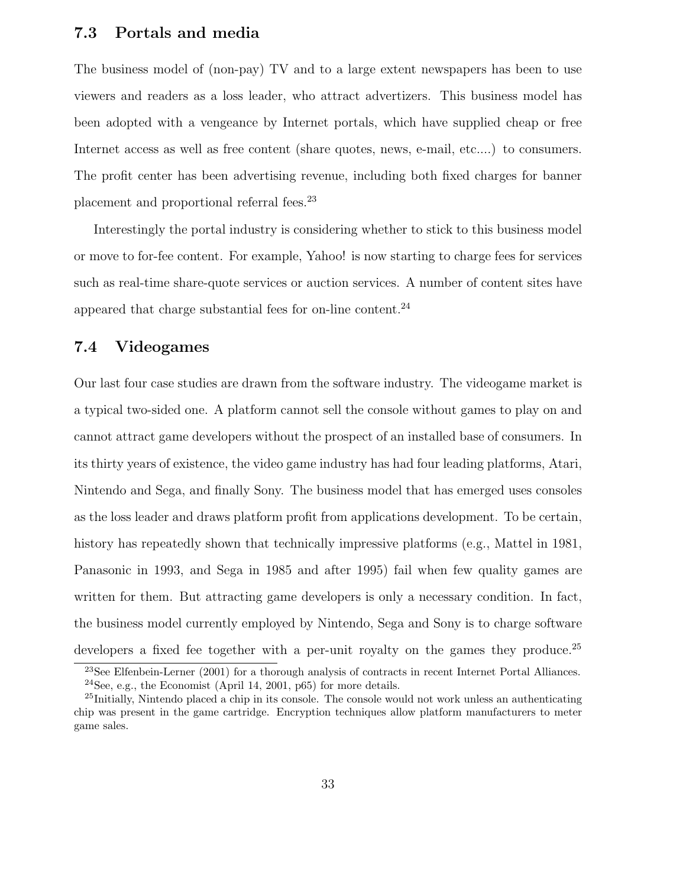### 7.3 Portals and media

The business model of (non-pay) TV and to a large extent newspapers has been to use viewers and readers as a loss leader, who attract advertizers. This business model has been adopted with a vengeance by Internet portals, which have supplied cheap or free Internet access as well as free content (share quotes, news, e-mail, etc....) to consumers. The profit center has been advertising revenue, including both fixed charges for banner placement and proportional referral fees.[23]

Interestingly the portal industry is considering whether to stick to this business model or move to for-fee content. For example, Yahoo! is now starting to charge fees for services such as real-time share-quote services or auction services. A number of content sites have appeared that charge substantial fees for on-line content.[24]

### 7.4 Videogames

Our last four case studies are drawn from the software industry. The videogame market is a typical two-sided one. A platform cannot sell the console without games to play on and cannot attract game developers without the prospect of an installed base of consumers. In its thirty years of existence, the video game industry has had four leading platforms, Atari, Nintendo and Sega, and finally Sony. The business model that has emerged uses consoles as the loss leader and draws platform profit from applications development. To be certain, history has repeatedly shown that technically impressive platforms (e.g., Mattel in 1981, Panasonic in 1993, and Sega in 1985 and after 1995) fail when few quality games are written for them. But attracting game developers is only a necessary condition. In fact, the business model currently employed by Nintendo, Sega and Sony is to charge software developers a fixed fee together with a per-unit royalty on the games they produce.[25]

---

[23] See Elfenbein-Lerner (2001) for a thorough analysis of contracts in recent Internet Portal Alliances.

[24] See, e.g., the Economist (April 14, 2001, p65) for more details.

[25] Initially, Nintendo placed a chip in its console. The console would not work unless an authenticating chip was present in the game cartridge. Encryption techniques allow platform manufacturers to meter game sales.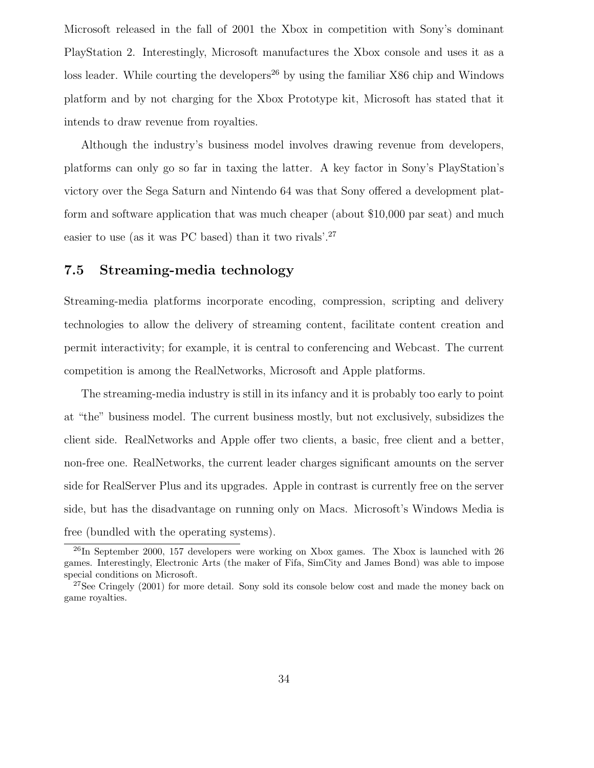Microsoft released in the fall of 2001 the Xbox in competition with Sony's dominant PlayStation 2. Interestingly, Microsoft manufactures the Xbox console and uses it as a loss leader. While courting the developers[26] by using the familiar X86 chip and Windows platform and by not charging for the Xbox Prototype kit, Microsoft has stated that it intends to draw revenue from royalties.

Although the industry's business model involves drawing revenue from developers, platforms can only go so far in taxing the latter. A key factor in Sony's PlayStation's victory over the Sega Saturn and Nintendo 64 was that Sony offered a development platform and software application that was much cheaper (about $10,000 par seat) and much easier to use (as it was PC based) than it two rivals'.[27]

## 7.5 Streaming-media technology

Streaming-media platforms incorporate encoding, compression, scripting and delivery technologies to allow the delivery of streaming content, facilitate content creation and permit interactivity; for example, it is central to conferencing and Webcast. The current competition is among the RealNetworks, Microsoft and Apple platforms.

The streaming-media industry is still in its infancy and it is probably too early to point at "the" business model. The current business mostly, but not exclusively, subsidizes the client side. RealNetworks and Apple offer two clients, a basic, free client and a better, non-free one. RealNetworks, the current leader charges significant amounts on the server side for RealServer Plus and its upgrades. Apple in contrast is currently free on the server side, but has the disadvantage on running only on Macs. Microsoft's Windows Media is free (bundled with the operating systems).

---

[26] In September 2000, 157 developers were working on Xbox games. The Xbox is launched with 26 games. Interestingly, Electronic Arts (the maker of Fifa, SimCity and James Bond) was able to impose special conditions on Microsoft.

[27] See Cringely (2001) for more detail. Sony sold its console below cost and made the money back on game royalties.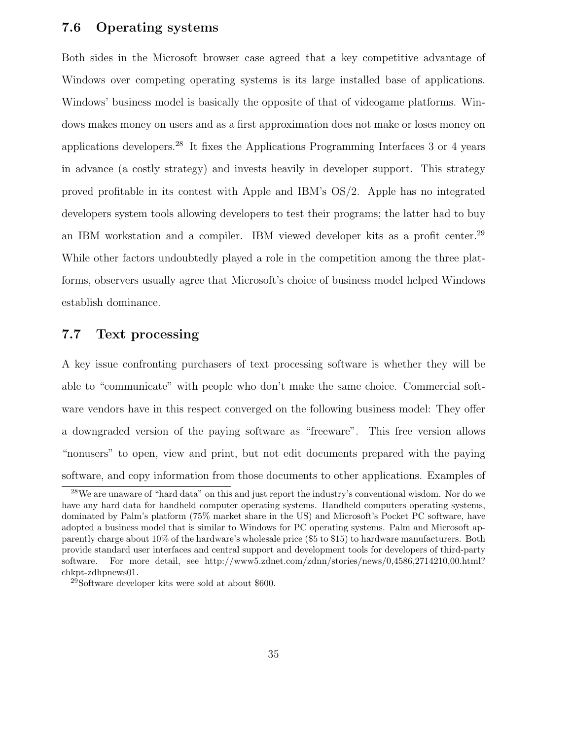## 7.6 Operating systems

Both sides in the Microsoft browser case agreed that a key competitive advantage of Windows over competing operating systems is its large installed base of applications. Windows' business model is basically the opposite of that of videogame platforms. Windows makes money on users and as a first approximation does not make or loses money on applications developers.[28] It fixes the Applications Programming Interfaces 3 or 4 years in advance (a costly strategy) and invests heavily in developer support. This strategy proved profitable in its contest with Apple and IBM's OS/2. Apple has no integrated developers system tools allowing developers to test their programs; the latter had to buy an IBM workstation and a compiler. IBM viewed developer kits as a profit center.[29] While other factors undoubtedly played a role in the competition among the three platforms, observers usually agree that Microsoft's choice of business model helped Windows establish dominance.

## 7.7 Text processing

A key issue confronting purchasers of text processing software is whether they will be able to "communicate" with people who don't make the same choice. Commercial software vendors have in this respect converged on the following business model: They offer a downgraded version of the paying software as "freeware". This free version allows "nonusers" to open, view and print, but not edit documents prepared with the paying software, and copy information from those documents to other applications. Examples of

---

[28] We are unaware of "hard data" on this and just report the industry's conventional wisdom. Nor do we have any hard data for handheld computer operating systems. Handheld computers operating systems, dominated by Palm's platform (75% market share in the US) and Microsoft's Pocket PC software, have adopted a business model that is similar to Windows for PC operating systems. Palm and Microsoft apparently charge about 10% of the hardware's wholesale price ($5 to $15) to hardware manufacturers. Both provide standard user interfaces and central support and development tools for developers of third-party software. For more detail, see http://www5.zdnet.com/zdnn/stories/news/0,4586,2714210,00.html?chkpt-zdhpnews01.

[29] Software developer kits were sold at about $600.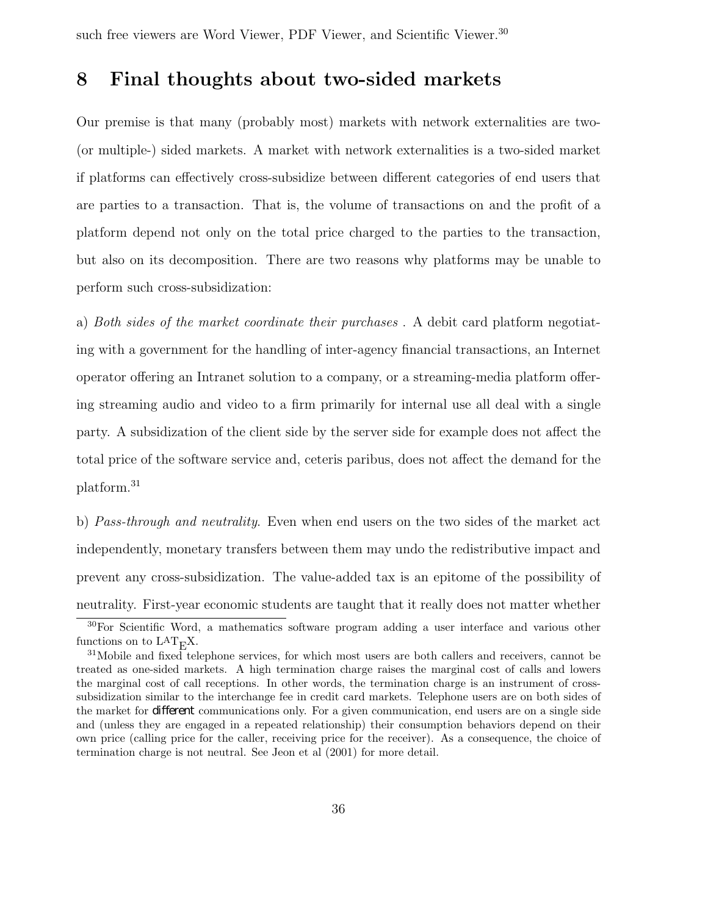such free viewers are Word Viewer, PDF Viewer, and Scientific Viewer.[30]

## 8 Final thoughts about two-sided markets

Our premise is that many (probably most) markets with network externalities are two- (or multiple-) sided markets. A market with network externalities is a two-sided market if platforms can effectively cross-subsidize between different categories of end users that are parties to a transaction. That is, the volume of transactions on and the profit of a platform depend not only on the total price charged to the parties to the transaction, but also on its decomposition. There are two reasons why platforms may be unable to perform such cross-subsidization:

a) *Both sides of the market coordinate their purchases* . A debit card platform negotiating with a government for the handling of inter-agency financial transactions, an Internet operator offering an Intranet solution to a company, or a streaming-media platform offering streaming audio and video to a firm primarily for internal use all deal with a single party. A subsidization of the client side by the server side for example does not affect the total price of the software service and, ceteris paribus, does not affect the demand for the platform.[31]

b) *Pass-through and neutrality*. Even when end users on the two sides of the market act independently, monetary transfers between them may undo the redistributive impact and prevent any cross-subsidization. The value-added tax is an epitome of the possibility of neutrality. First-year economic students are taught that it really does not matter whether

[30] For Scientific Word, a mathematics software program adding a user interface and various other functions on to LaTeX.

[31] Mobile and fixed telephone services, for which most users are both callers and receivers, cannot be treated as one-sided markets. A high termination charge raises the marginal cost of calls and lowers the marginal cost of call receptions. In other words, the termination charge is an instrument of cross-subsidization similar to the interchange fee in credit card markets. Telephone users are on both sides of the market for **different** communications only. For a given communication, end users are on a single side and (unless they are engaged in a repeated relationship) their consumption behaviors depend on their own price (calling price for the caller, receiving price for the receiver). As a consequence, the choice of termination charge is not neutral. See Jeon et al (2001) for more detail.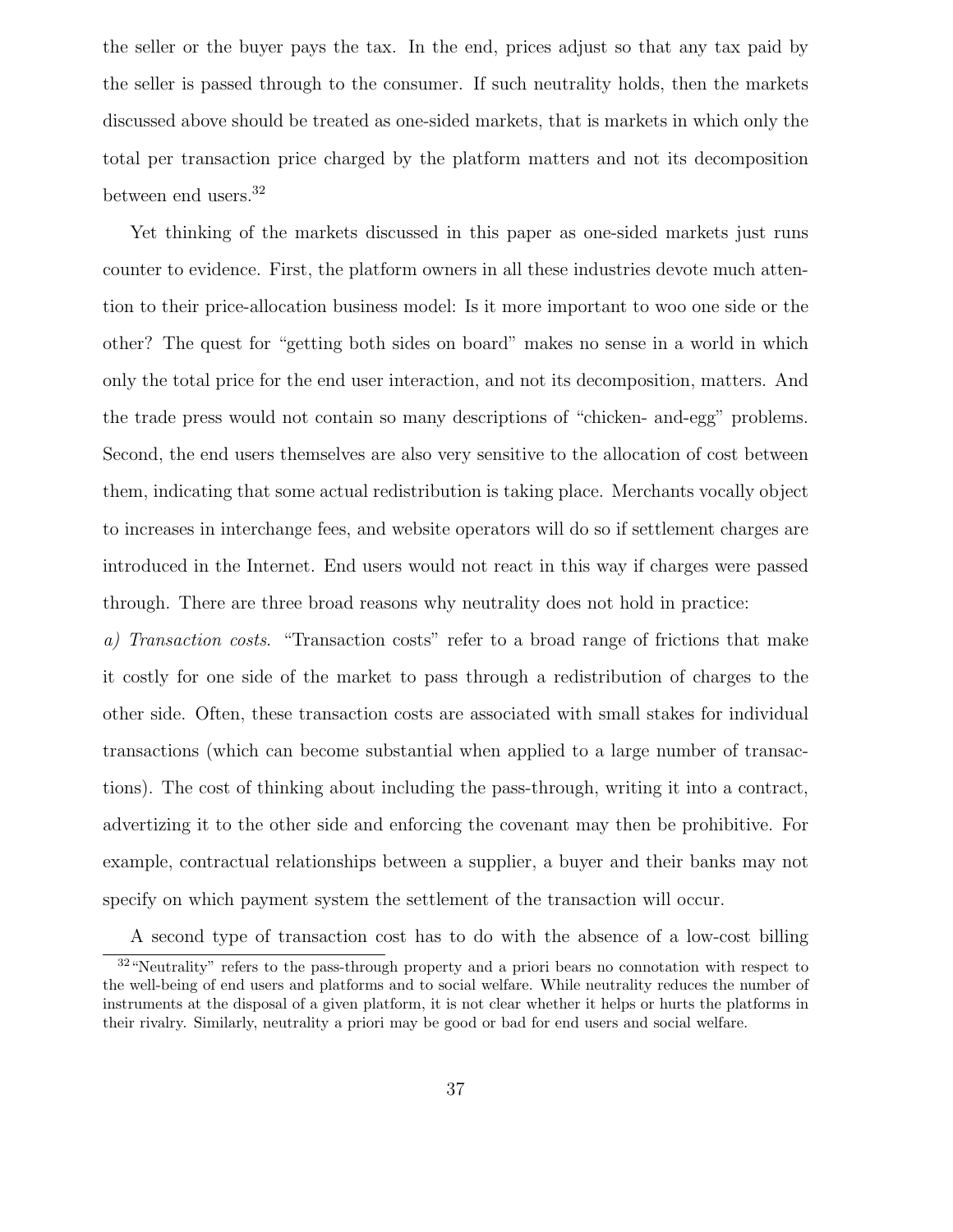the seller or the buyer pays the tax. In the end, prices adjust so that any tax paid by the seller is passed through to the consumer. If such neutrality holds, then the markets discussed above should be treated as one-sided markets, that is markets in which only the total per transaction price charged by the platform matters and not its decomposition between end users.[32]

Yet thinking of the markets discussed in this paper as one-sided markets just runs counter to evidence. First, the platform owners in all these industries devote much attention to their price-allocation business model: Is it more important to woo one side or the other? The quest for "getting both sides on board" makes no sense in a world in which only the total price for the end user interaction, and not its decomposition, matters. And the trade press would not contain so many descriptions of "chicken- and-egg" problems. Second, the end users themselves are also very sensitive to the allocation of cost between them, indicating that some actual redistribution is taking place. Merchants vocally object to increases in interchange fees, and website operators will do so if settlement charges are introduced in the Internet. End users would not react in this way if charges were passed through. There are three broad reasons why neutrality does not hold in practice:

*a) Transaction costs.* "Transaction costs" refer to a broad range of frictions that make it costly for one side of the market to pass through a redistribution of charges to the other side. Often, these transaction costs are associated with small stakes for individual transactions (which can become substantial when applied to a large number of transactions). The cost of thinking about including the pass-through, writing it into a contract, advertizing it to the other side and enforcing the covenant may then be prohibitive. For example, contractual relationships between a supplier, a buyer and their banks may not specify on which payment system the settlement of the transaction will occur.

A second type of transaction cost has to do with the absence of a low-cost billing

[32] "Neutrality" refers to the pass-through property and a priori bears no connotation with respect to the well-being of end users and platforms and to social welfare. While neutrality reduces the number of instruments at the disposal of a given platform, it is not clear whether it helps or hurts the platforms in their rivalry. Similarly, neutrality a priori may be good or bad for end users and social welfare.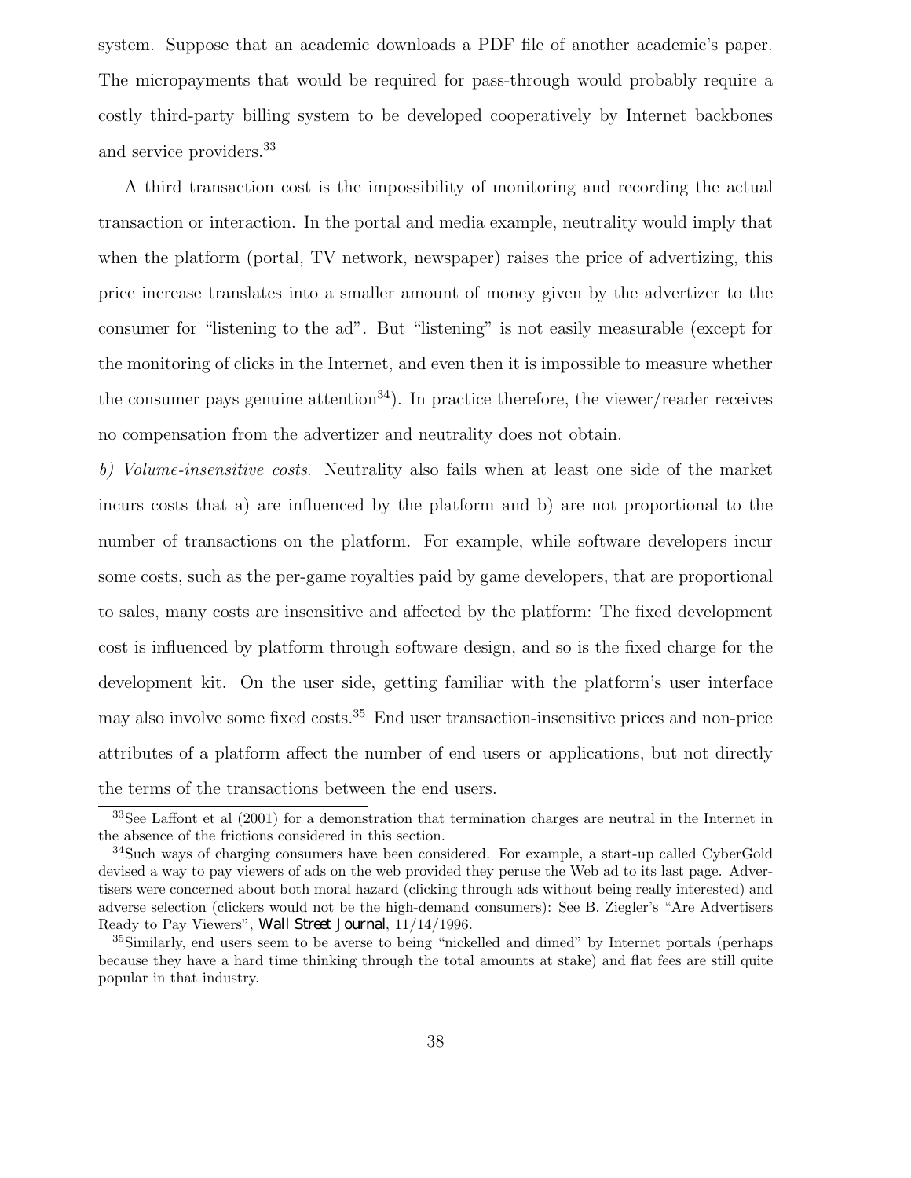system. Suppose that an academic downloads a PDF file of another academic's paper. The micropayments that would be required for pass-through would probably require a costly third-party billing system to be developed cooperatively by Internet backbones and service providers.[33]

A third transaction cost is the impossibility of monitoring and recording the actual transaction or interaction. In the portal and media example, neutrality would imply that when the platform (portal, TV network, newspaper) raises the price of advertizing, this price increase translates into a smaller amount of money given by the advertizer to the consumer for "listening to the ad". But "listening" is not easily measurable (except for the monitoring of clicks in the Internet, and even then it is impossible to measure whether the consumer pays genuine attention[34]). In practice therefore, the viewer/reader receives no compensation from the advertizer and neutrality does not obtain.

*b) Volume-insensitive costs*. Neutrality also fails when at least one side of the market incurs costs that a) are influenced by the platform and b) are not proportional to the number of transactions on the platform. For example, while software developers incur some costs, such as the per-game royalties paid by game developers, that are proportional to sales, many costs are insensitive and affected by the platform: The fixed development cost is influenced by platform through software design, and so is the fixed charge for the development kit. On the user side, getting familiar with the platform's user interface may also involve some fixed costs.[35] End user transaction-insensitive prices and non-price attributes of a platform affect the number of end users or applications, but not directly the terms of the transactions between the end users.

---

[33] See Laffont et al (2001) for a demonstration that termination charges are neutral in the Internet in the absence of the frictions considered in this section.

[34] Such ways of charging consumers have been considered. For example, a start-up called CyberGold devised a way to pay viewers of ads on the web provided they peruse the Web ad to its last page. Advertisers were concerned about both moral hazard (clicking through ads without being really interested) and adverse selection (clickers would not be the high-demand consumers): See B. Ziegler's "Are Advertisers Ready to Pay Viewers", *Wall Street Journal*, 11/14/1996.

[35] Similarly, end users seem to be averse to being "nickelled and dimed" by Internet portals (perhaps because they have a hard time thinking through the total amounts at stake) and flat fees are still quite popular in that industry.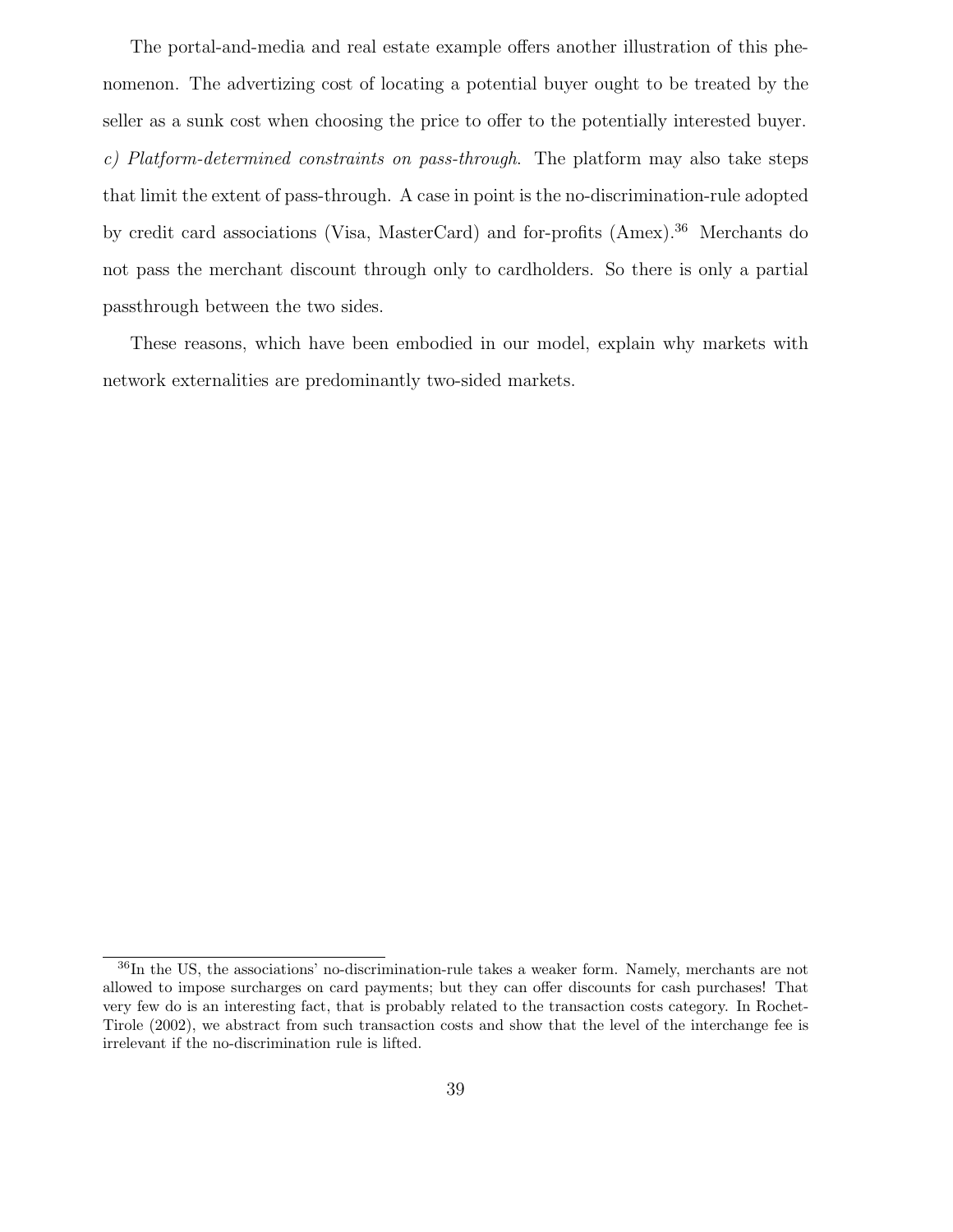The portal-and-media and real estate example offers another illustration of this phenomenon. The advertizing cost of locating a potential buyer ought to be treated by the seller as a sunk cost when choosing the price to offer to the potentially interested buyer.

*c) Platform-determined constraints on pass-through*. The platform may also take steps that limit the extent of pass-through. A case in point is the no-discrimination-rule adopted by credit card associations (Visa, MasterCard) and for-profits (Amex).[36] Merchants do not pass the merchant discount through only to cardholders. So there is only a partial passthrough between the two sides.

These reasons, which have been embodied in our model, explain why markets with network externalities are predominantly two-sided markets.

---

[36] In the US, the associations' no-discrimination-rule takes a weaker form. Namely, merchants are not allowed to impose surcharges on card payments; but they can offer discounts for cash purchases! That very few do is an interesting fact, that is probably related to the transaction costs category. In Rochet-Tirole (2002), we abstract from such transaction costs and show that the level of the interchange fee is irrelevant if the no-discrimination rule is lifted.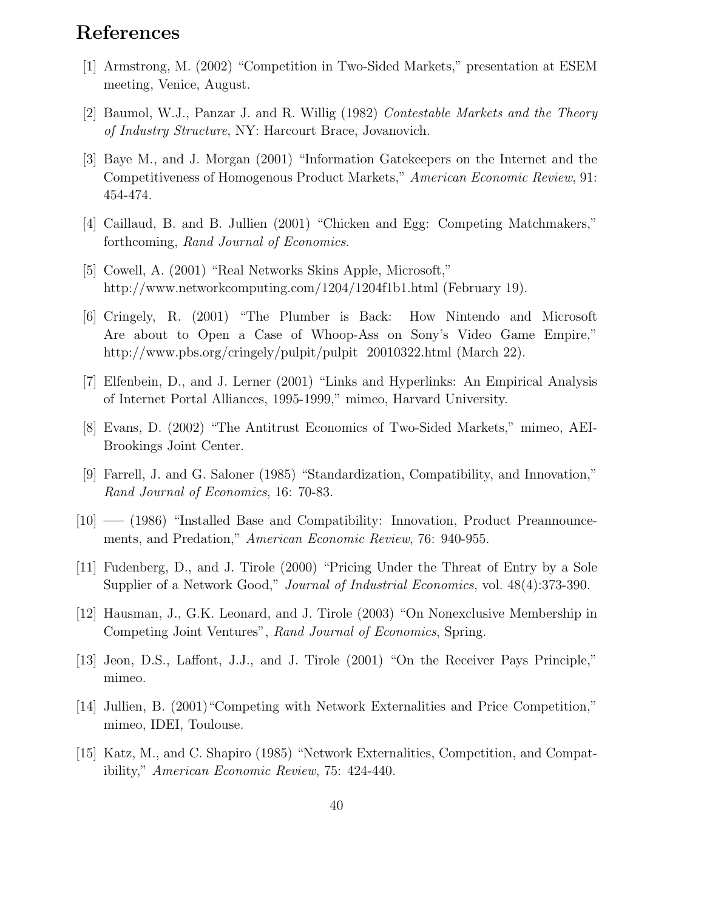# References

[1] Armstrong, M. (2002) "Competition in Two-Sided Markets," presentation at ESEM meeting, Venice, August.

[2] Baumol, W.J., Panzar J. and R. Willig (1982) *Contestable Markets and the Theory of Industry Structure*, NY: Harcourt Brace, Jovanovich.

[3] Baye M., and J. Morgan (2001) "Information Gatekeepers on the Internet and the Competitiveness of Homogenous Product Markets," *American Economic Review*, 91: 454-474.

[4] Caillaud, B. and B. Jullien (2001) "Chicken and Egg: Competing Matchmakers," forthcoming, *Rand Journal of Economics*.

[5] Cowell, A. (2001) "Real Networks Skins Apple, Microsoft," http://www.networkcomputing.com/1204/1204f1b1.html (February 19).

[6] Cringely, R. (2001) "The Plumber is Back: How Nintendo and Microsoft Are about to Open a Case of Whoop-Ass on Sony's Video Game Empire," http://www.pbs.org/cringely/pulpit/pulpit 20010322.html (March 22).

[7] Elfenbein, D., and J. Lerner (2001) "Links and Hyperlinks: An Empirical Analysis of Internet Portal Alliances, 1995-1999," mimeo, Harvard University.

[8] Evans, D. (2002) "The Antitrust Economics of Two-Sided Markets," mimeo, AEI-Brookings Joint Center.

[9] Farrell, J. and G. Saloner (1985) "Standardization, Compatibility, and Innovation," *Rand Journal of Economics*, 16: 70-83.

[10] —– (1986) "Installed Base and Compatibility: Innovation, Product Preannouncements, and Predation," *American Economic Review*, 76: 940-955.

[11] Fudenberg, D., and J. Tirole (2000) "Pricing Under the Threat of Entry by a Sole Supplier of a Network Good," *Journal of Industrial Economics*, vol. 48(4):373-390.

[12] Hausman, J., G.K. Leonard, and J. Tirole (2003) "On Nonexclusive Membership in Competing Joint Ventures", *Rand Journal of Economics*, Spring.

[13] Jeon, D.S., Laffont, J.J., and J. Tirole (2001) "On the Receiver Pays Principle," mimeo.

[14] Jullien, B. (2001)"Competing with Network Externalities and Price Competition," mimeo, IDEI, Toulouse.

[15] Katz, M., and C. Shapiro (1985) "Network Externalities, Competition, and Compatibility," *American Economic Review*, 75: 424-440.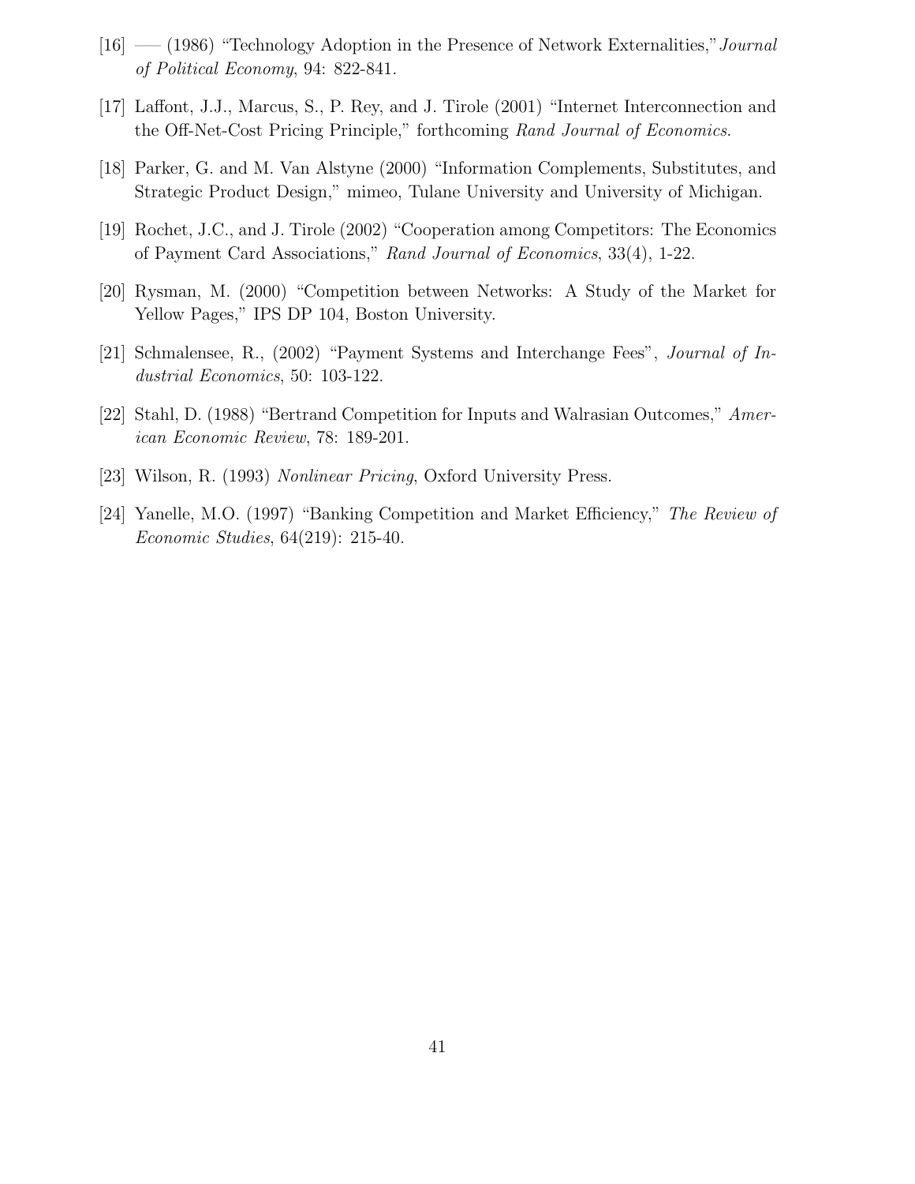[16] —— (1986) "Technology Adoption in the Presence of Network Externalities," *Journal of Political Economy*, 94: 822-841.

[17] Laffont, J.J., Marcus, S., P. Rey, and J. Tirole (2001) "Internet Interconnection and the Off-Net-Cost Pricing Principle," forthcoming *Rand Journal of Economics*.

[18] Parker, G. and M. Van Alstyne (2000) "Information Complements, Substitutes, and Strategic Product Design," mimeo, Tulane University and University of Michigan.

[19] Rochet, J.C., and J. Tirole (2002) "Cooperation among Competitors: The Economics of Payment Card Associations," *Rand Journal of Economics*, 33(4), 1-22.

[20] Rysman, M. (2000) "Competition between Networks: A Study of the Market for Yellow Pages," IPS DP 104, Boston University.

[21] Schmalensee, R., (2002) "Payment Systems and Interchange Fees", *Journal of Industrial Economics*, 50: 103-122.

[22] Stahl, D. (1988) "Bertrand Competition for Inputs and Walrasian Outcomes," *American Economic Review*, 78: 189-201.

[23] Wilson, R. (1993) *Nonlinear Pricing*, Oxford University Press.

[24] Yanelle, M.O. (1997) "Banking Competition and Market Efficiency," *The Review of Economic Studies*, 64(219): 215-40.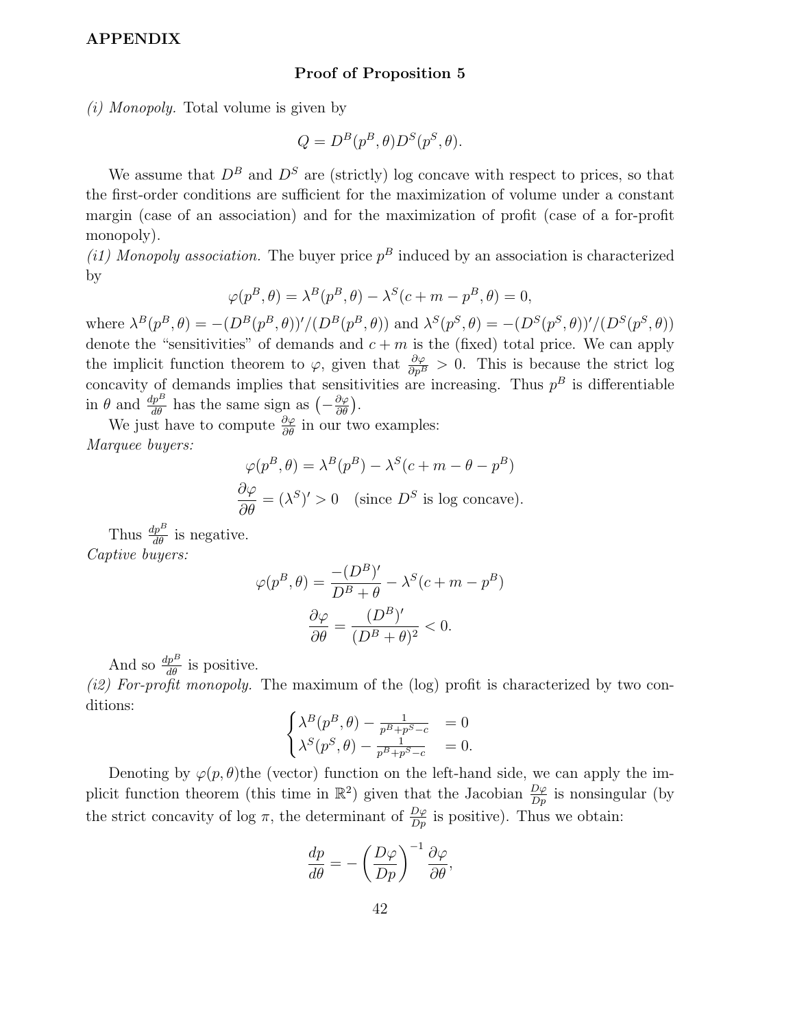## APPENDIX

### Proof of Proposition 5

*(i) Monopoly.* Total volume is given by

$$Q = D^B(p^B, \theta) D^S(p^S, \theta).$$

We assume that $D^B$ and $D^S$ are (strictly) log concave with respect to prices, so that the first-order conditions are sufficient for the maximization of volume under a constant margin (case of an association) and for the maximization of profit (case of a for-profit monopoly).

*(i1) Monopoly association.* The buyer price $p^B$ induced by an association is characterized by

$$\varphi(p^B, \theta) = \lambda^B(p^B, \theta) - \lambda^S(c + m - p^B, \theta) = 0,$$

where $\lambda^B(p^B, \theta) = -(D^B(p^B, \theta))'/(D^B(p^B, \theta))$ and $\lambda^S(p^S, \theta) = -(D^S(p^S, \theta))'/(D^S(p^S, \theta))$ denote the "sensitivities" of demands and $c + m$ is the (fixed) total price. We can apply the implicit function theorem to $\varphi$, given that $\frac{\partial \varphi}{\partial p^B} > 0$. This is because the strict log concavity of demands implies that sensitivities are increasing. Thus $p^B$ is differentiable in $\theta$ and $\frac{dp^B}{d\theta}$ has the same sign as $\left(-\frac{\partial \varphi}{\partial \theta}\right)$.

We just have to compute $\frac{\partial \varphi}{\partial \theta}$ in our two examples:

*Marquee buyers:*

$$\varphi(p^B, \theta) = \lambda^B(p^B) - \lambda^S(c + m - \theta - p^B)$$

$$\frac{\partial \varphi}{\partial \theta} = (\lambda^S)' > 0 \quad \text{(since } D^S \text{ is log concave).}$$

Thus $\frac{dp^B}{d\theta}$ is negative.

*Captive buyers:*

$$\varphi(p^B, \theta) = \frac{-(D^B)'}{D^B + \theta} - \lambda^S(c + m - p^B)$$

$$\frac{\partial \varphi}{\partial \theta} = \frac{(D^B)'}{(D^B + \theta)^2} < 0.$$

And so $\frac{dp^B}{d\theta}$ is positive.

*(i2) For-profit monopoly.* The maximum of the (log) profit is characterized by two conditions:

$$\begin{cases} \lambda^B(p^B, \theta) - \frac{1}{p^B + p^S - c} & = 0 \\ \lambda^S(p^S, \theta) - \frac{1}{p^B + p^S - c} & = 0. \end{cases}$$

Denoting by $\varphi(p, \theta)$the (vector) function on the left-hand side, we can apply the implicit function theorem (this time in $\mathbb{R}^2$) given that the Jacobian $\frac{D\varphi}{Dp}$ is nonsingular (by the strict concavity of log $\pi$, the determinant of $\frac{D\varphi}{Dp}$ is positive). Thus we obtain:

$$\frac{dp}{d\theta} = -\left(\frac{D\varphi}{Dp}\right)^{-1} \frac{\partial \varphi}{\partial \theta},$$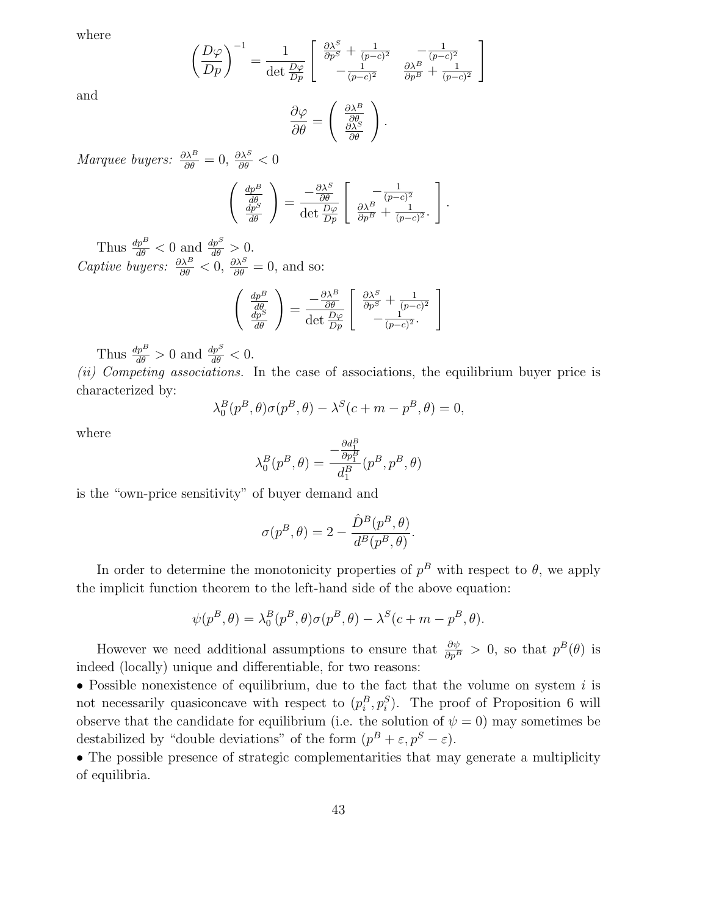where

$$\left(\frac{D\varphi}{Dp}\right)^{-1} = \frac{1}{\det \frac{D\varphi}{Dp}} \left[ \begin{array}{cc} \frac{\partial \lambda^S}{\partial p^S} + \frac{1}{(p-c)^2} & -\frac{1}{(p-c)^2} \\ -\frac{1}{(p-c)^2} & \frac{\partial \lambda^B}{\partial p^B} + \frac{1}{(p-c)^2} \end{array} \right]$$

and

$$\frac{\partial \varphi}{\partial \theta} = \left( \begin{array}{c} \frac{\partial \lambda^B}{\partial \theta} \\ \frac{\partial \lambda^S}{\partial \theta} \end{array} \right).$$

*Marquee buyers:* $\frac{\partial \lambda^B}{\partial \theta} = 0$, $\frac{\partial \lambda^S}{\partial \theta} < 0$

$$\left( \begin{array}{c} \frac{dp^B}{d\theta} \\ \frac{dp^S}{d\theta} \end{array} \right) = \frac{-\frac{\partial \lambda^S}{\partial \theta}}{\det \frac{D\varphi}{Dp}} \left[ \begin{array}{c} -\frac{1}{(p-c)^2} \\ \frac{\partial \lambda^B}{\partial p^B} + \frac{1}{(p-c)^2}. \end{array} \right].$$

Thus $\frac{dp^B}{d\theta} < 0$ and $\frac{dp^S}{d\theta} > 0$.

*Captive buyers:* $\frac{\partial \lambda^B}{\partial \theta} < 0$, $\frac{\partial \lambda^S}{\partial \theta} = 0$, and so:

$$\left( \begin{array}{c} \frac{dp^B}{d\theta} \\ \frac{dp^S}{d\theta} \end{array} \right) = \frac{-\frac{\partial \lambda^B}{\partial \theta}}{\det \frac{D\varphi}{Dp}} \left[ \begin{array}{c} \frac{\partial \lambda^S}{\partial p^S} + \frac{1}{(p-c)^2} \\ -\frac{1}{(p-c)^2}. \end{array} \right]$$

Thus $\frac{dp^B}{d\theta} > 0$ and $\frac{dp^S}{d\theta} < 0$.

*(ii) Competing associations.* In the case of associations, the equilibrium buyer price is characterized by:

$$\lambda_0^B(p^B, \theta)\sigma(p^B, \theta) - \lambda^S(c + m - p^B, \theta) = 0,$$

where

$$\lambda_0^B(p^B, \theta) = \frac{-\frac{\partial d_1^B}{\partial p_1^B}}{d_1^B}(p^B, p^B, \theta)$$

is the "own-price sensitivity" of buyer demand and

$$\sigma(p^B, \theta) = 2 - \frac{\hat{D}^B(p^B, \theta)}{d^B(p^B, \theta)}.$$

In order to determine the monotonicity properties of $p^B$ with respect to $\theta$, we apply the implicit function theorem to the left-hand side of the above equation:

$$\psi(p^B, \theta) = \lambda_0^B(p^B, \theta)\sigma(p^B, \theta) - \lambda^S(c + m - p^B, \theta).$$

However we need additional assumptions to ensure that $\frac{\partial \psi}{\partial p^B} > 0$, so that $p^B(\theta)$ is indeed (locally) unique and differentiable, for two reasons:

• Possible nonexistence of equilibrium, due to the fact that the volume on system $i$ is not necessarily quasiconcave with respect to $(p_i^B, p_i^S)$. The proof of Proposition 6 will observe that the candidate for equilibrium (i.e. the solution of $\psi = 0$) may sometimes be destabilized by "double deviations" of the form $(p^B + \varepsilon, p^S - \varepsilon)$.

• The possible presence of strategic complementarities that may generate a multiplicity of equilibria.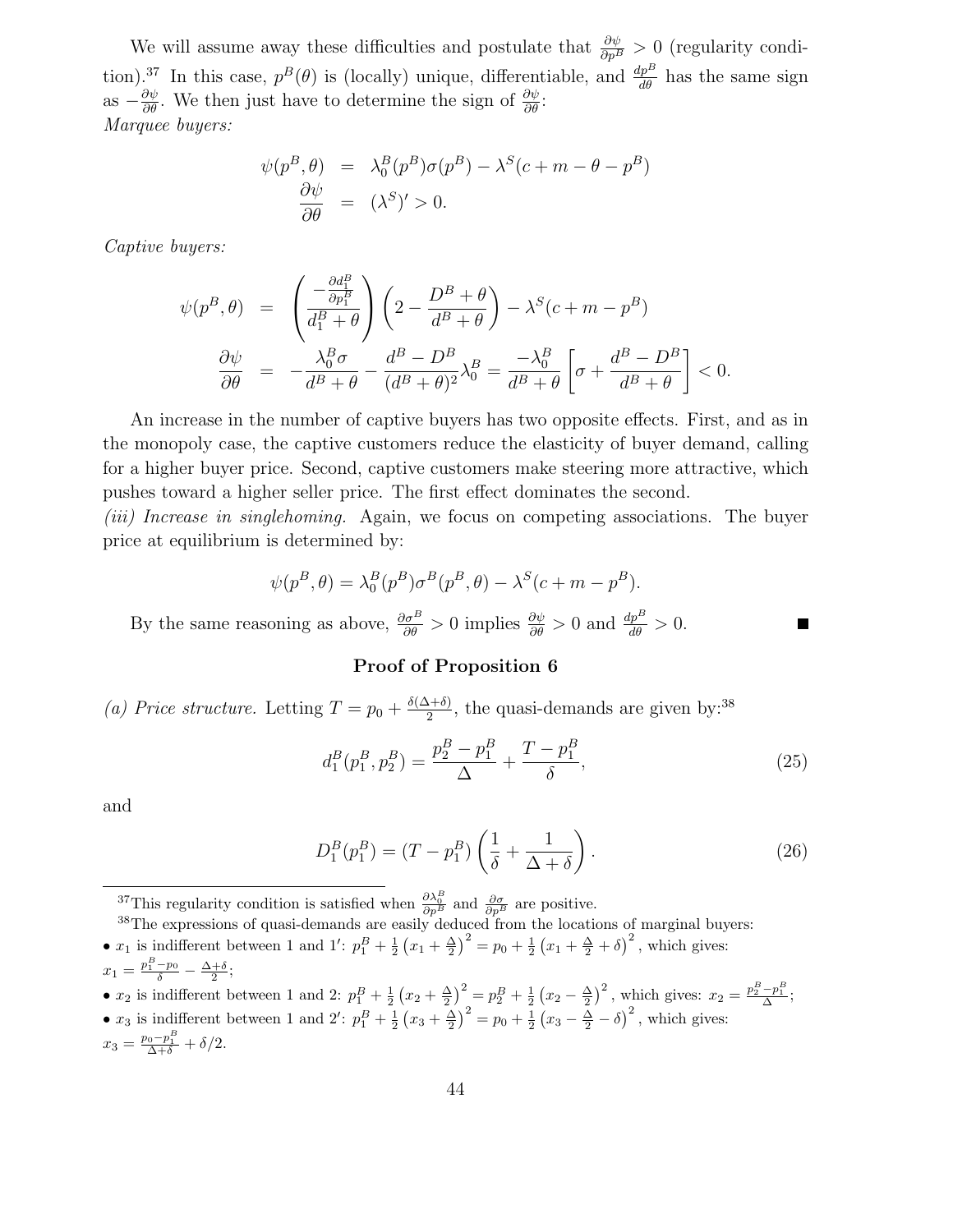We will assume away these difficulties and postulate that $\frac{\partial \psi}{\partial p^B} > 0$ (regularity condition).[37] In this case, $p^B(\theta)$ is (locally) unique, differentiable, and $\frac{dp^B}{d\theta}$ has the same sign as $-\frac{\partial \psi}{\partial \theta}$. We then just have to determine the sign of $\frac{\partial \psi}{\partial \theta}$:

*Marquee buyers:*

$$
\begin{aligned}
\psi(p^B, \theta) &= \lambda_0^B(p^B)\sigma(p^B) - \lambda^S(c + m - \theta - p^B) \\
\frac{\partial \psi}{\partial \theta} &= (\lambda^S)' > 0.
\end{aligned}
$$

*Captive buyers:*

$$
\begin{aligned}
\psi(p^B, \theta) &= \left( \frac{-\frac{\partial d_1^B}{\partial p_1^B}}{d_1^B + \theta} \right) \left( 2 - \frac{D^B + \theta}{d^B + \theta} \right) - \lambda^S(c + m - p^B) \\
\frac{\partial \psi}{\partial \theta} &= -\frac{\lambda_0^B \sigma}{d^B + \theta} - \frac{d^B - D^B}{(d^B + \theta)^2}\lambda_0^B = \frac{-\lambda_0^B}{d^B + \theta}\left[ \sigma + \frac{d^B - D^B}{d^B + \theta} \right] < 0.
\end{aligned}
$$

An increase in the number of captive buyers has two opposite effects. First, and as in the monopoly case, the captive customers reduce the elasticity of buyer demand, calling for a higher buyer price. Second, captive customers make steering more attractive, which pushes toward a higher seller price. The first effect dominates the second.

*(iii) Increase in singlehoming.* Again, we focus on competing associations. The buyer price at equilibrium is determined by:

$$
\psi(p^B, \theta) = \lambda_0^B(p^B)\sigma^B(p^B, \theta) - \lambda^S(c + m - p^B).
$$

By the same reasoning as above, $\frac{\partial \sigma^B}{\partial \theta} > 0$ implies $\frac{\partial \psi}{\partial \theta} > 0$ and $\frac{dp^B}{d\theta} > 0$. ■

### Proof of Proposition 6

*(a) Price structure.* Letting $T = p_0 + \frac{\delta(\Delta + \delta)}{2}$, the quasi-demands are given by:[38]

$$
d_1^B(p_1^B, p_2^B) = \frac{p_2^B - p_1^B}{\Delta} + \frac{T - p_1^B}{\delta}, \tag{25}
$$

and

$$
D_1^B(p_1^B) = (T - p_1^B)\left( \frac{1}{\delta} + \frac{1}{\Delta + \delta} \right). \tag{26}
$$

---

[37] This regularity condition is satisfied when $\frac{\partial \lambda_0^B}{\partial p^B}$ and $\frac{\partial \sigma}{\partial p^B}$ are positive.

[38] The expressions of quasi-demands are easily deduced from the locations of marginal buyers:

- $x_1$ is indifferent between 1 and 1′: $p_1^B + \frac{1}{2}\left(x_1 + \frac{\Delta}{2}\right)^2 = p_0 + \frac{1}{2}\left(x_1 + \frac{\Delta}{2} + \delta\right)^2$, which gives: $x_1 = \frac{p_1^B - p_0}{\delta} - \frac{\Delta + \delta}{2}$;
- $x_2$ is indifferent between 1 and 2: $p_1^B + \frac{1}{2}\left(x_2 + \frac{\Delta}{2}\right)^2 = p_2^B + \frac{1}{2}\left(x_2 - \frac{\Delta}{2}\right)^2$, which gives: $x_2 = \frac{p_2^B - p_1^B}{\Delta}$;
- $x_3$ is indifferent between 1 and 2′: $p_1^B + \frac{1}{2}\left(x_3 + \frac{\Delta}{2}\right)^2 = p_0 + \frac{1}{2}\left(x_3 - \frac{\Delta}{2} - \delta\right)^2$, which gives: $x_3 = \frac{p_0 - p_1^B}{\Delta + \delta} + \delta/2$.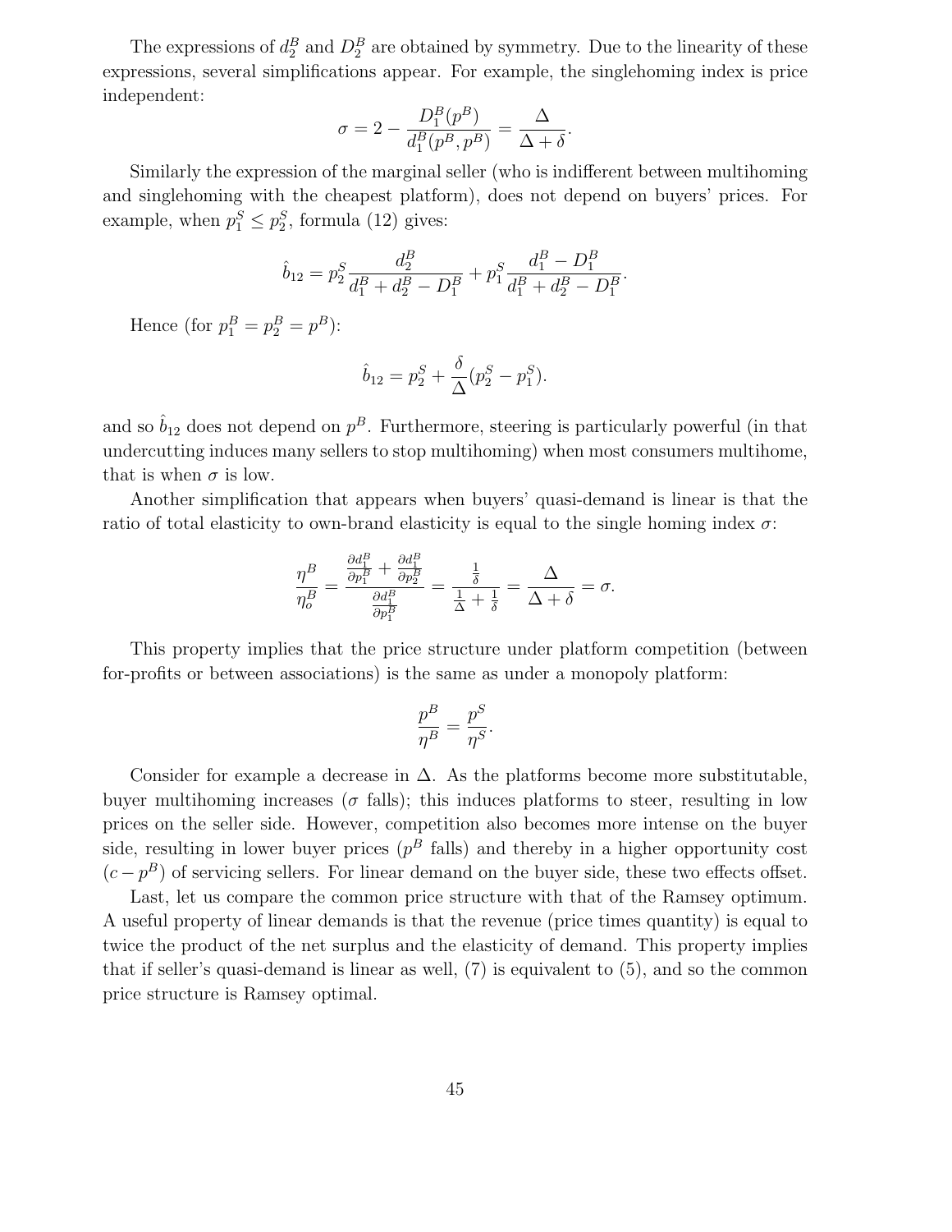The expressions of $d_2^B$ and $D_2^B$ are obtained by symmetry. Due to the linearity of these expressions, several simplifications appear. For example, the singlehoming index is price independent:

$$\sigma = 2 - \frac{D_1^B(p^B)}{d_1^B(p^B, p^B)} = \frac{\Delta}{\Delta + \delta}.$$

Similarly the expression of the marginal seller (who is indifferent between multihoming and singlehoming with the cheapest platform), does not depend on buyers' prices. For example, when $p_1^S \leq p_2^S$, formula (12) gives:

$$\hat{b}_{12} = p_2^S \frac{d_2^B}{d_1^B + d_2^B - D_1^B} + p_1^S \frac{d_1^B - D_1^B}{d_1^B + d_2^B - D_1^B}.$$

Hence (for $p_1^B = p_2^B = p^B$):

$$\hat{b}_{12} = p_2^S + \frac{\delta}{\Delta}(p_2^S - p_1^S).$$

and so $\hat{b}_{12}$ does not depend on $p^B$. Furthermore, steering is particularly powerful (in that undercutting induces many sellers to stop multihoming) when most consumers multihome, that is when $\sigma$ is low.

Another simplification that appears when buyers' quasi-demand is linear is that the ratio of total elasticity to own-brand elasticity is equal to the single homing index $\sigma$:

$$\frac{\eta^B}{\eta_o^B} = \frac{\frac{\partial d_1^B}{\partial p_1^B} + \frac{\partial d_1^B}{\partial p_2^B}}{\frac{\partial d_1^B}{\partial p_1^B}} = \frac{\frac{1}{\delta}}{\frac{1}{\Delta} + \frac{1}{\delta}} = \frac{\Delta}{\Delta + \delta} = \sigma.$$

This property implies that the price structure under platform competition (between for-profits or between associations) is the same as under a monopoly platform:

$$\frac{p^B}{\eta^B} = \frac{p^S}{\eta^S}.$$

Consider for example a decrease in $\Delta$. As the platforms become more substitutable, buyer multihoming increases ($\sigma$ falls); this induces platforms to steer, resulting in low prices on the seller side. However, competition also becomes more intense on the buyer side, resulting in lower buyer prices ($p^B$ falls) and thereby in a higher opportunity cost $(c - p^B)$ of servicing sellers. For linear demand on the buyer side, these two effects offset.

Last, let us compare the common price structure with that of the Ramsey optimum. A useful property of linear demands is that the revenue (price times quantity) is equal to twice the product of the net surplus and the elasticity of demand. This property implies that if seller's quasi-demand is linear as well, (7) is equivalent to (5), and so the common price structure is Ramsey optimal.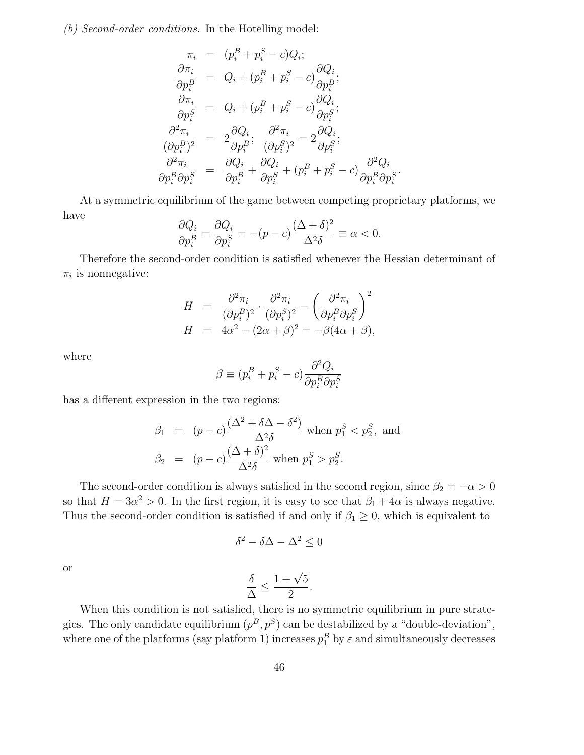*(b) Second-order conditions.* In the Hotelling model:

$$
\begin{aligned}
\pi_i &= (p_i^B + p_i^S - c)Q_i; \\
\frac{\partial \pi_i}{\partial p_i^B} &= Q_i + (p_i^B + p_i^S - c)\frac{\partial Q_i}{\partial p_i^B}; \\
\frac{\partial \pi_i}{\partial p_i^S} &= Q_i + (p_i^B + p_i^S - c)\frac{\partial Q_i}{\partial p_i^S}; \\
\frac{\partial^2 \pi_i}{(\partial p_i^B)^2} &= 2\frac{\partial Q_i}{\partial p_i^B}; \;\; \frac{\partial^2 \pi_i}{(\partial p_i^S)^2} = 2\frac{\partial Q_i}{\partial p_i^S}; \\
\frac{\partial^2 \pi_i}{\partial p_i^B \partial p_i^S} &= \frac{\partial Q_i}{\partial p_i^B} + \frac{\partial Q_i}{\partial p_i^S} + (p_i^B + p_i^S - c)\frac{\partial^2 Q_i}{\partial p_i^B \partial p_i^S}.
\end{aligned}
$$

At a symmetric equilibrium of the game between competing proprietary platforms, we have

$$
\frac{\partial Q_i}{\partial p_i^B} = \frac{\partial Q_i}{\partial p_i^S} = -(p-c)\frac{(\Delta+\delta)^2}{\Delta^2 \delta} \equiv \alpha < 0.
$$

Therefore the second-order condition is satisfied whenever the Hessian determinant of $\pi_i$ is nonnegative:

$$
\begin{aligned}
H &= \frac{\partial^2 \pi_i}{(\partial p_i^B)^2} \cdot \frac{\partial^2 \pi_i}{(\partial p_i^S)^2} - \left(\frac{\partial^2 \pi_i}{\partial p_i^B \partial p_i^S}\right)^2 \\
H &= 4\alpha^2 - (2\alpha + \beta)^2 = -\beta(4\alpha + \beta),
\end{aligned}
$$

where

$$
\beta \equiv (p_i^B + p_i^S - c)\frac{\partial^2 Q_i}{\partial p_i^B \partial p_i^S}
$$

has a different expression in the two regions:

$$
\begin{aligned}
\beta_1 &= (p-c)\frac{(\Delta^2 + \delta\Delta - \delta^2)}{\Delta^2 \delta} \text{ when } p_1^S < p_2^S, \text{ and} \\
\beta_2 &= (p-c)\frac{(\Delta+\delta)^2}{\Delta^2 \delta} \text{ when } p_1^S > p_2^S.
\end{aligned}
$$

The second-order condition is always satisfied in the second region, since $\beta_2 = -\alpha > 0$ so that $H = 3\alpha^2 > 0$. In the first region, it is easy to see that $\beta_1 + 4\alpha$ is always negative. Thus the second-order condition is satisfied if and only if $\beta_1 \geq 0$, which is equivalent to

$$
\delta^2 - \delta\Delta - \Delta^2 \leq 0
$$

or

$$
\frac{\delta}{\Delta} \leq \frac{1+\sqrt{5}}{2}.
$$

When this condition is not satisfied, there is no symmetric equilibrium in pure strategies. The only candidate equilibrium $(p^B, p^S)$ can be destabilized by a "double-deviation", where one of the platforms (say platform 1) increases $p_1^B$ by $\varepsilon$ and simultaneously decreases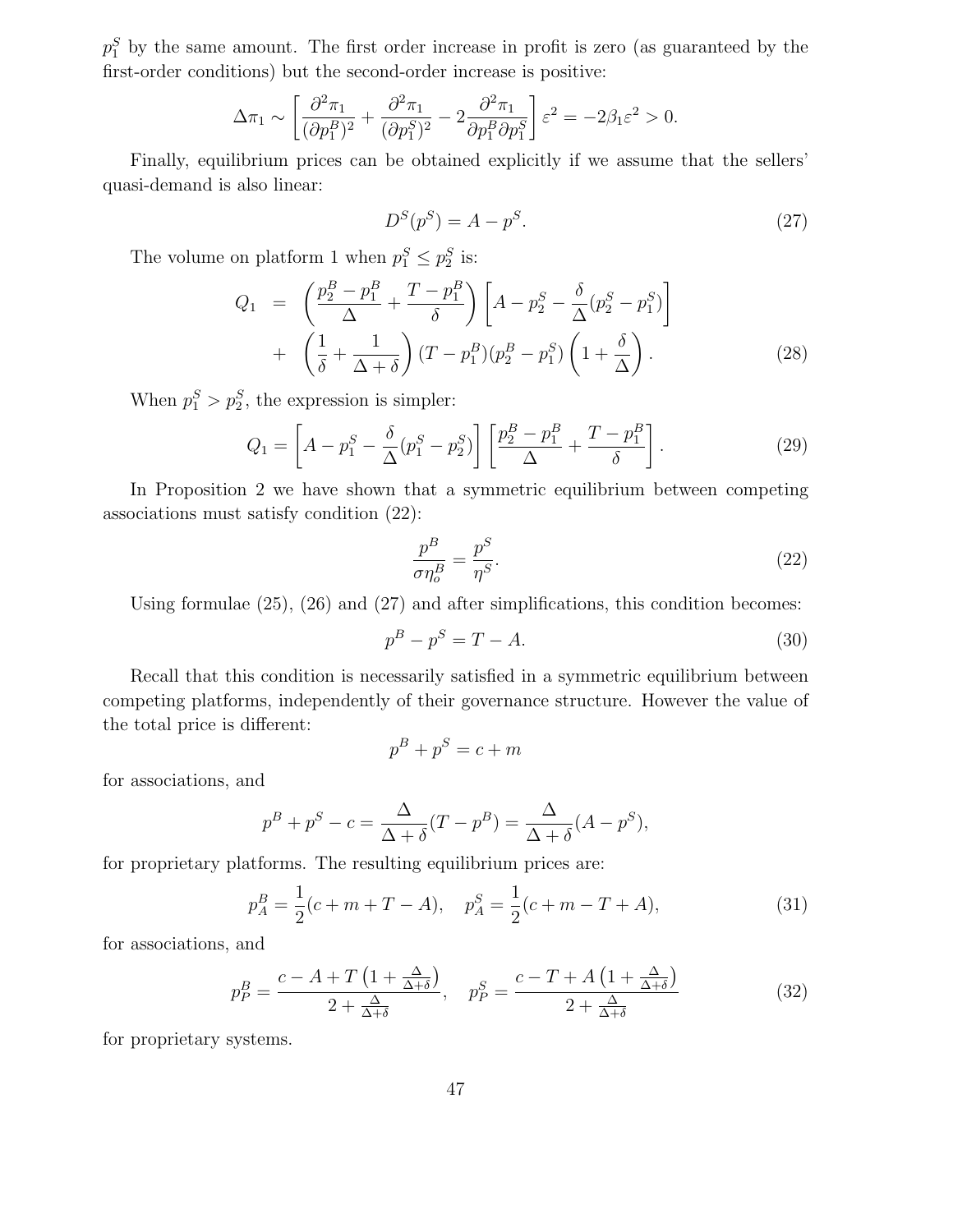$p_1^S$ by the same amount. The first order increase in profit is zero (as guaranteed by the first-order conditions) but the second-order increase is positive:

$$\Delta\pi_1 \sim \left[\frac{\partial^2 \pi_1}{(\partial p_1^B)^2} + \frac{\partial^2 \pi_1}{(\partial p_1^S)^2} - 2\frac{\partial^2 \pi_1}{\partial p_1^B \partial p_1^S}\right]\varepsilon^2 = -2\beta_1 \varepsilon^2 > 0.$$

Finally, equilibrium prices can be obtained explicitly if we assume that the sellers' quasi-demand is also linear:

$$D^S(p^S) = A - p^S. \tag{27}$$

The volume on platform 1 when $p_1^S \leq p_2^S$ is:

$$\begin{aligned} Q_1 &= \left(\frac{p_2^B - p_1^B}{\Delta} + \frac{T - p_1^B}{\delta}\right)\left[A - p_2^S - \frac{\delta}{\Delta}(p_2^S - p_1^S)\right] \\ &+ \left(\frac{1}{\delta} + \frac{1}{\Delta + \delta}\right)(T - p_1^B)(p_2^B - p_1^S)\left(1 + \frac{\delta}{\Delta}\right). \end{aligned} \tag{28}$$

When $p_1^S > p_2^S$, the expression is simpler:

$$Q_1 = \left[A - p_1^S - \frac{\delta}{\Delta}(p_1^S - p_2^S)\right]\left[\frac{p_2^B - p_1^B}{\Delta} + \frac{T - p_1^B}{\delta}\right]. \tag{29}$$

In Proposition 2 we have shown that a symmetric equilibrium between competing associations must satisfy condition (22):

$$\frac{p^B}{\sigma \eta_o^B} = \frac{p^S}{\eta^S}. \tag{22}$$

Using formulae (25), (26) and (27) and after simplifications, this condition becomes:

$$p^B - p^S = T - A. \tag{30}$$

Recall that this condition is necessarily satisfied in a symmetric equilibrium between competing platforms, independently of their governance structure. However the value of the total price is different:

$$p^B + p^S = c + m$$

for associations, and

$$p^B + p^S - c = \frac{\Delta}{\Delta + \delta}(T - p^B) = \frac{\Delta}{\Delta + \delta}(A - p^S),$$

for proprietary platforms. The resulting equilibrium prices are:

$$p_A^B = \frac{1}{2}(c + m + T - A), \quad p_A^S = \frac{1}{2}(c + m - T + A), \tag{31}$$

for associations, and

$$p_P^B = \frac{c - A + T\left(1 + \frac{\Delta}{\Delta+\delta}\right)}{2 + \frac{\Delta}{\Delta+\delta}}, \quad p_P^S = \frac{c - T + A\left(1 + \frac{\Delta}{\Delta+\delta}\right)}{2 + \frac{\Delta}{\Delta+\delta}} \tag{32}$$

for proprietary systems.